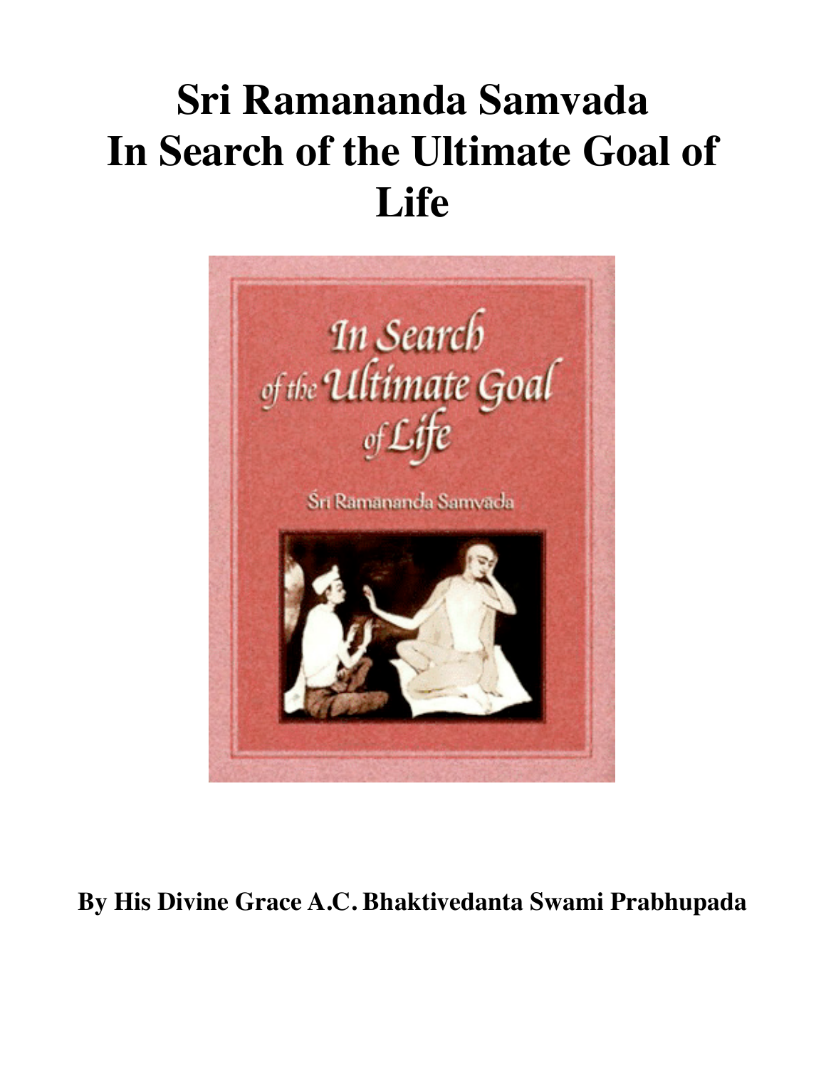# Sri Ramananda Samvada
# In Search of the Ultimate Goal of Life

**By His Divine Grace A.C. Bhaktivedanta Swami Prabhupada**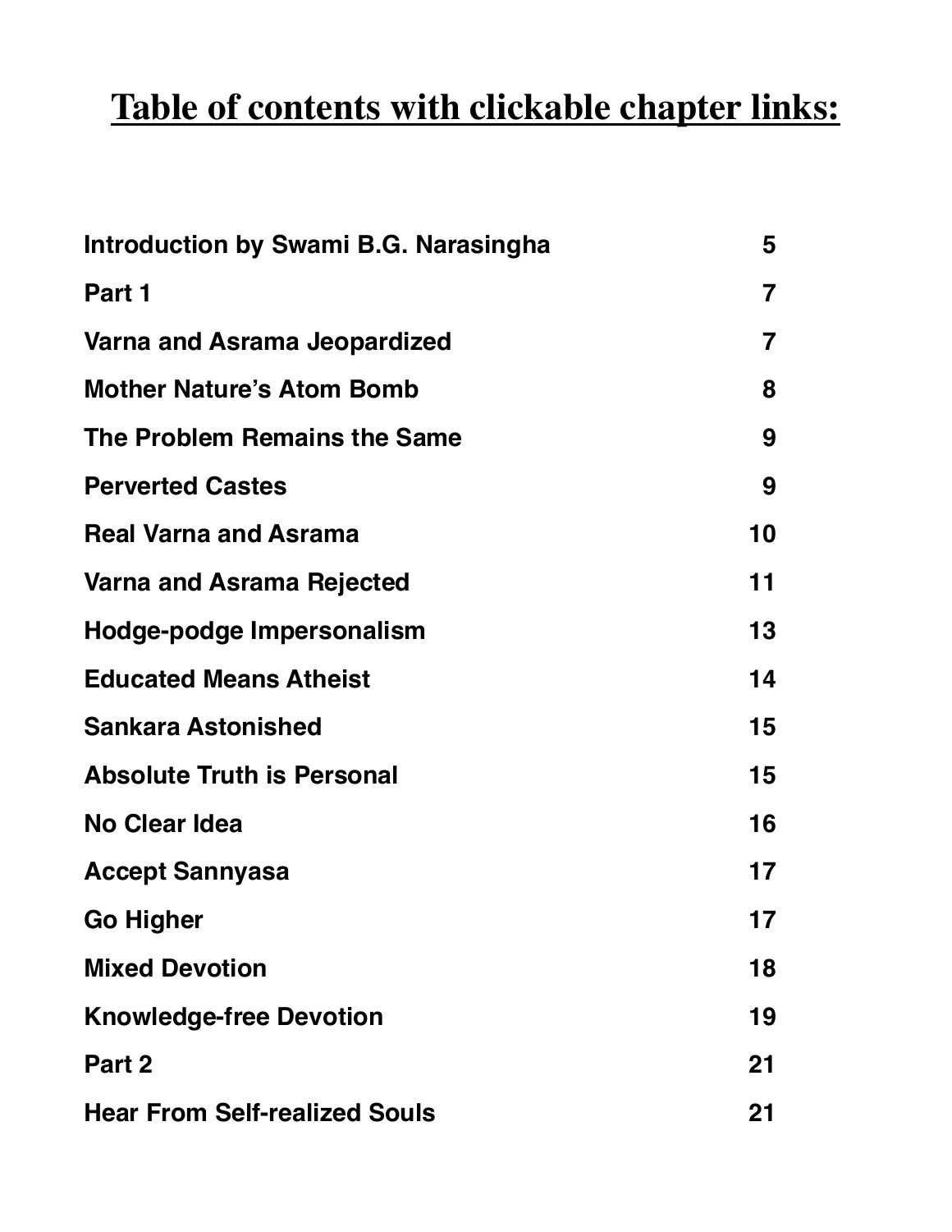# Table of contents with clickable chapter links:

| | |
|---|---|
| **Introduction by Swami B.G. Narasingha** | **5** |
| **Part 1** | **7** |
| **Varna and Asrama Jeopardized** | **7** |
| **Mother Nature's Atom Bomb** | **8** |
| **The Problem Remains the Same** | **9** |
| **Perverted Castes** | **9** |
| **Real Varna and Asrama** | **10** |
| **Varna and Asrama Rejected** | **11** |
| **Hodge-podge Impersonalism** | **13** |
| **Educated Means Atheist** | **14** |
| **Sankara Astonished** | **15** |
| **Absolute Truth is Personal** | **15** |
| **No Clear Idea** | **16** |
| **Accept Sannyasa** | **17** |
| **Go Higher** | **17** |
| **Mixed Devotion** | **18** |
| **Knowledge-free Devotion** | **19** |
| **Part 2** | **21** |
| **Hear From Self-realized Souls** | **21** |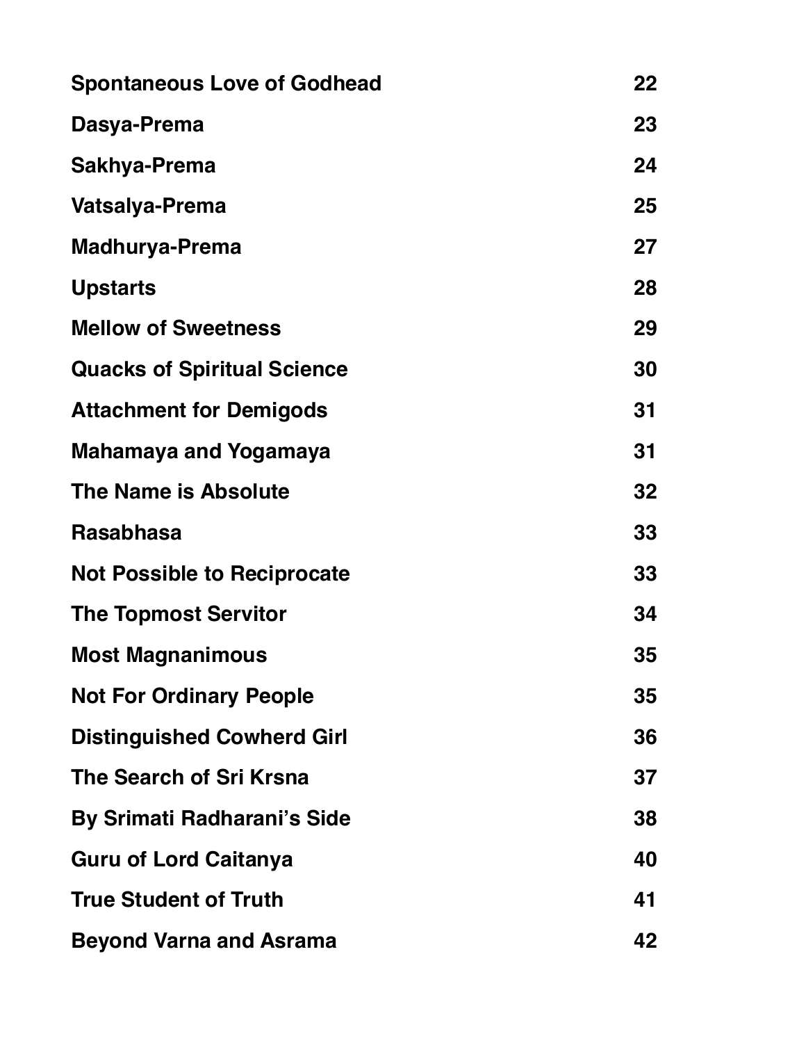| | |
|---|---|
| **Spontaneous Love of Godhead** | **22** |
| **Dasya-Prema** | **23** |
| **Sakhya-Prema** | **24** |
| **Vatsalya-Prema** | **25** |
| **Madhurya-Prema** | **27** |
| **Upstarts** | **28** |
| **Mellow of Sweetness** | **29** |
| **Quacks of Spiritual Science** | **30** |
| **Attachment for Demigods** | **31** |
| **Mahamaya and Yogamaya** | **31** |
| **The Name is Absolute** | **32** |
| **Rasabhasa** | **33** |
| **Not Possible to Reciprocate** | **33** |
| **The Topmost Servitor** | **34** |
| **Most Magnanimous** | **35** |
| **Not For Ordinary People** | **35** |
| **Distinguished Cowherd Girl** | **36** |
| **The Search of Sri Krsna** | **37** |
| **By Srimati Radharani's Side** | **38** |
| **Guru of Lord Caitanya** | **40** |
| **True Student of Truth** | **41** |
| **Beyond Varna and Asrama** | **42** |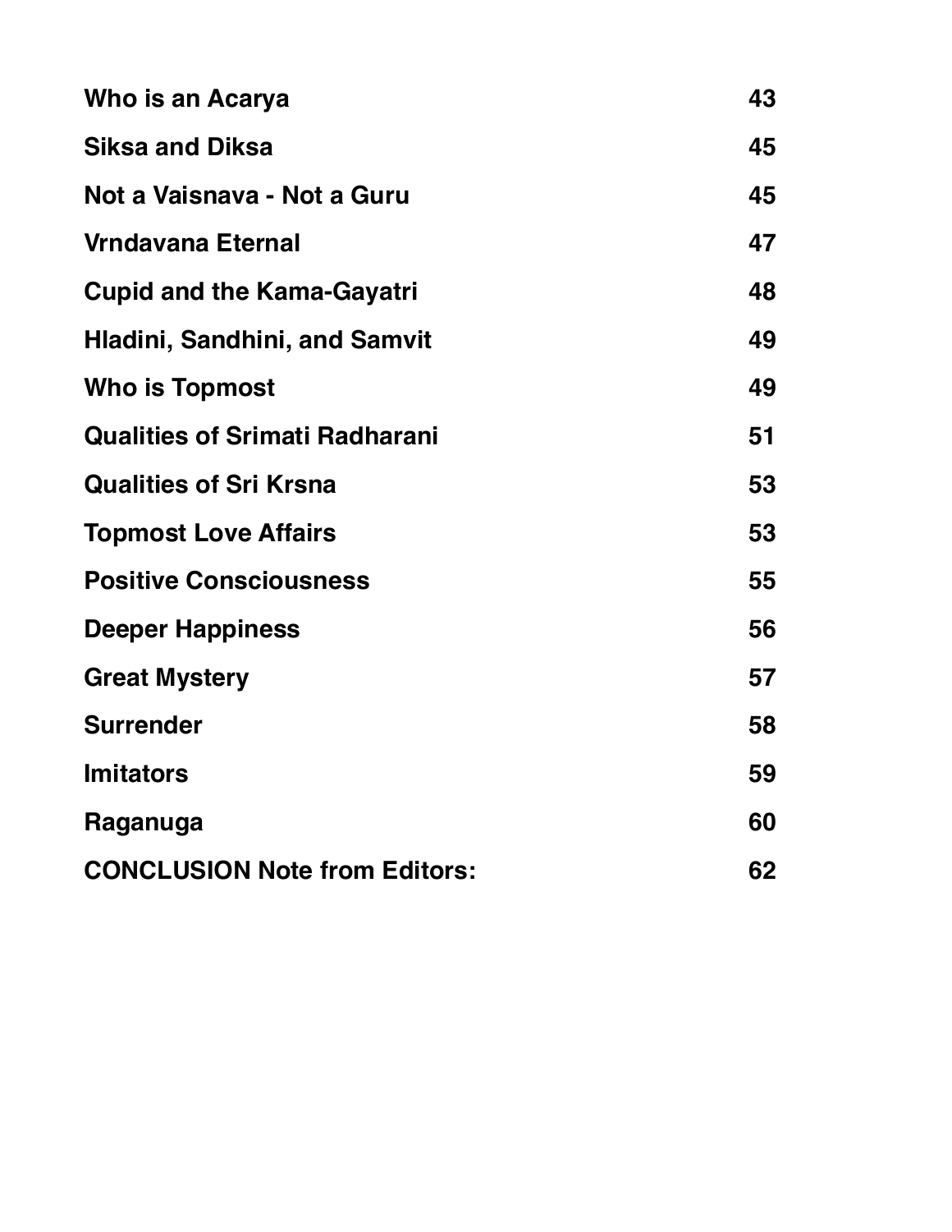| | |
|---|---|
| **Who is an Acarya** | **43** |
| **Siksa and Diksa** | **45** |
| **Not a Vaisnava - Not a Guru** | **45** |
| **Vrndavana Eternal** | **47** |
| **Cupid and the Kama-Gayatri** | **48** |
| **Hladini, Sandhini, and Samvit** | **49** |
| **Who is Topmost** | **49** |
| **Qualities of Srimati Radharani** | **51** |
| **Qualities of Sri Krsna** | **53** |
| **Topmost Love Affairs** | **53** |
| **Positive Consciousness** | **55** |
| **Deeper Happiness** | **56** |
| **Great Mystery** | **57** |
| **Surrender** | **58** |
| **Imitators** | **59** |
| **Raganuga** | **60** |
| **CONCLUSION Note from Editors:** | **62** |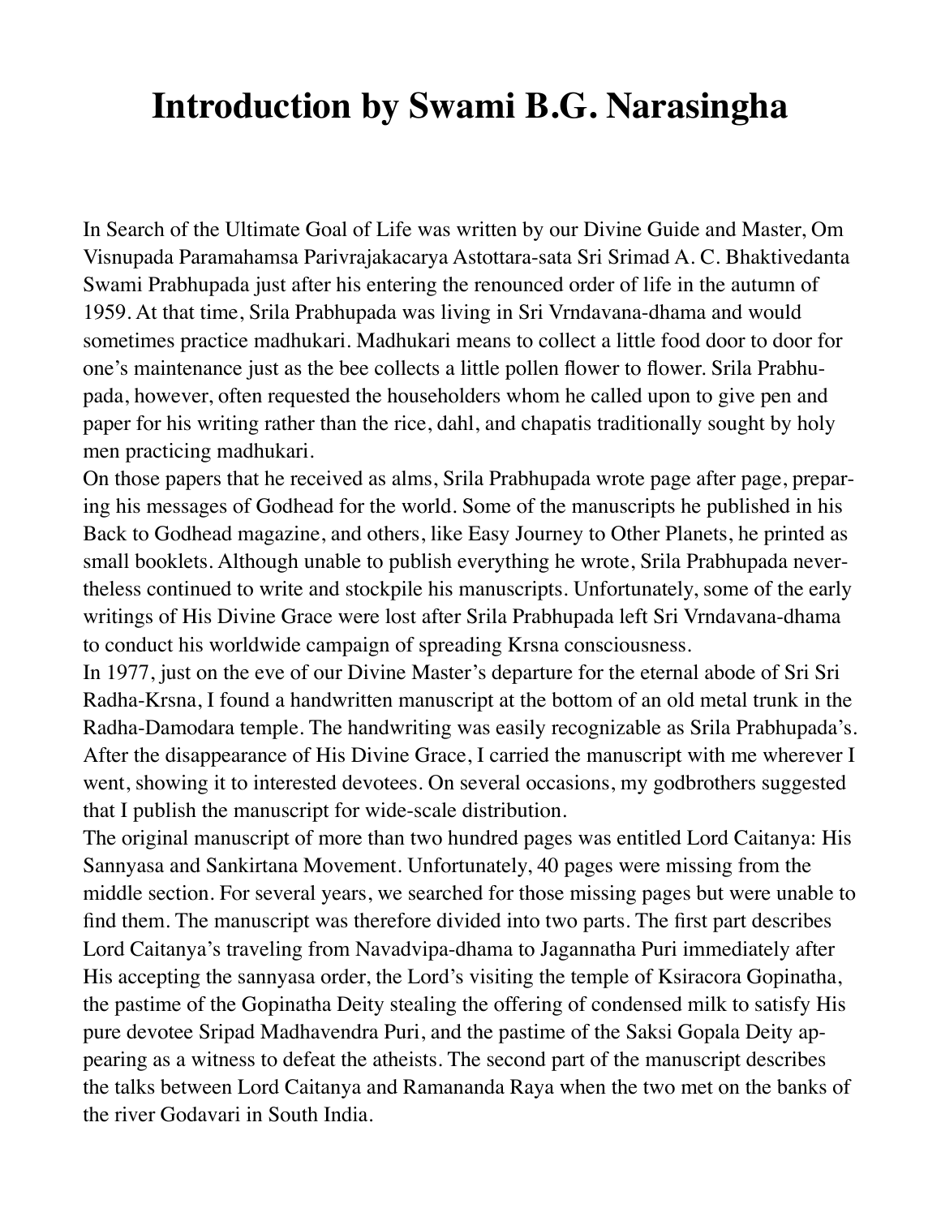# Introduction by Swami B.G. Narasingha

In Search of the Ultimate Goal of Life was written by our Divine Guide and Master, Om Visnupada Paramahamsa Parivrajakacarya Astottara-sata Sri Srimad A. C. Bhaktivedanta Swami Prabhupada just after his entering the renounced order of life in the autumn of 1959. At that time, Srila Prabhupada was living in Sri Vrndavana-dhama and would sometimes practice madhukari. Madhukari means to collect a little food door to door for one's maintenance just as the bee collects a little pollen flower to flower. Srila Prabhupada, however, often requested the householders whom he called upon to give pen and paper for his writing rather than the rice, dahl, and chapatis traditionally sought by holy men practicing madhukari.

On those papers that he received as alms, Srila Prabhupada wrote page after page, preparing his messages of Godhead for the world. Some of the manuscripts he published in his Back to Godhead magazine, and others, like Easy Journey to Other Planets, he printed as small booklets. Although unable to publish everything he wrote, Srila Prabhupada nevertheless continued to write and stockpile his manuscripts. Unfortunately, some of the early writings of His Divine Grace were lost after Srila Prabhupada left Sri Vrndavana-dhama to conduct his worldwide campaign of spreading Krsna consciousness.

In 1977, just on the eve of our Divine Master's departure for the eternal abode of Sri Sri Radha-Krsna, I found a handwritten manuscript at the bottom of an old metal trunk in the Radha-Damodara temple. The handwriting was easily recognizable as Srila Prabhupada's. After the disappearance of His Divine Grace, I carried the manuscript with me wherever I went, showing it to interested devotees. On several occasions, my godbrothers suggested that I publish the manuscript for wide-scale distribution.

The original manuscript of more than two hundred pages was entitled Lord Caitanya: His Sannyasa and Sankirtana Movement. Unfortunately, 40 pages were missing from the middle section. For several years, we searched for those missing pages but were unable to find them. The manuscript was therefore divided into two parts. The first part describes Lord Caitanya's traveling from Navadvipa-dhama to Jagannatha Puri immediately after His accepting the sannyasa order, the Lord's visiting the temple of Ksiracora Gopinatha, the pastime of the Gopinatha Deity stealing the offering of condensed milk to satisfy His pure devotee Sripad Madhavendra Puri, and the pastime of the Saksi Gopala Deity appearing as a witness to defeat the atheists. The second part of the manuscript describes the talks between Lord Caitanya and Ramananda Raya when the two met on the banks of the river Godavari in South India.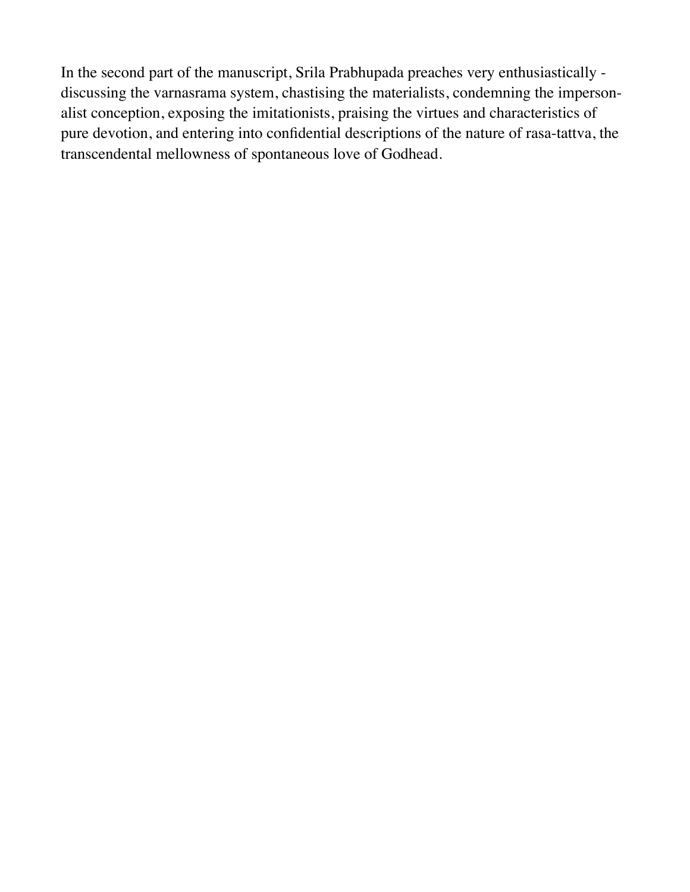In the second part of the manuscript, Srila Prabhupada preaches very enthusiastically - discussing the varnasrama system, chastising the materialists, condemning the impersonalist conception, exposing the imitationists, praising the virtues and characteristics of pure devotion, and entering into confidential descriptions of the nature of rasa-tattva, the transcendental mellowness of spontaneous love of Godhead.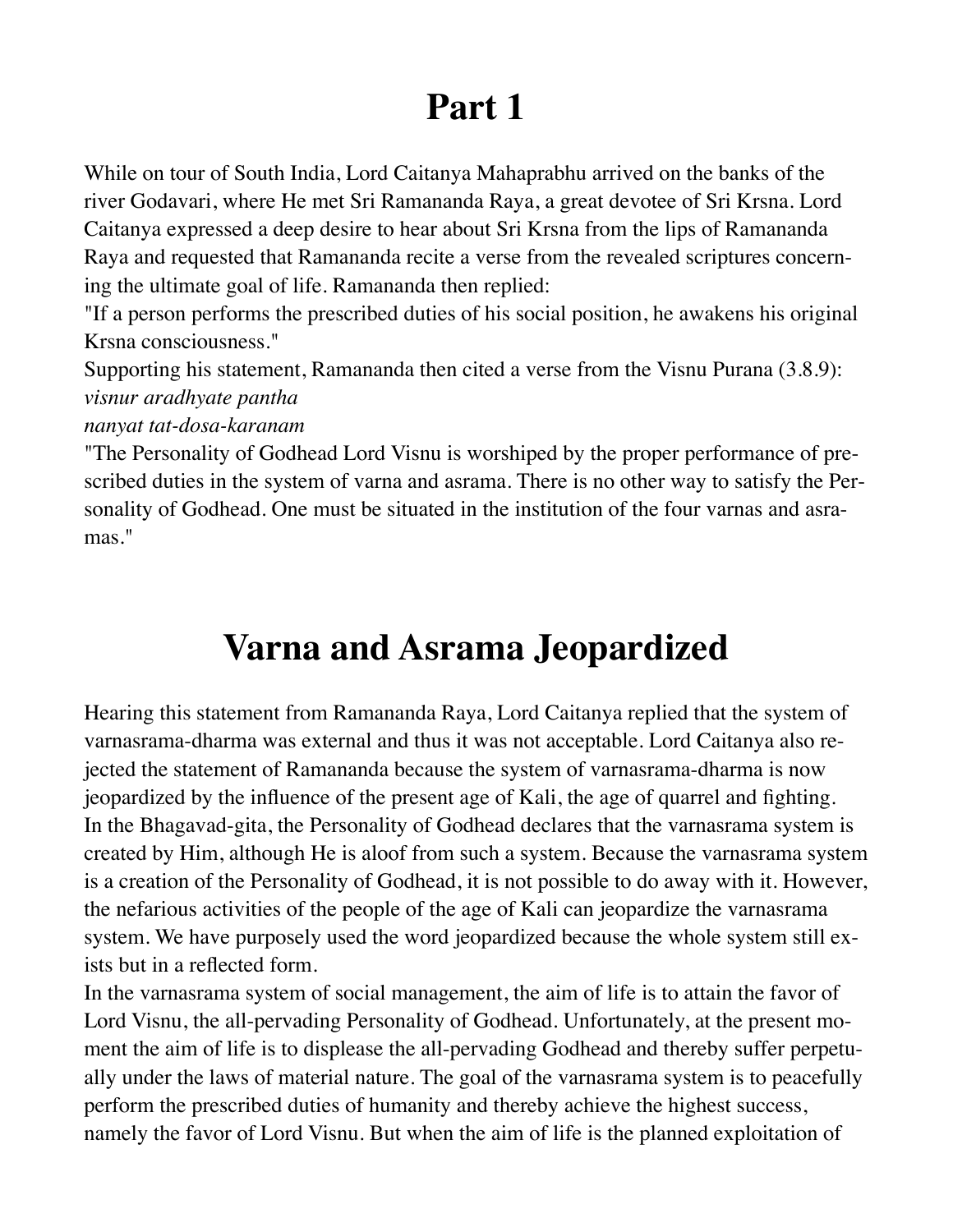# Part 1

While on tour of South India, Lord Caitanya Mahaprabhu arrived on the banks of the river Godavari, where He met Sri Ramananda Raya, a great devotee of Sri Krsna. Lord Caitanya expressed a deep desire to hear about Sri Krsna from the lips of Ramananda Raya and requested that Ramananda recite a verse from the revealed scriptures concerning the ultimate goal of life. Ramananda then replied:

"If a person performs the prescribed duties of his social position, he awakens his original Krsna consciousness."

Supporting his statement, Ramananda then cited a verse from the Visnu Purana (3.8.9):

*visnur aradhyate pantha*
*nanyat tat-dosa-karanam*

"The Personality of Godhead Lord Visnu is worshiped by the proper performance of prescribed duties in the system of varna and asrama. There is no other way to satisfy the Personality of Godhead. One must be situated in the institution of the four varnas and asramas."

# Varna and Asrama Jeopardized

Hearing this statement from Ramananda Raya, Lord Caitanya replied that the system of varnasrama-dharma was external and thus it was not acceptable. Lord Caitanya also rejected the statement of Ramananda because the system of varnasrama-dharma is now jeopardized by the influence of the present age of Kali, the age of quarrel and fighting.

In the Bhagavad-gita, the Personality of Godhead declares that the varnasrama system is created by Him, although He is aloof from such a system. Because the varnasrama system is a creation of the Personality of Godhead, it is not possible to do away with it. However, the nefarious activities of the people of the age of Kali can jeopardize the varnasrama system. We have purposely used the word jeopardized because the whole system still exists but in a reflected form.

In the varnasrama system of social management, the aim of life is to attain the favor of Lord Visnu, the all-pervading Personality of Godhead. Unfortunately, at the present moment the aim of life is to displease the all-pervading Godhead and thereby suffer perpetually under the laws of material nature. The goal of the varnasrama system is to peacefully perform the prescribed duties of humanity and thereby achieve the highest success, namely the favor of Lord Visnu. But when the aim of life is the planned exploitation of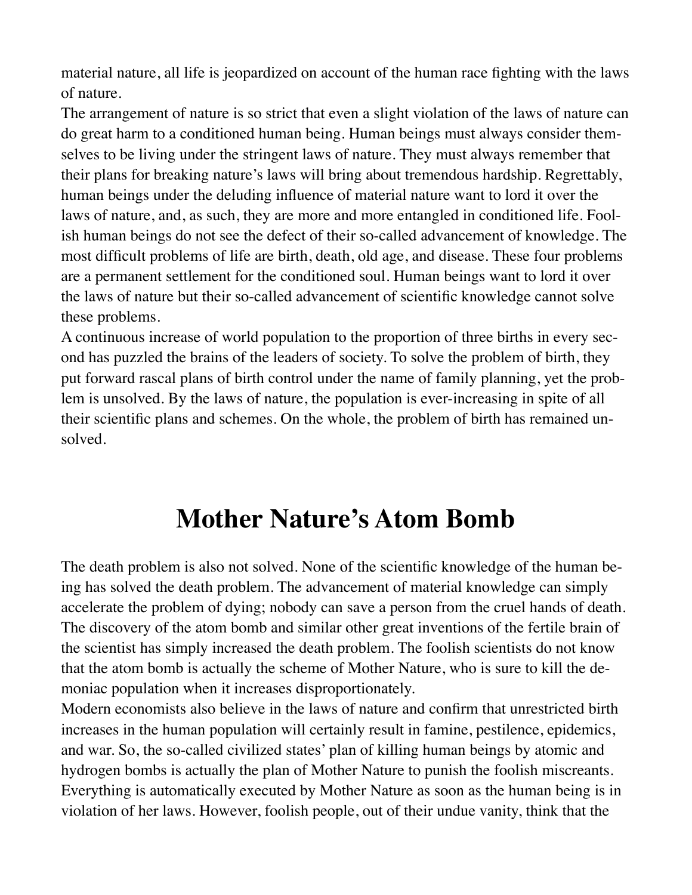material nature, all life is jeopardized on account of the human race fighting with the laws of nature.

The arrangement of nature is so strict that even a slight violation of the laws of nature can do great harm to a conditioned human being. Human beings must always consider themselves to be living under the stringent laws of nature. They must always remember that their plans for breaking nature's laws will bring about tremendous hardship. Regrettably, human beings under the deluding influence of material nature want to lord it over the laws of nature, and, as such, they are more and more entangled in conditioned life. Foolish human beings do not see the defect of their so-called advancement of knowledge. The most difficult problems of life are birth, death, old age, and disease. These four problems are a permanent settlement for the conditioned soul. Human beings want to lord it over the laws of nature but their so-called advancement of scientific knowledge cannot solve these problems.

A continuous increase of world population to the proportion of three births in every second has puzzled the brains of the leaders of society. To solve the problem of birth, they put forward rascal plans of birth control under the name of family planning, yet the problem is unsolved. By the laws of nature, the population is ever-increasing in spite of all their scientific plans and schemes. On the whole, the problem of birth has remained unsolved.

# Mother Nature's Atom Bomb

The death problem is also not solved. None of the scientific knowledge of the human being has solved the death problem. The advancement of material knowledge can simply accelerate the problem of dying; nobody can save a person from the cruel hands of death. The discovery of the atom bomb and similar other great inventions of the fertile brain of the scientist has simply increased the death problem. The foolish scientists do not know that the atom bomb is actually the scheme of Mother Nature, who is sure to kill the demoniac population when it increases disproportionately.

Modern economists also believe in the laws of nature and confirm that unrestricted birth increases in the human population will certainly result in famine, pestilence, epidemics, and war. So, the so-called civilized states' plan of killing human beings by atomic and hydrogen bombs is actually the plan of Mother Nature to punish the foolish miscreants. Everything is automatically executed by Mother Nature as soon as the human being is in violation of her laws. However, foolish people, out of their undue vanity, think that the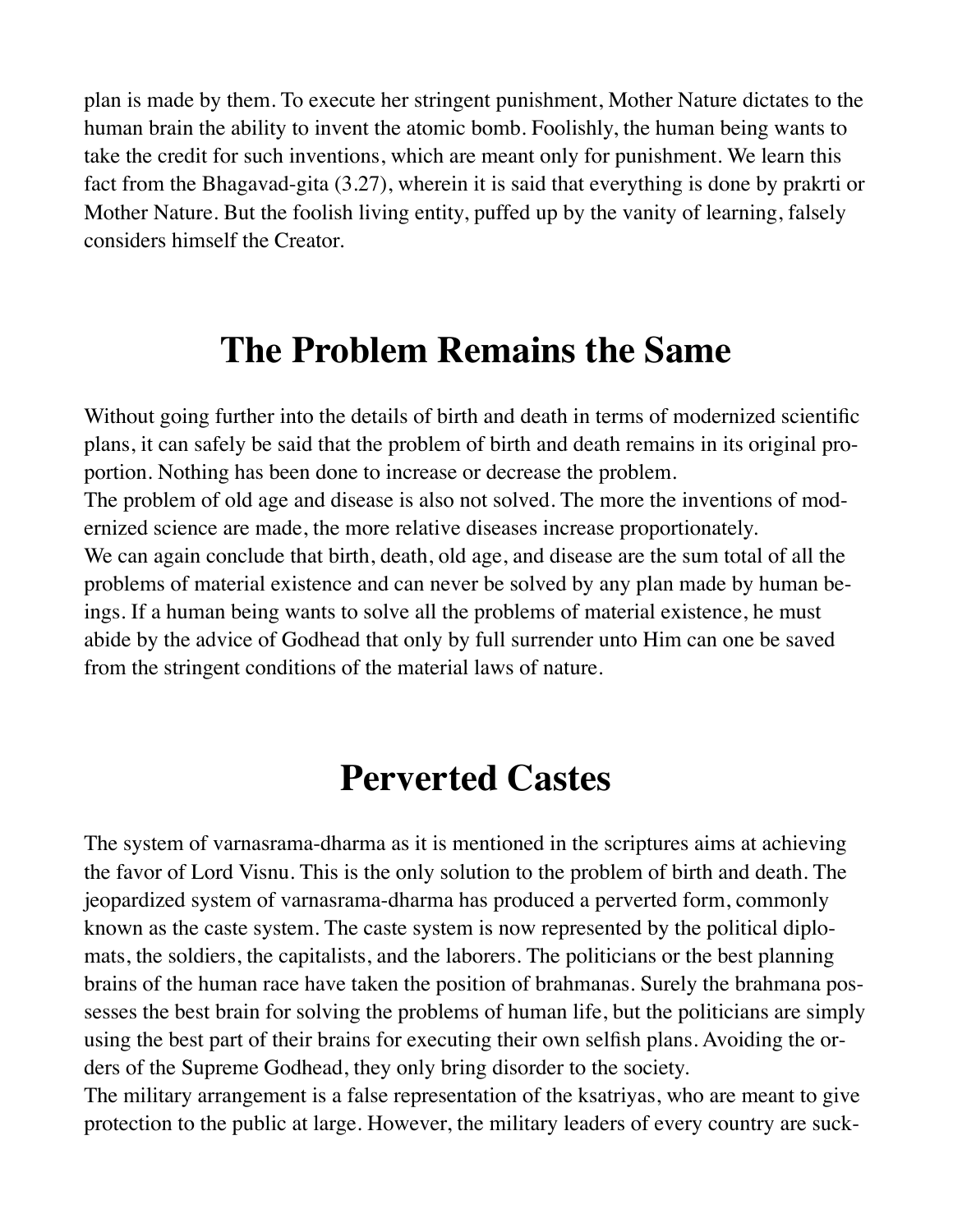plan is made by them. To execute her stringent punishment, Mother Nature dictates to the human brain the ability to invent the atomic bomb. Foolishly, the human being wants to take the credit for such inventions, which are meant only for punishment. We learn this fact from the Bhagavad-gita (3.27), wherein it is said that everything is done by prakrti or Mother Nature. But the foolish living entity, puffed up by the vanity of learning, falsely considers himself the Creator.

## The Problem Remains the Same

Without going further into the details of birth and death in terms of modernized scientific plans, it can safely be said that the problem of birth and death remains in its original proportion. Nothing has been done to increase or decrease the problem.

The problem of old age and disease is also not solved. The more the inventions of modernized science are made, the more relative diseases increase proportionately.

We can again conclude that birth, death, old age, and disease are the sum total of all the problems of material existence and can never be solved by any plan made by human beings. If a human being wants to solve all the problems of material existence, he must abide by the advice of Godhead that only by full surrender unto Him can one be saved from the stringent conditions of the material laws of nature.

## Perverted Castes

The system of varnasrama-dharma as it is mentioned in the scriptures aims at achieving the favor of Lord Visnu. This is the only solution to the problem of birth and death. The jeopardized system of varnasrama-dharma has produced a perverted form, commonly known as the caste system. The caste system is now represented by the political diplomats, the soldiers, the capitalists, and the laborers. The politicians or the best planning brains of the human race have taken the position of brahmanas. Surely the brahmana possesses the best brain for solving the problems of human life, but the politicians are simply using the best part of their brains for executing their own selfish plans. Avoiding the orders of the Supreme Godhead, they only bring disorder to the society.

The military arrangement is a false representation of the ksatriyas, who are meant to give protection to the public at large. However, the military leaders of every country are suck-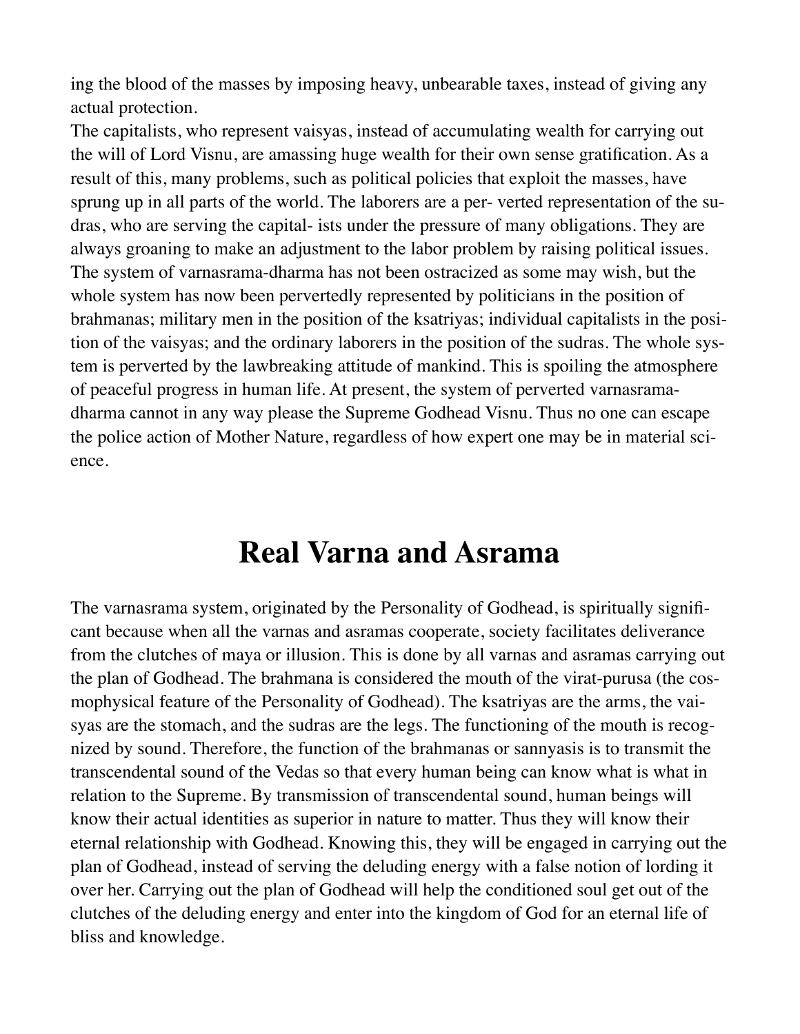ing the blood of the masses by imposing heavy, unbearable taxes, instead of giving any actual protection.

The capitalists, who represent vaisyas, instead of accumulating wealth for carrying out the will of Lord Visnu, are amassing huge wealth for their own sense gratification. As a result of this, many problems, such as political policies that exploit the masses, have sprung up in all parts of the world. The laborers are a perverted representation of the sudras, who are serving the capitalists under the pressure of many obligations. They are always groaning to make an adjustment to the labor problem by raising political issues. The system of varnasrama-dharma has not been ostracized as some may wish, but the whole system has now been pervertedly represented by politicians in the position of brahmanas; military men in the position of the ksatriyas; individual capitalists in the position of the vaisyas; and the ordinary laborers in the position of the sudras. The whole system is perverted by the lawbreaking attitude of mankind. This is spoiling the atmosphere of peaceful progress in human life. At present, the system of perverted varnasrama-dharma cannot in any way please the Supreme Godhead Visnu. Thus no one can escape the police action of Mother Nature, regardless of how expert one may be in material science.

# Real Varna and Asrama

The varnasrama system, originated by the Personality of Godhead, is spiritually significant because when all the varnas and asramas cooperate, society facilitates deliverance from the clutches of maya or illusion. This is done by all varnas and asramas carrying out the plan of Godhead. The brahmana is considered the mouth of the virat-purusa (the cosmophysical feature of the Personality of Godhead). The ksatriyas are the arms, the vaisyas are the stomach, and the sudras are the legs. The functioning of the mouth is recognized by sound. Therefore, the function of the brahmanas or sannyasis is to transmit the transcendental sound of the Vedas so that every human being can know what is what in relation to the Supreme. By transmission of transcendental sound, human beings will know their actual identities as superior in nature to matter. Thus they will know their eternal relationship with Godhead. Knowing this, they will be engaged in carrying out the plan of Godhead, instead of serving the deluding energy with a false notion of lording it over her. Carrying out the plan of Godhead will help the conditioned soul get out of the clutches of the deluding energy and enter into the kingdom of God for an eternal life of bliss and knowledge.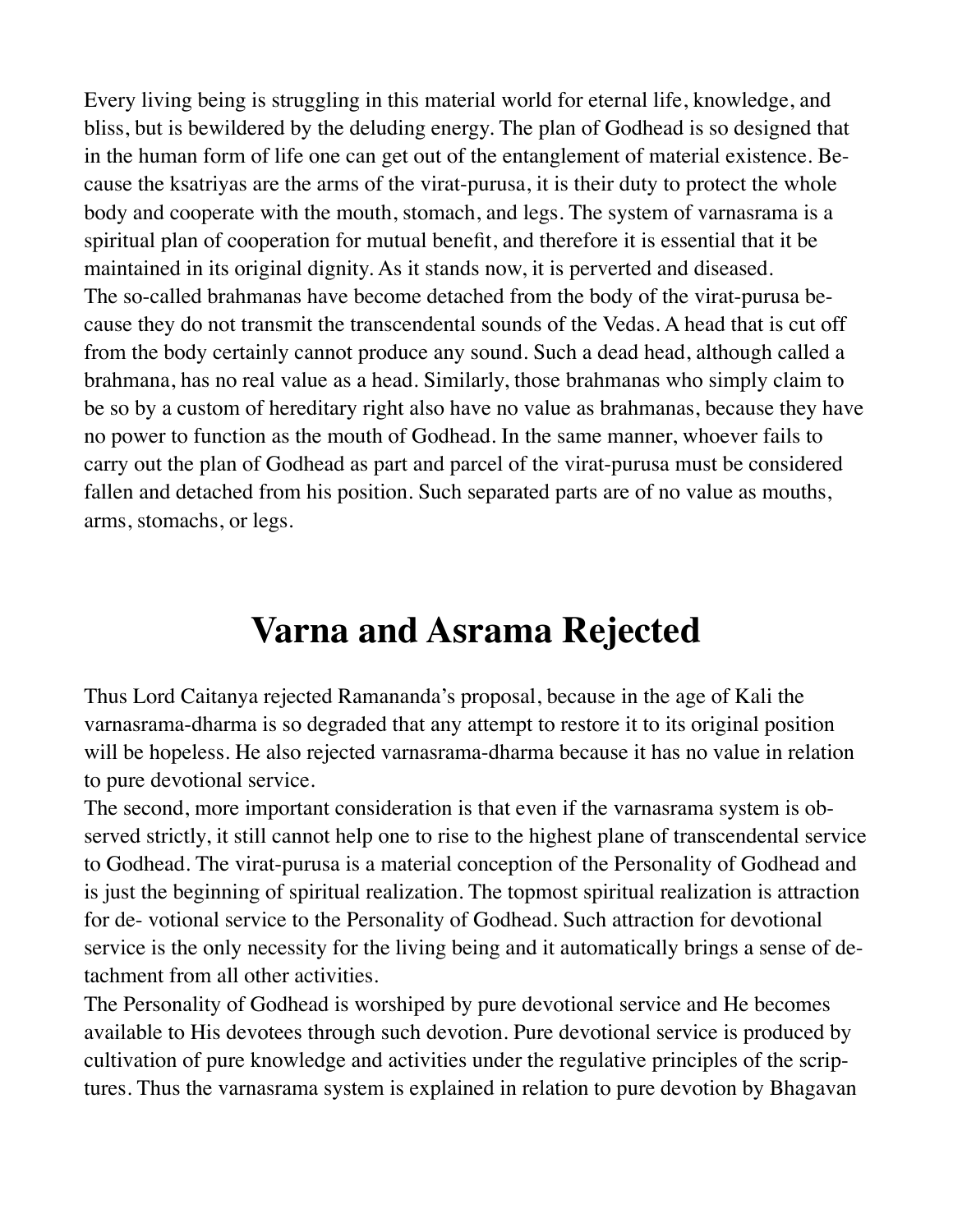Every living being is struggling in this material world for eternal life, knowledge, and bliss, but is bewildered by the deluding energy. The plan of Godhead is so designed that in the human form of life one can get out of the entanglement of material existence. Because the ksatriyas are the arms of the virat-purusa, it is their duty to protect the whole body and cooperate with the mouth, stomach, and legs. The system of varnasrama is a spiritual plan of cooperation for mutual benefit, and therefore it is essential that it be maintained in its original dignity. As it stands now, it is perverted and diseased.

The so-called brahmanas have become detached from the body of the virat-purusa because they do not transmit the transcendental sounds of the Vedas. A head that is cut off from the body certainly cannot produce any sound. Such a dead head, although called a brahmana, has no real value as a head. Similarly, those brahmanas who simply claim to be so by a custom of hereditary right also have no value as brahmanas, because they have no power to function as the mouth of Godhead. In the same manner, whoever fails to carry out the plan of Godhead as part and parcel of the virat-purusa must be considered fallen and detached from his position. Such separated parts are of no value as mouths, arms, stomachs, or legs.

# Varna and Asrama Rejected

Thus Lord Caitanya rejected Ramananda's proposal, because in the age of Kali the varnasrama-dharma is so degraded that any attempt to restore it to its original position will be hopeless. He also rejected varnasrama-dharma because it has no value in relation to pure devotional service.

The second, more important consideration is that even if the varnasrama system is observed strictly, it still cannot help one to rise to the highest plane of transcendental service to Godhead. The virat-purusa is a material conception of the Personality of Godhead and is just the beginning of spiritual realization. The topmost spiritual realization is attraction for de- votional service to the Personality of Godhead. Such attraction for devotional service is the only necessity for the living being and it automatically brings a sense of detachment from all other activities.

The Personality of Godhead is worshiped by pure devotional service and He becomes available to His devotees through such devotion. Pure devotional service is produced by cultivation of pure knowledge and activities under the regulative principles of the scriptures. Thus the varnasrama system is explained in relation to pure devotion by Bhagavan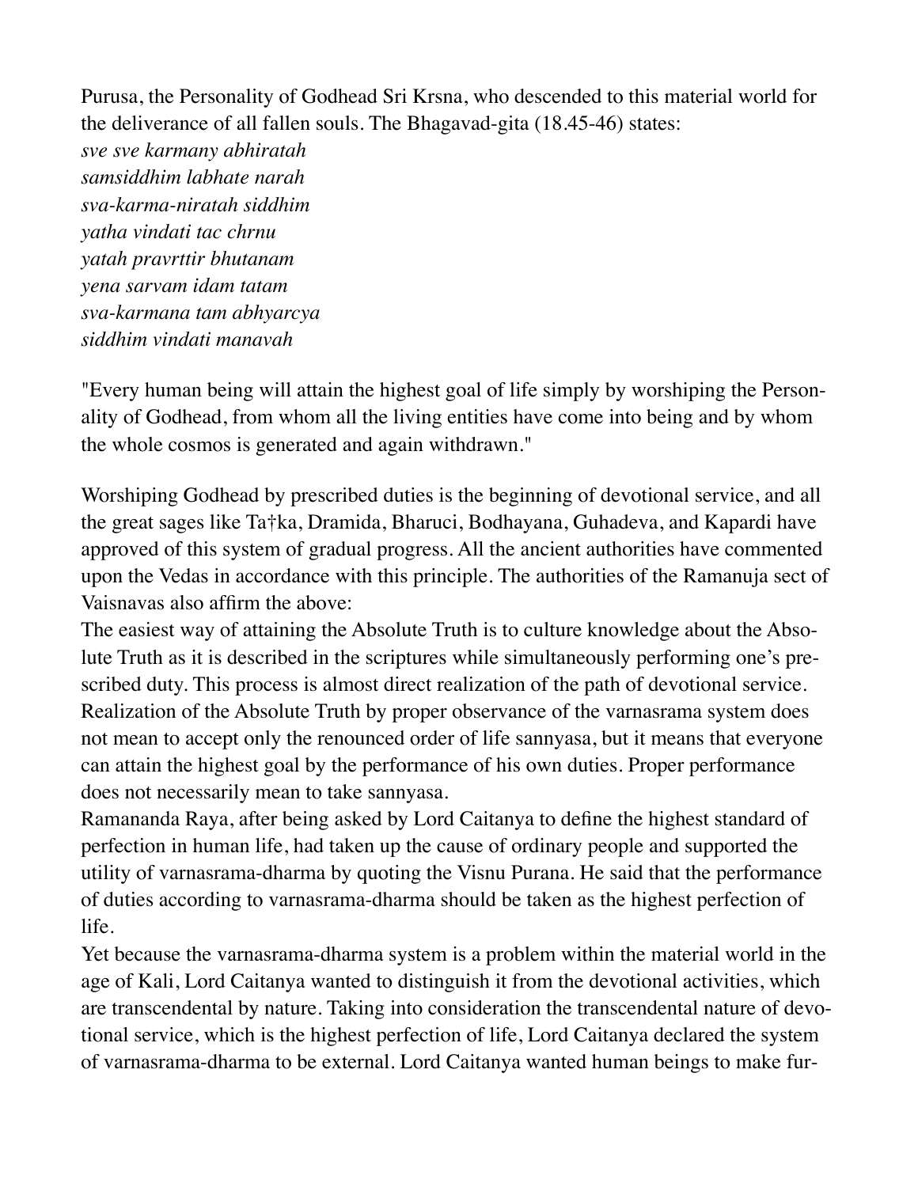Purusa, the Personality of Godhead Sri Krsna, who descended to this material world for the deliverance of all fallen souls. The Bhagavad-gita (18.45-46) states:

*sve sve karmany abhiratah*
*samsiddhim labhate narah*
*sva-karma-niratah siddhim*
*yatha vindati tac chrnu*
*yatah pravrttir bhutanam*
*yena sarvam idam tatam*
*sva-karmana tam abhyarcya*
*siddhim vindati manavah*

"Every human being will attain the highest goal of life simply by worshiping the Personality of Godhead, from whom all the living entities have come into being and by whom the whole cosmos is generated and again withdrawn."

Worshiping Godhead by prescribed duties is the beginning of devotional service, and all the great sages like Ta†ka, Dramida, Bharuci, Bodhayana, Guhadeva, and Kapardi have approved of this system of gradual progress. All the ancient authorities have commented upon the Vedas in accordance with this principle. The authorities of the Ramanuja sect of Vaisnavas also affirm the above:

The easiest way of attaining the Absolute Truth is to culture knowledge about the Absolute Truth as it is described in the scriptures while simultaneously performing one's prescribed duty. This process is almost direct realization of the path of devotional service. Realization of the Absolute Truth by proper observance of the varnasrama system does not mean to accept only the renounced order of life sannyasa, but it means that everyone can attain the highest goal by the performance of his own duties. Proper performance does not necessarily mean to take sannyasa.

Ramananda Raya, after being asked by Lord Caitanya to define the highest standard of perfection in human life, had taken up the cause of ordinary people and supported the utility of varnasrama-dharma by quoting the Visnu Purana. He said that the performance of duties according to varnasrama-dharma should be taken as the highest perfection of life.

Yet because the varnasrama-dharma system is a problem within the material world in the age of Kali, Lord Caitanya wanted to distinguish it from the devotional activities, which are transcendental by nature. Taking into consideration the transcendental nature of devotional service, which is the highest perfection of life, Lord Caitanya declared the system of varnasrama-dharma to be external. Lord Caitanya wanted human beings to make fur-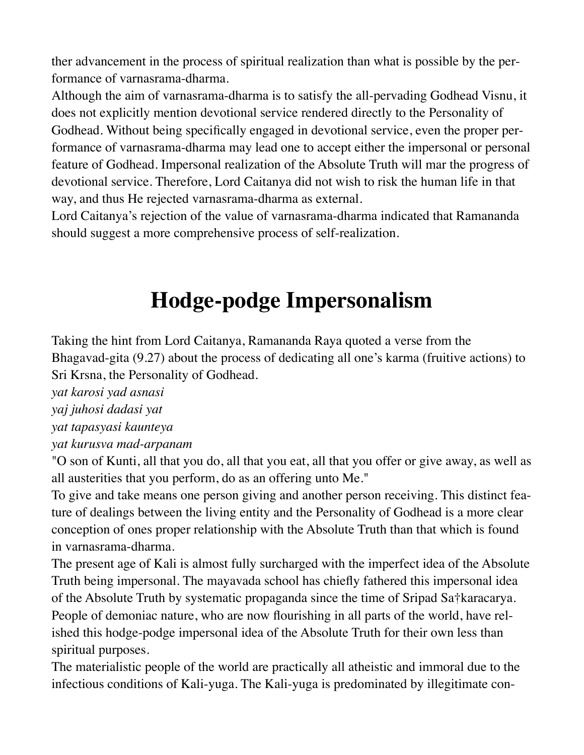ther advancement in the process of spiritual realization than what is possible by the performance of varnasrama-dharma.

Although the aim of varnasrama-dharma is to satisfy the all-pervading Godhead Visnu, it does not explicitly mention devotional service rendered directly to the Personality of Godhead. Without being specifically engaged in devotional service, even the proper performance of varnasrama-dharma may lead one to accept either the impersonal or personal feature of Godhead. Impersonal realization of the Absolute Truth will mar the progress of devotional service. Therefore, Lord Caitanya did not wish to risk the human life in that way, and thus He rejected varnasrama-dharma as external.

Lord Caitanya's rejection of the value of varnasrama-dharma indicated that Ramananda should suggest a more comprehensive process of self-realization.

# Hodge-podge Impersonalism

Taking the hint from Lord Caitanya, Ramananda Raya quoted a verse from the Bhagavad-gita (9.27) about the process of dedicating all one's karma (fruitive actions) to Sri Krsna, the Personality of Godhead.

*yat karosi yad asnasi*
*yaj juhosi dadasi yat*
*yat tapasyasi kaunteya*
*yat kurusva mad-arpanam*

"O son of Kunti, all that you do, all that you eat, all that you offer or give away, as well as all austerities that you perform, do as an offering unto Me."

To give and take means one person giving and another person receiving. This distinct feature of dealings between the living entity and the Personality of Godhead is a more clear conception of ones proper relationship with the Absolute Truth than that which is found in varnasrama-dharma.

The present age of Kali is almost fully surcharged with the imperfect idea of the Absolute Truth being impersonal. The mayavada school has chiefly fathered this impersonal idea of the Absolute Truth by systematic propaganda since the time of Sripad Sa†karacarya. People of demoniac nature, who are now flourishing in all parts of the world, have relished this hodge-podge impersonal idea of the Absolute Truth for their own less than spiritual purposes.

The materialistic people of the world are practically all atheistic and immoral due to the infectious conditions of Kali-yuga. The Kali-yuga is predominated by illegitimate con-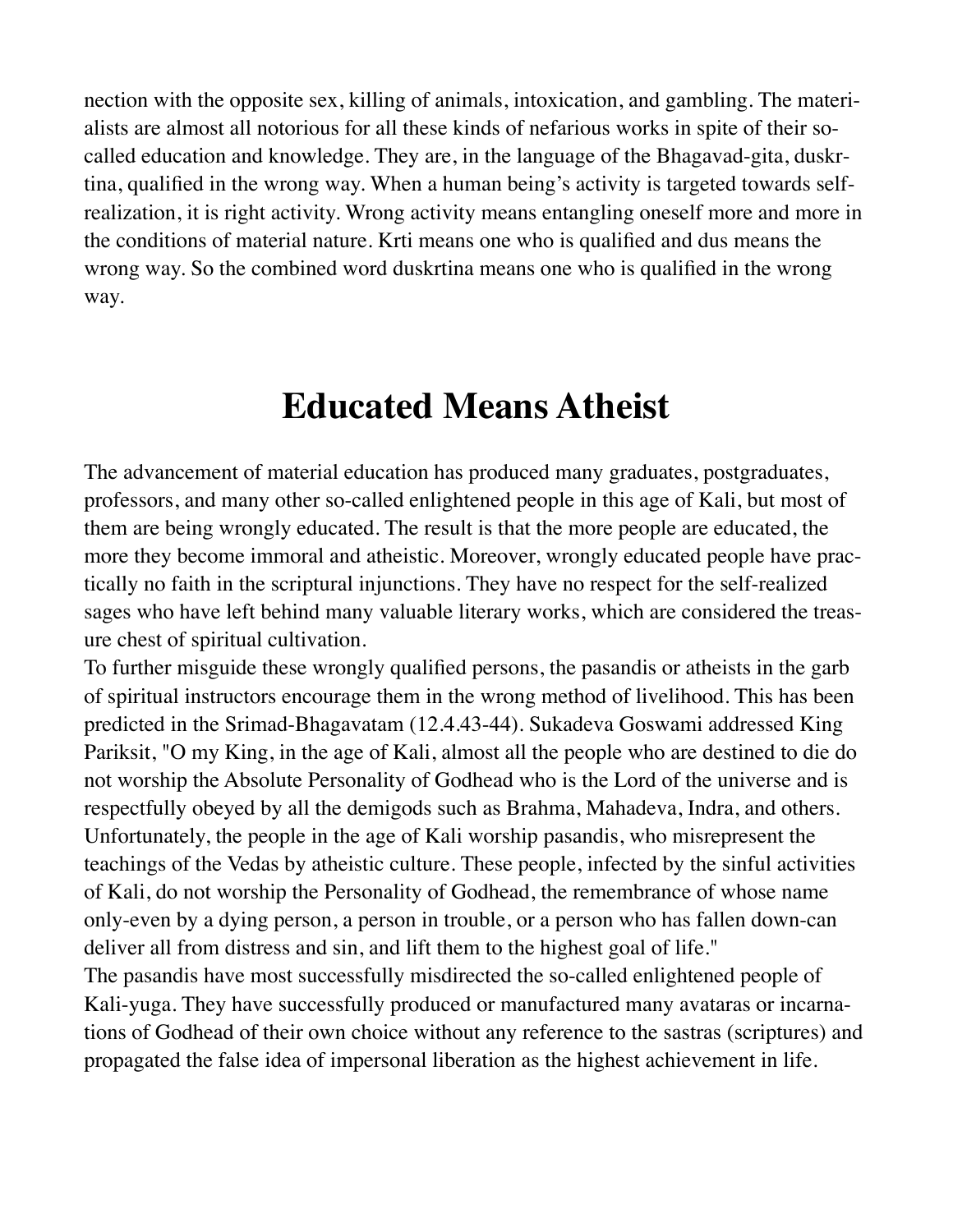nection with the opposite sex, killing of animals, intoxication, and gambling. The materialists are almost all notorious for all these kinds of nefarious works in spite of their so-called education and knowledge. They are, in the language of the Bhagavad-gita, duskrtina, qualified in the wrong way. When a human being's activity is targeted towards self-realization, it is right activity. Wrong activity means entangling oneself more and more in the conditions of material nature. Krti means one who is qualified and dus means the wrong way. So the combined word duskrtina means one who is qualified in the wrong way.

# Educated Means Atheist

The advancement of material education has produced many graduates, postgraduates, professors, and many other so-called enlightened people in this age of Kali, but most of them are being wrongly educated. The result is that the more people are educated, the more they become immoral and atheistic. Moreover, wrongly educated people have practically no faith in the scriptural injunctions. They have no respect for the self-realized sages who have left behind many valuable literary works, which are considered the treasure chest of spiritual cultivation.

To further misguide these wrongly qualified persons, the pasandis or atheists in the garb of spiritual instructors encourage them in the wrong method of livelihood. This has been predicted in the Srimad-Bhagavatam (12.4.43-44). Sukadeva Goswami addressed King Pariksit, "O my King, in the age of Kali, almost all the people who are destined to die do not worship the Absolute Personality of Godhead who is the Lord of the universe and is respectfully obeyed by all the demigods such as Brahma, Mahadeva, Indra, and others. Unfortunately, the people in the age of Kali worship pasandis, who misrepresent the teachings of the Vedas by atheistic culture. These people, infected by the sinful activities of Kali, do not worship the Personality of Godhead, the remembrance of whose name only-even by a dying person, a person in trouble, or a person who has fallen down-can deliver all from distress and sin, and lift them to the highest goal of life."

The pasandis have most successfully misdirected the so-called enlightened people of Kali-yuga. They have successfully produced or manufactured many avataras or incarnations of Godhead of their own choice without any reference to the sastras (scriptures) and propagated the false idea of impersonal liberation as the highest achievement in life.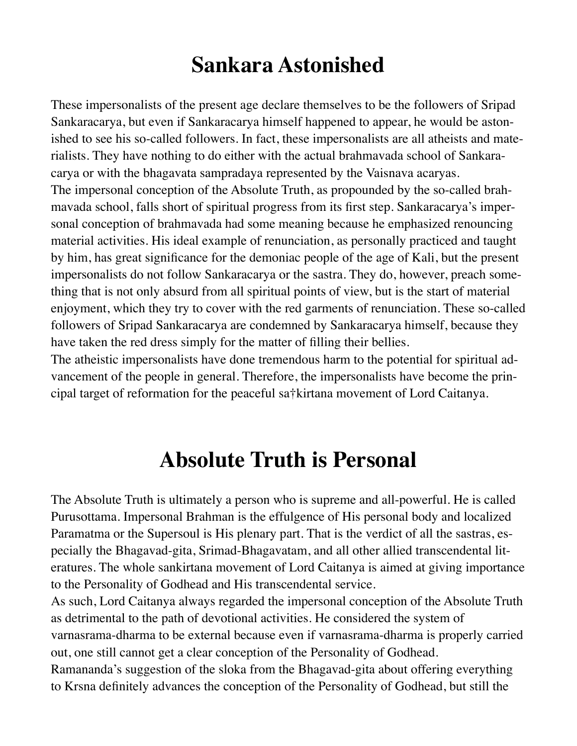# Sankara Astonished

These impersonalists of the present age declare themselves to be the followers of Sripad Sankaracarya, but even if Sankaracarya himself happened to appear, he would be astonished to see his so-called followers. In fact, these impersonalists are all atheists and materialists. They have nothing to do either with the actual brahmavada school of Sankaracarya or with the bhagavata sampradaya represented by the Vaisnava acaryas.

The impersonal conception of the Absolute Truth, as propounded by the so-called brahmavada school, falls short of spiritual progress from its first step. Sankaracarya's impersonal conception of brahmavada had some meaning because he emphasized renouncing material activities. His ideal example of renunciation, as personally practiced and taught by him, has great significance for the demoniac people of the age of Kali, but the present impersonalists do not follow Sankaracarya or the sastra. They do, however, preach something that is not only absurd from all spiritual points of view, but is the start of material enjoyment, which they try to cover with the red garments of renunciation. These so-called followers of Sripad Sankaracarya are condemned by Sankaracarya himself, because they have taken the red dress simply for the matter of filling their bellies.

The atheistic impersonalists have done tremendous harm to the potential for spiritual advancement of the people in general. Therefore, the impersonalists have become the principal target of reformation for the peaceful sa†kirtana movement of Lord Caitanya.

# Absolute Truth is Personal

The Absolute Truth is ultimately a person who is supreme and all-powerful. He is called Purusottama. Impersonal Brahman is the effulgence of His personal body and localized Paramatma or the Supersoul is His plenary part. That is the verdict of all the sastras, especially the Bhagavad-gita, Srimad-Bhagavatam, and all other allied transcendental literatures. The whole sankirtana movement of Lord Caitanya is aimed at giving importance to the Personality of Godhead and His transcendental service.

As such, Lord Caitanya always regarded the impersonal conception of the Absolute Truth as detrimental to the path of devotional activities. He considered the system of varnasrama-dharma to be external because even if varnasrama-dharma is properly carried out, one still cannot get a clear conception of the Personality of Godhead.

Ramananda's suggestion of the sloka from the Bhagavad-gita about offering everything to Krsna definitely advances the conception of the Personality of Godhead, but still the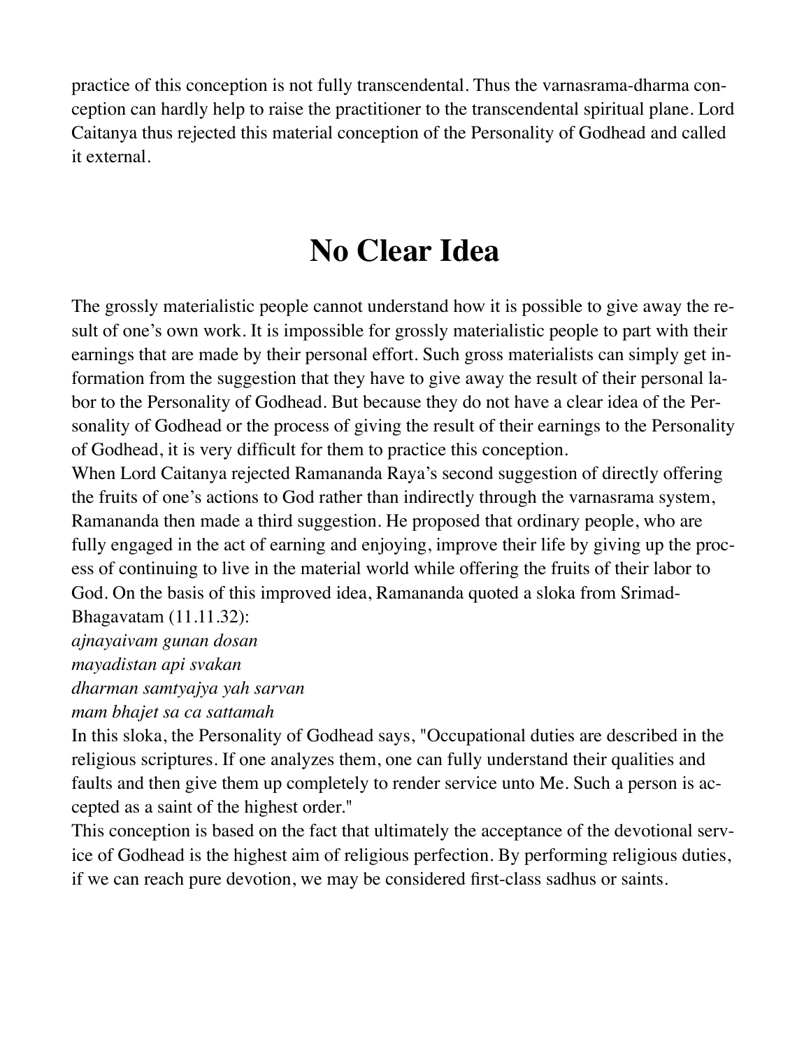practice of this conception is not fully transcendental. Thus the varnasrama-dharma conception can hardly help to raise the practitioner to the transcendental spiritual plane. Lord Caitanya thus rejected this material conception of the Personality of Godhead and called it external.

## No Clear Idea

The grossly materialistic people cannot understand how it is possible to give away the result of one's own work. It is impossible for grossly materialistic people to part with their earnings that are made by their personal effort. Such gross materialists can simply get information from the suggestion that they have to give away the result of their personal labor to the Personality of Godhead. But because they do not have a clear idea of the Personality of Godhead or the process of giving the result of their earnings to the Personality of Godhead, it is very difficult for them to practice this conception.

When Lord Caitanya rejected Ramananda Raya's second suggestion of directly offering the fruits of one's actions to God rather than indirectly through the varnasrama system, Ramananda then made a third suggestion. He proposed that ordinary people, who are fully engaged in the act of earning and enjoying, improve their life by giving up the process of continuing to live in the material world while offering the fruits of their labor to God. On the basis of this improved idea, Ramananda quoted a sloka from Srimad-Bhagavatam (11.11.32):

*ajnayaivam gunan dosan*
*mayadistan api svakan*
*dharman samtyajya yah sarvan*
*mam bhajet sa ca sattamah*

In this sloka, the Personality of Godhead says, "Occupational duties are described in the religious scriptures. If one analyzes them, one can fully understand their qualities and faults and then give them up completely to render service unto Me. Such a person is accepted as a saint of the highest order."

This conception is based on the fact that ultimately the acceptance of the devotional service of Godhead is the highest aim of religious perfection. By performing religious duties, if we can reach pure devotion, we may be considered first-class sadhus or saints.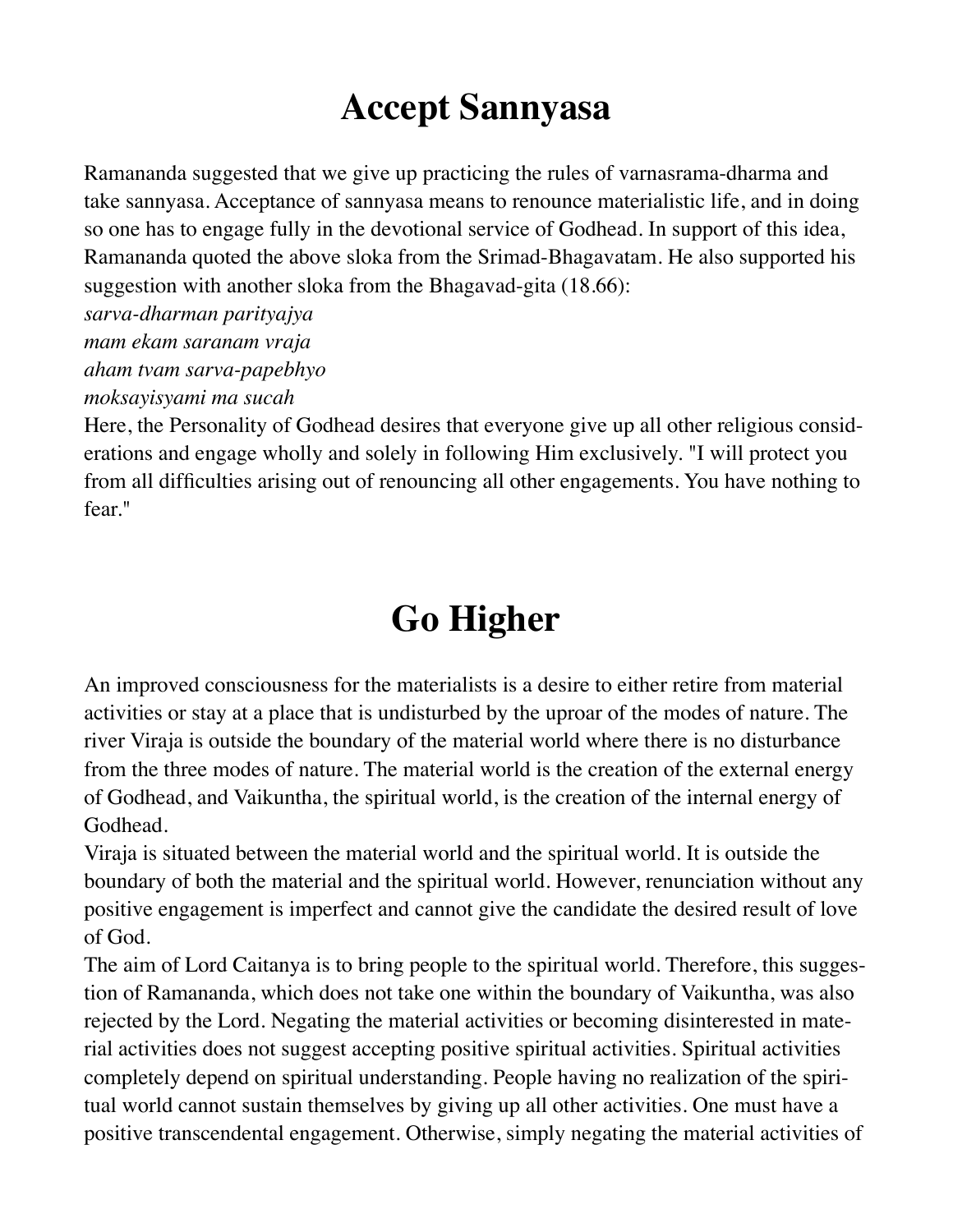# Accept Sannyasa

Ramananda suggested that we give up practicing the rules of varnasrama-dharma and take sannyasa. Acceptance of sannyasa means to renounce materialistic life, and in doing so one has to engage fully in the devotional service of Godhead. In support of this idea, Ramananda quoted the above sloka from the Srimad-Bhagavatam. He also supported his suggestion with another sloka from the Bhagavad-gita (18.66):

*sarva-dharman parityajya*
*mam ekam saranam vraja*
*aham tvam sarva-papebhyo*
*moksayisyami ma sucah*

Here, the Personality of Godhead desires that everyone give up all other religious considerations and engage wholly and solely in following Him exclusively. "I will protect you from all difficulties arising out of renouncing all other engagements. You have nothing to fear."

# Go Higher

An improved consciousness for the materialists is a desire to either retire from material activities or stay at a place that is undisturbed by the uproar of the modes of nature. The river Viraja is outside the boundary of the material world where there is no disturbance from the three modes of nature. The material world is the creation of the external energy of Godhead, and Vaikuntha, the spiritual world, is the creation of the internal energy of Godhead.

Viraja is situated between the material world and the spiritual world. It is outside the boundary of both the material and the spiritual world. However, renunciation without any positive engagement is imperfect and cannot give the candidate the desired result of love of God.

The aim of Lord Caitanya is to bring people to the spiritual world. Therefore, this suggestion of Ramananda, which does not take one within the boundary of Vaikuntha, was also rejected by the Lord. Negating the material activities or becoming disinterested in material activities does not suggest accepting positive spiritual activities. Spiritual activities completely depend on spiritual understanding. People having no realization of the spiritual world cannot sustain themselves by giving up all other activities. One must have a positive transcendental engagement. Otherwise, simply negating the material activities of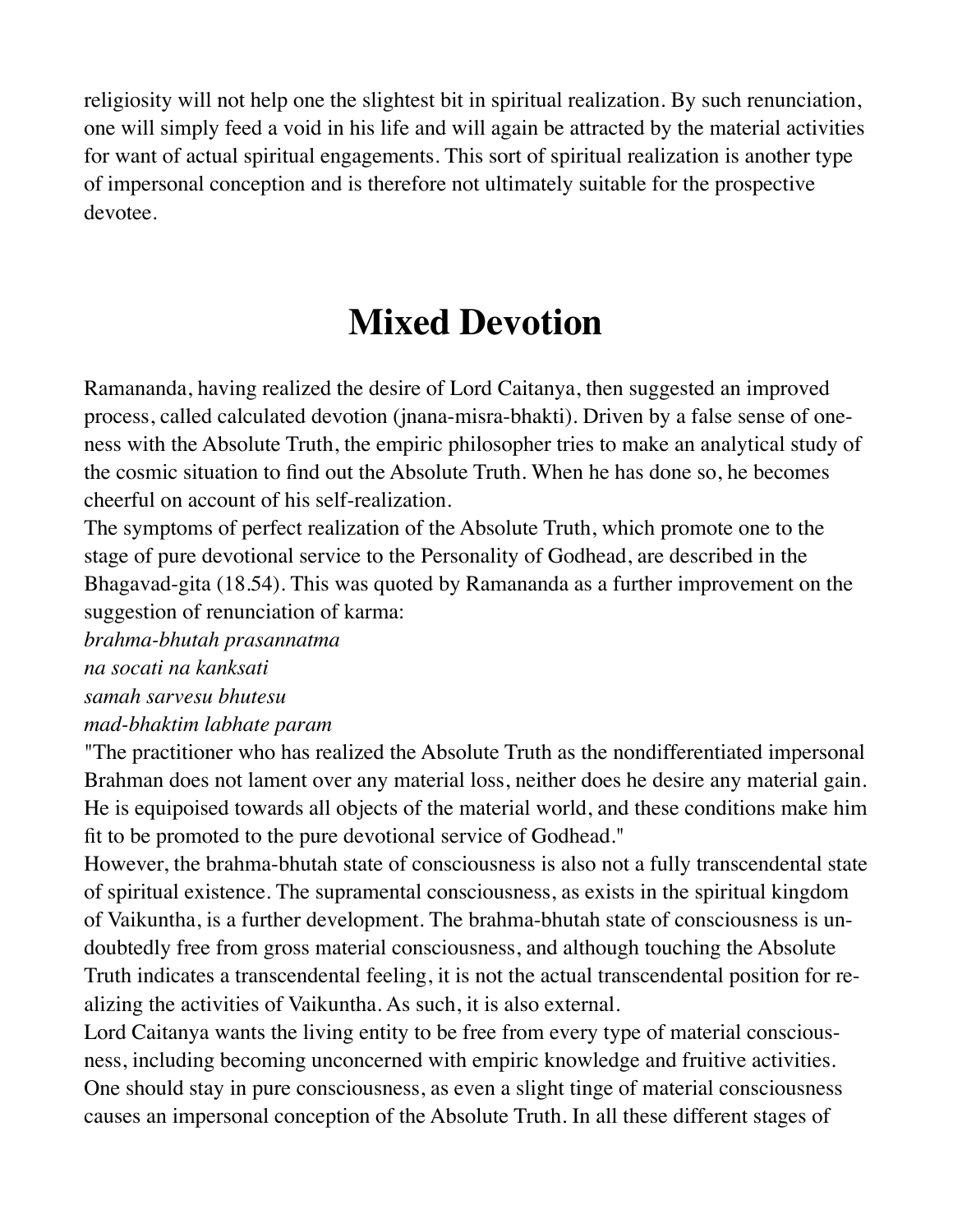religiosity will not help one the slightest bit in spiritual realization. By such renunciation, one will simply feed a void in his life and will again be attracted by the material activities for want of actual spiritual engagements. This sort of spiritual realization is another type of impersonal conception and is therefore not ultimately suitable for the prospective devotee.

# Mixed Devotion

Ramananda, having realized the desire of Lord Caitanya, then suggested an improved process, called calculated devotion (jnana-misra-bhakti). Driven by a false sense of oneness with the Absolute Truth, the empiric philosopher tries to make an analytical study of the cosmic situation to find out the Absolute Truth. When he has done so, he becomes cheerful on account of his self-realization.

The symptoms of perfect realization of the Absolute Truth, which promote one to the stage of pure devotional service to the Personality of Godhead, are described in the Bhagavad-gita (18.54). This was quoted by Ramananda as a further improvement on the suggestion of renunciation of karma:

*brahma-bhutah prasannatma*
*na socati na kanksati*
*samah sarvesu bhutesu*
*mad-bhaktim labhate param*

"The practitioner who has realized the Absolute Truth as the nondifferentiated impersonal Brahman does not lament over any material loss, neither does he desire any material gain. He is equipoised towards all objects of the material world, and these conditions make him fit to be promoted to the pure devotional service of Godhead."

However, the brahma-bhutah state of consciousness is also not a fully transcendental state of spiritual existence. The supramental consciousness, as exists in the spiritual kingdom of Vaikuntha, is a further development. The brahma-bhutah state of consciousness is undoubtedly free from gross material consciousness, and although touching the Absolute Truth indicates a transcendental feeling, it is not the actual transcendental position for realizing the activities of Vaikuntha. As such, it is also external.

Lord Caitanya wants the living entity to be free from every type of material consciousness, including becoming unconcerned with empiric knowledge and fruitive activities. One should stay in pure consciousness, as even a slight tinge of material consciousness causes an impersonal conception of the Absolute Truth. In all these different stages of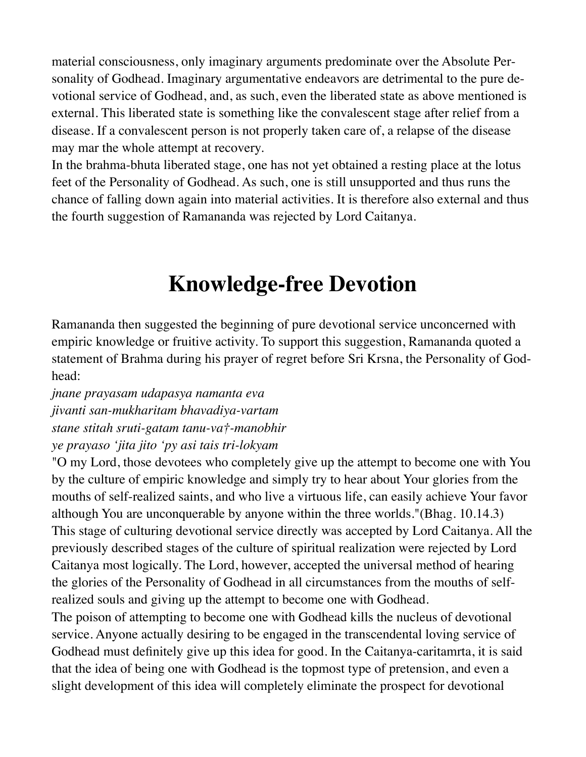material consciousness, only imaginary arguments predominate over the Absolute Personality of Godhead. Imaginary argumentative endeavors are detrimental to the pure devotional service of Godhead, and, as such, even the liberated state as above mentioned is external. This liberated state is something like the convalescent stage after relief from a disease. If a convalescent person is not properly taken care of, a relapse of the disease may mar the whole attempt at recovery.

In the brahma-bhuta liberated stage, one has not yet obtained a resting place at the lotus feet of the Personality of Godhead. As such, one is still unsupported and thus runs the chance of falling down again into material activities. It is therefore also external and thus the fourth suggestion of Ramananda was rejected by Lord Caitanya.

# Knowledge-free Devotion

Ramananda then suggested the beginning of pure devotional service unconcerned with empiric knowledge or fruitive activity. To support this suggestion, Ramananda quoted a statement of Brahma during his prayer of regret before Sri Krsna, the Personality of Godhead:

*jnane prayasam udapasya namanta eva*
*jivanti san-mukharitam bhavadiya-vartam*
*stane stitah sruti-gatam tanu-va†-manobhir*
*ye prayaso 'jita jito 'py asi tais tri-lokyam*

"O my Lord, those devotees who completely give up the attempt to become one with You by the culture of empiric knowledge and simply try to hear about Your glories from the mouths of self-realized saints, and who live a virtuous life, can easily achieve Your favor although You are unconquerable by anyone within the three worlds."(Bhag. 10.14.3)

This stage of culturing devotional service directly was accepted by Lord Caitanya. All the previously described stages of the culture of spiritual realization were rejected by Lord Caitanya most logically. The Lord, however, accepted the universal method of hearing the glories of the Personality of Godhead in all circumstances from the mouths of self-realized souls and giving up the attempt to become one with Godhead.

The poison of attempting to become one with Godhead kills the nucleus of devotional service. Anyone actually desiring to be engaged in the transcendental loving service of Godhead must definitely give up this idea for good. In the Caitanya-caritamrta, it is said that the idea of being one with Godhead is the topmost type of pretension, and even a slight development of this idea will completely eliminate the prospect for devotional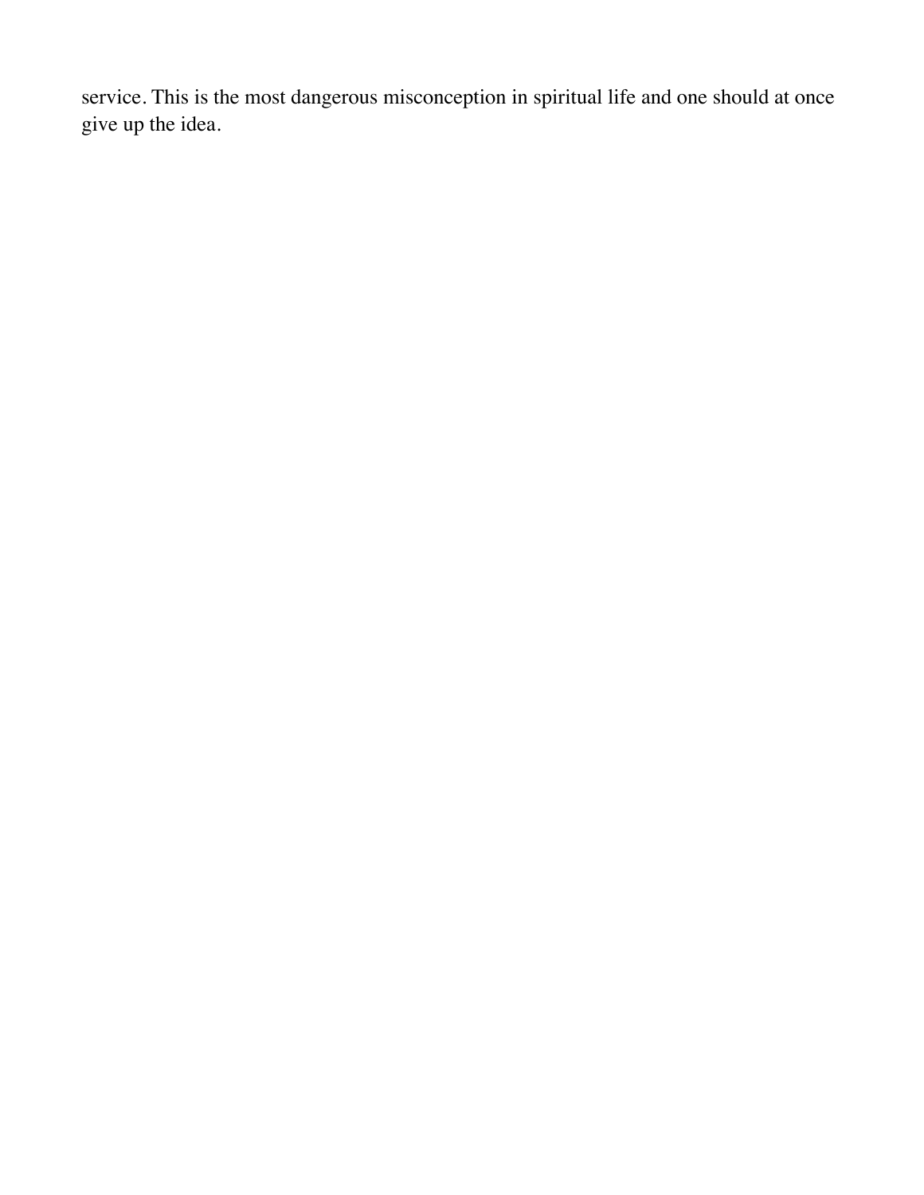service. This is the most dangerous misconception in spiritual life and one should at once give up the idea.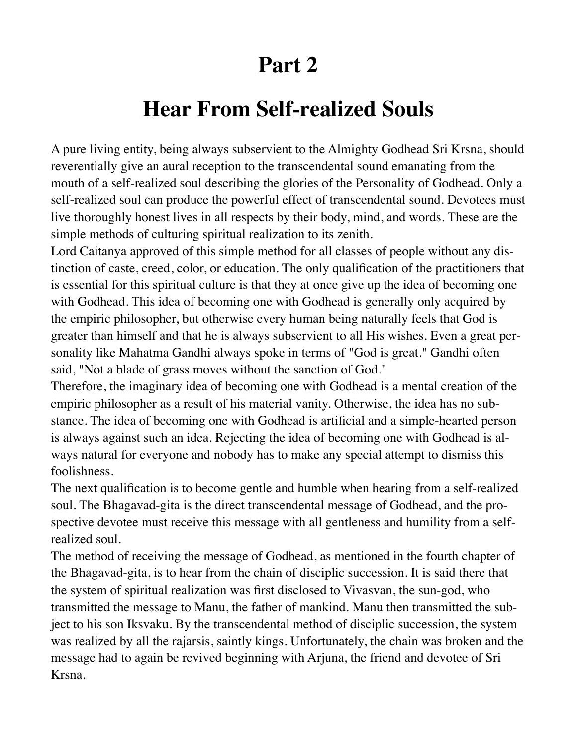# Part 2

# Hear From Self-realized Souls

A pure living entity, being always subservient to the Almighty Godhead Sri Krsna, should reverentially give an aural reception to the transcendental sound emanating from the mouth of a self-realized soul describing the glories of the Personality of Godhead. Only a self-realized soul can produce the powerful effect of transcendental sound. Devotees must live thoroughly honest lives in all respects by their body, mind, and words. These are the simple methods of culturing spiritual realization to its zenith.

Lord Caitanya approved of this simple method for all classes of people without any distinction of caste, creed, color, or education. The only qualification of the practitioners that is essential for this spiritual culture is that they at once give up the idea of becoming one with Godhead. This idea of becoming one with Godhead is generally only acquired by the empiric philosopher, but otherwise every human being naturally feels that God is greater than himself and that he is always subservient to all His wishes. Even a great personality like Mahatma Gandhi always spoke in terms of "God is great." Gandhi often said, "Not a blade of grass moves without the sanction of God."

Therefore, the imaginary idea of becoming one with Godhead is a mental creation of the empiric philosopher as a result of his material vanity. Otherwise, the idea has no substance. The idea of becoming one with Godhead is artificial and a simple-hearted person is always against such an idea. Rejecting the idea of becoming one with Godhead is always natural for everyone and nobody has to make any special attempt to dismiss this foolishness.

The next qualification is to become gentle and humble when hearing from a self-realized soul. The Bhagavad-gita is the direct transcendental message of Godhead, and the prospective devotee must receive this message with all gentleness and humility from a self-realized soul.

The method of receiving the message of Godhead, as mentioned in the fourth chapter of the Bhagavad-gita, is to hear from the chain of disciplic succession. It is said there that the system of spiritual realization was first disclosed to Vivasvan, the sun-god, who transmitted the message to Manu, the father of mankind. Manu then transmitted the subject to his son Iksvaku. By the transcendental method of disciplic succession, the system was realized by all the rajarsis, saintly kings. Unfortunately, the chain was broken and the message had to again be revived beginning with Arjuna, the friend and devotee of Sri Krsna.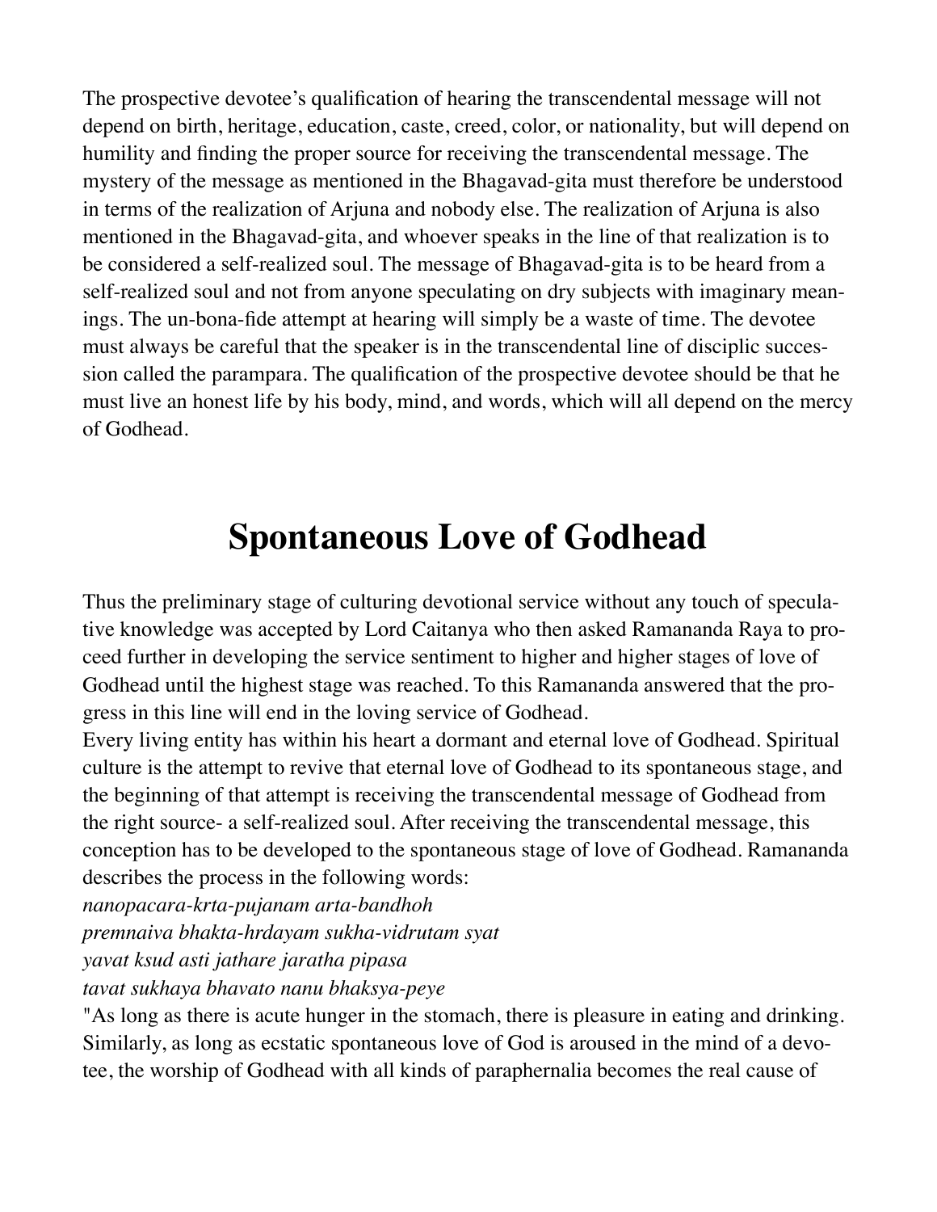The prospective devotee's qualification of hearing the transcendental message will not depend on birth, heritage, education, caste, creed, color, or nationality, but will depend on humility and finding the proper source for receiving the transcendental message. The mystery of the message as mentioned in the Bhagavad-gita must therefore be understood in terms of the realization of Arjuna and nobody else. The realization of Arjuna is also mentioned in the Bhagavad-gita, and whoever speaks in the line of that realization is to be considered a self-realized soul. The message of Bhagavad-gita is to be heard from a self-realized soul and not from anyone speculating on dry subjects with imaginary meanings. The un-bona-fide attempt at hearing will simply be a waste of time. The devotee must always be careful that the speaker is in the transcendental line of disciplic succession called the parampara. The qualification of the prospective devotee should be that he must live an honest life by his body, mind, and words, which will all depend on the mercy of Godhead.

# Spontaneous Love of Godhead

Thus the preliminary stage of culturing devotional service without any touch of speculative knowledge was accepted by Lord Caitanya who then asked Ramananda Raya to proceed further in developing the service sentiment to higher and higher stages of love of Godhead until the highest stage was reached. To this Ramananda answered that the progress in this line will end in the loving service of Godhead.

Every living entity has within his heart a dormant and eternal love of Godhead. Spiritual culture is the attempt to revive that eternal love of Godhead to its spontaneous stage, and the beginning of that attempt is receiving the transcendental message of Godhead from the right source- a self-realized soul. After receiving the transcendental message, this conception has to be developed to the spontaneous stage of love of Godhead. Ramananda describes the process in the following words:

*nanopacara-krta-pujanam arta-bandhoh*
*premnaiva bhakta-hrdayam sukha-vidrutam syat*
*yavat ksud asti jathare jaratha pipasa*
*tavat sukhaya bhavato nanu bhaksya-peye*

"As long as there is acute hunger in the stomach, there is pleasure in eating and drinking. Similarly, as long as ecstatic spontaneous love of God is aroused in the mind of a devotee, the worship of Godhead with all kinds of paraphernalia becomes the real cause of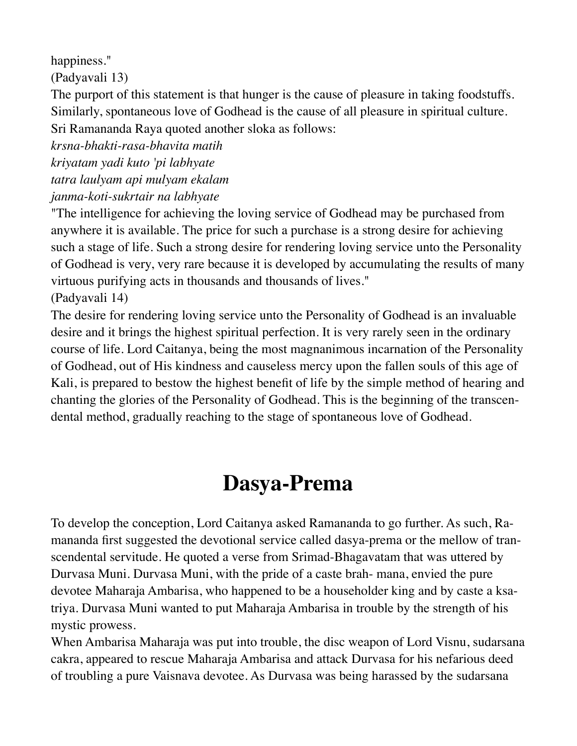happiness."
(Padyavali 13)
The purport of this statement is that hunger is the cause of pleasure in taking foodstuffs. Similarly, spontaneous love of Godhead is the cause of all pleasure in spiritual culture.
Sri Ramananda Raya quoted another sloka as follows:
*krsna-bhakti-rasa-bhavita matih*
*kriyatam yadi kuto 'pi labhyate*
*tatra laulyam api mulyam ekalam*
*janma-koti-sukrtair na labhyate*
"The intelligence for achieving the loving service of Godhead may be purchased from anywhere it is available. The price for such a purchase is a strong desire for achieving such a stage of life. Such a strong desire for rendering loving service unto the Personality of Godhead is very, very rare because it is developed by accumulating the results of many virtuous purifying acts in thousands and thousands of lives."
(Padyavali 14)
The desire for rendering loving service unto the Personality of Godhead is an invaluable desire and it brings the highest spiritual perfection. It is very rarely seen in the ordinary course of life. Lord Caitanya, being the most magnanimous incarnation of the Personality of Godhead, out of His kindness and causeless mercy upon the fallen souls of this age of Kali, is prepared to bestow the highest benefit of life by the simple method of hearing and chanting the glories of the Personality of Godhead. This is the beginning of the transcendental method, gradually reaching to the stage of spontaneous love of Godhead.

# Dasya-Prema

To develop the conception, Lord Caitanya asked Ramananda to go further. As such, Ramananda first suggested the devotional service called dasya-prema or the mellow of transcendental servitude. He quoted a verse from Srimad-Bhagavatam that was uttered by Durvasa Muni. Durvasa Muni, with the pride of a caste brah- mana, envied the pure devotee Maharaja Ambarisa, who happened to be a householder king and by caste a ksatriya. Durvasa Muni wanted to put Maharaja Ambarisa in trouble by the strength of his mystic prowess.
When Ambarisa Maharaja was put into trouble, the disc weapon of Lord Visnu, sudarsana cakra, appeared to rescue Maharaja Ambarisa and attack Durvasa for his nefarious deed of troubling a pure Vaisnava devotee. As Durvasa was being harassed by the sudarsana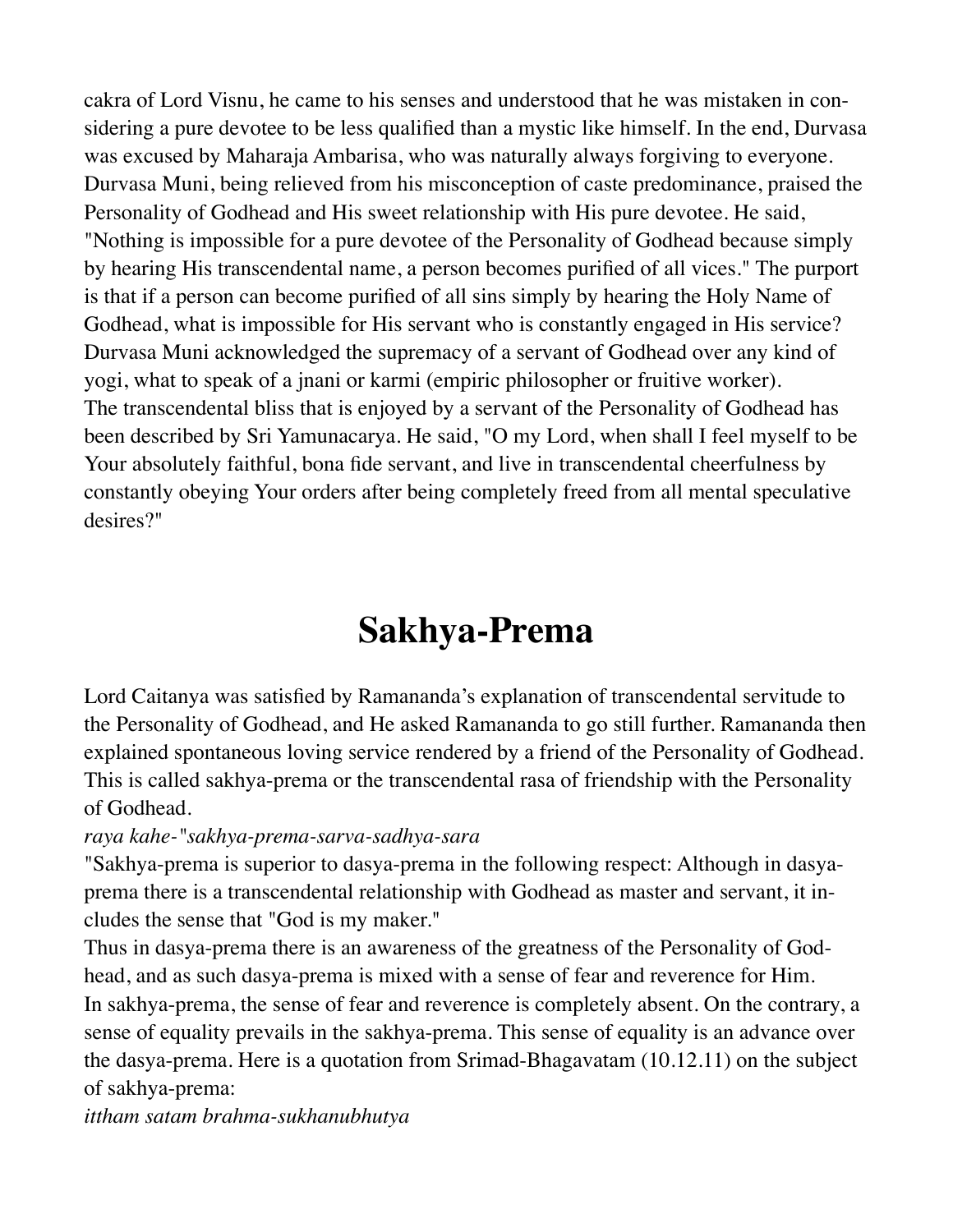cakra of Lord Visnu, he came to his senses and understood that he was mistaken in considering a pure devotee to be less qualified than a mystic like himself. In the end, Durvasa was excused by Maharaja Ambarisa, who was naturally always forgiving to everyone. Durvasa Muni, being relieved from his misconception of caste predominance, praised the Personality of Godhead and His sweet relationship with His pure devotee. He said, "Nothing is impossible for a pure devotee of the Personality of Godhead because simply by hearing His transcendental name, a person becomes purified of all vices." The purport is that if a person can become purified of all sins simply by hearing the Holy Name of Godhead, what is impossible for His servant who is constantly engaged in His service? Durvasa Muni acknowledged the supremacy of a servant of Godhead over any kind of yogi, what to speak of a jnani or karmi (empiric philosopher or fruitive worker).
The transcendental bliss that is enjoyed by a servant of the Personality of Godhead has been described by Sri Yamunacarya. He said, "O my Lord, when shall I feel myself to be Your absolutely faithful, bona fide servant, and live in transcendental cheerfulness by constantly obeying Your orders after being completely freed from all mental speculative desires?"

# Sakhya-Prema

Lord Caitanya was satisfied by Ramananda's explanation of transcendental servitude to the Personality of Godhead, and He asked Ramananda to go still further. Ramananda then explained spontaneous loving service rendered by a friend of the Personality of Godhead. This is called sakhya-prema or the transcendental rasa of friendship with the Personality of Godhead.
*raya kahe-"sakhya-prema-sarva-sadhya-sara*
"Sakhya-prema is superior to dasya-prema in the following respect: Although in dasya-prema there is a transcendental relationship with Godhead as master and servant, it includes the sense that "God is my maker."
Thus in dasya-prema there is an awareness of the greatness of the Personality of Godhead, and as such dasya-prema is mixed with a sense of fear and reverence for Him.
In sakhya-prema, the sense of fear and reverence is completely absent. On the contrary, a sense of equality prevails in the sakhya-prema. This sense of equality is an advance over the dasya-prema. Here is a quotation from Srimad-Bhagavatam (10.12.11) on the subject of sakhya-prema:
*ittham satam brahma-sukhanubhutya*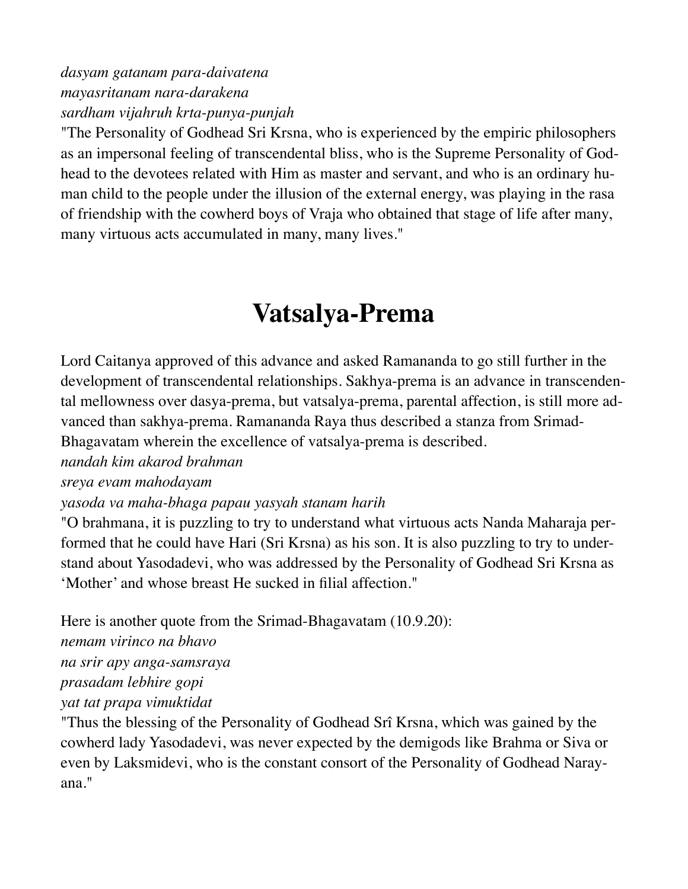*dasyam gatanam para-daivatena*
*mayasritanam nara-darakena*
*sardham vijahruh krta-punya-punjah*
"The Personality of Godhead Sri Krsna, who is experienced by the empiric philosophers as an impersonal feeling of transcendental bliss, who is the Supreme Personality of Godhead to the devotees related with Him as master and servant, and who is an ordinary human child to the people under the illusion of the external energy, was playing in the rasa of friendship with the cowherd boys of Vraja who obtained that stage of life after many, many virtuous acts accumulated in many, many lives."

# Vatsalya-Prema

Lord Caitanya approved of this advance and asked Ramananda to go still further in the development of transcendental relationships. Sakhya-prema is an advance in transcendental mellowness over dasya-prema, but vatsalya-prema, parental affection, is still more advanced than sakhya-prema. Ramananda Raya thus described a stanza from Srimad-Bhagavatam wherein the excellence of vatsalya-prema is described.
*nandah kim akarod brahman*
*sreya evam mahodayam*
*yasoda va maha-bhaga papau yasyah stanam harih*
"O brahmana, it is puzzling to try to understand what virtuous acts Nanda Maharaja performed that he could have Hari (Sri Krsna) as his son. It is also puzzling to try to understand about Yasodadevi, who was addressed by the Personality of Godhead Sri Krsna as 'Mother' and whose breast He sucked in filial affection."

Here is another quote from the Srimad-Bhagavatam (10.9.20):
*nemam virinco na bhavo*
*na srir apy anga-samsraya*
*prasadam lebhire gopi*
*yat tat prapa vimuktidat*
"Thus the blessing of the Personality of Godhead Srî Krsna, which was gained by the cowherd lady Yasodadevi, was never expected by the demigods like Brahma or Siva or even by Laksmidevi, who is the constant consort of the Personality of Godhead Narayana."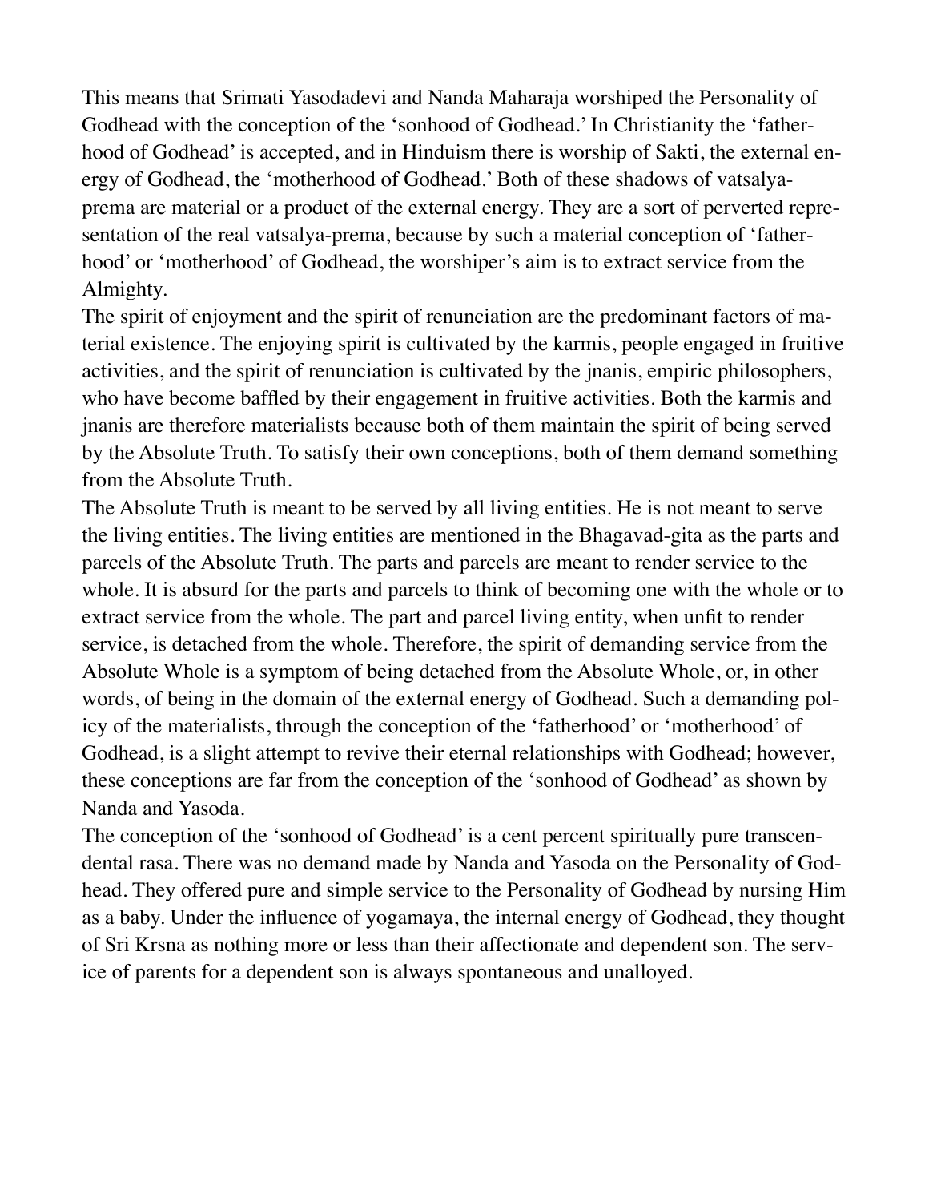This means that Srimati Yasodadevi and Nanda Maharaja worshiped the Personality of Godhead with the conception of the 'sonhood of Godhead.' In Christianity the 'fatherhood of Godhead' is accepted, and in Hinduism there is worship of Sakti, the external energy of Godhead, the 'motherhood of Godhead.' Both of these shadows of vatsalya-prema are material or a product of the external energy. They are a sort of perverted representation of the real vatsalya-prema, because by such a material conception of 'fatherhood' or 'motherhood' of Godhead, the worshiper's aim is to extract service from the Almighty.

The spirit of enjoyment and the spirit of renunciation are the predominant factors of material existence. The enjoying spirit is cultivated by the karmis, people engaged in fruitive activities, and the spirit of renunciation is cultivated by the jnanis, empiric philosophers, who have become baffled by their engagement in fruitive activities. Both the karmis and jnanis are therefore materialists because both of them maintain the spirit of being served by the Absolute Truth. To satisfy their own conceptions, both of them demand something from the Absolute Truth.

The Absolute Truth is meant to be served by all living entities. He is not meant to serve the living entities. The living entities are mentioned in the Bhagavad-gita as the parts and parcels of the Absolute Truth. The parts and parcels are meant to render service to the whole. It is absurd for the parts and parcels to think of becoming one with the whole or to extract service from the whole. The part and parcel living entity, when unfit to render service, is detached from the whole. Therefore, the spirit of demanding service from the Absolute Whole is a symptom of being detached from the Absolute Whole, or, in other words, of being in the domain of the external energy of Godhead. Such a demanding policy of the materialists, through the conception of the 'fatherhood' or 'motherhood' of Godhead, is a slight attempt to revive their eternal relationships with Godhead; however, these conceptions are far from the conception of the 'sonhood of Godhead' as shown by Nanda and Yasoda.

The conception of the 'sonhood of Godhead' is a cent percent spiritually pure transcendental rasa. There was no demand made by Nanda and Yasoda on the Personality of Godhead. They offered pure and simple service to the Personality of Godhead by nursing Him as a baby. Under the influence of yogamaya, the internal energy of Godhead, they thought of Sri Krsna as nothing more or less than their affectionate and dependent son. The service of parents for a dependent son is always spontaneous and unalloyed.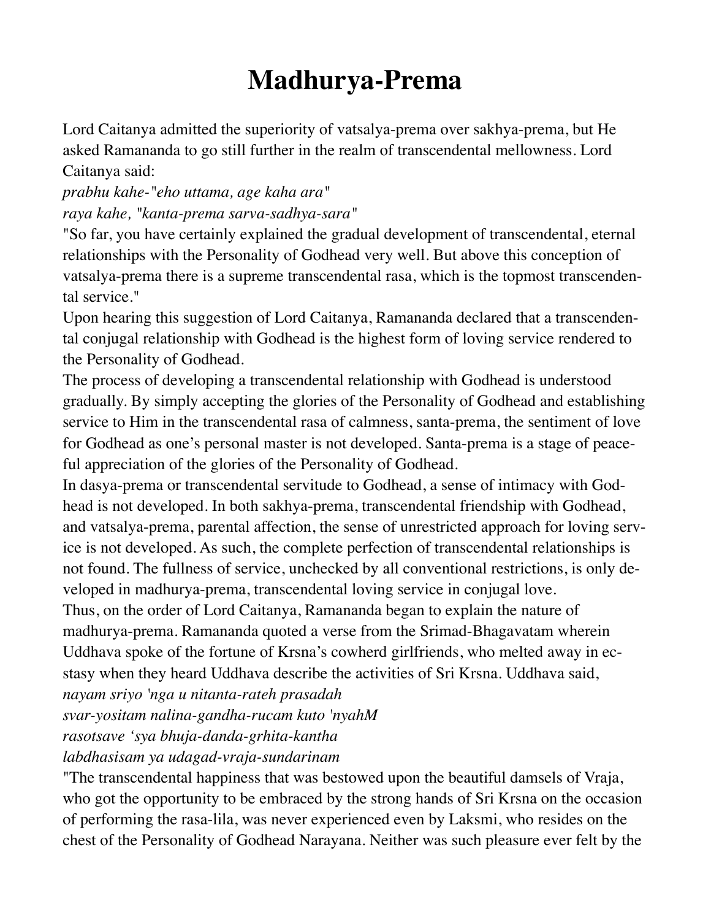# Madhurya-Prema

Lord Caitanya admitted the superiority of vatsalya-prema over sakhya-prema, but He asked Ramananda to go still further in the realm of transcendental mellowness. Lord Caitanya said:

*prabhu kahe-"eho uttama, age kaha ara"*
*raya kahe, "kanta-prema sarva-sadhya-sara"*

"So far, you have certainly explained the gradual development of transcendental, eternal relationships with the Personality of Godhead very well. But above this conception of vatsalya-prema there is a supreme transcendental rasa, which is the topmost transcendental service."

Upon hearing this suggestion of Lord Caitanya, Ramananda declared that a transcendental conjugal relationship with Godhead is the highest form of loving service rendered to the Personality of Godhead.

The process of developing a transcendental relationship with Godhead is understood gradually. By simply accepting the glories of the Personality of Godhead and establishing service to Him in the transcendental rasa of calmness, santa-prema, the sentiment of love for Godhead as one's personal master is not developed. Santa-prema is a stage of peaceful appreciation of the glories of the Personality of Godhead.

In dasya-prema or transcendental servitude to Godhead, a sense of intimacy with Godhead is not developed. In both sakhya-prema, transcendental friendship with Godhead, and vatsalya-prema, parental affection, the sense of unrestricted approach for loving service is not developed. As such, the complete perfection of transcendental relationships is not found. The fullness of service, unchecked by all conventional restrictions, is only developed in madhurya-prema, transcendental loving service in conjugal love.

Thus, on the order of Lord Caitanya, Ramananda began to explain the nature of madhurya-prema. Ramananda quoted a verse from the Srimad-Bhagavatam wherein Uddhava spoke of the fortune of Krsna's cowherd girlfriends, who melted away in ecstasy when they heard Uddhava describe the activities of Sri Krsna. Uddhava said,

*nayam sriyo 'nga u nitanta-rateh prasadah*
*svar-yositam nalina-gandha-rucam kuto 'nyahM*
*rasotsave 'sya bhuja-danda-grhita-kantha*
*labdhasisam ya udagad-vraja-sundarinam*

"The transcendental happiness that was bestowed upon the beautiful damsels of Vraja, who got the opportunity to be embraced by the strong hands of Sri Krsna on the occasion of performing the rasa-lila, was never experienced even by Laksmi, who resides on the chest of the Personality of Godhead Narayana. Neither was such pleasure ever felt by the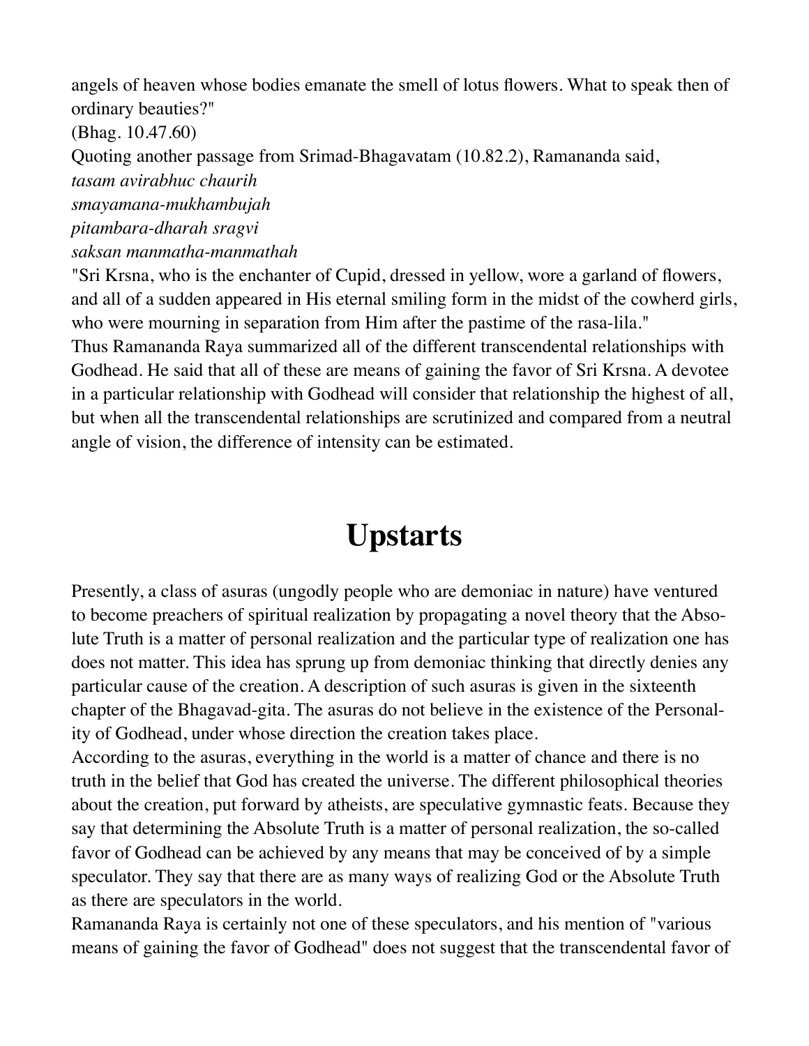angels of heaven whose bodies emanate the smell of lotus flowers. What to speak then of ordinary beauties?"
(Bhag. 10.47.60)
Quoting another passage from Srimad-Bhagavatam (10.82.2), Ramananda said,
*tasam avirabhuc chaurih*
*smayamana-mukhambujah*
*pitambara-dharah sragvi*
*saksan manmatha-manmathah*
"Sri Krsna, who is the enchanter of Cupid, dressed in yellow, wore a garland of flowers, and all of a sudden appeared in His eternal smiling form in the midst of the cowherd girls, who were mourning in separation from Him after the pastime of the rasa-lila."
Thus Ramananda Raya summarized all of the different transcendental relationships with Godhead. He said that all of these are means of gaining the favor of Sri Krsna. A devotee in a particular relationship with Godhead will consider that relationship the highest of all, but when all the transcendental relationships are scrutinized and compared from a neutral angle of vision, the difference of intensity can be estimated.

# Upstarts

Presently, a class of asuras (ungodly people who are demoniac in nature) have ventured to become preachers of spiritual realization by propagating a novel theory that the Absolute Truth is a matter of personal realization and the particular type of realization one has does not matter. This idea has sprung up from demoniac thinking that directly denies any particular cause of the creation. A description of such asuras is given in the sixteenth chapter of the Bhagavad-gita. The asuras do not believe in the existence of the Personality of Godhead, under whose direction the creation takes place.
According to the asuras, everything in the world is a matter of chance and there is no truth in the belief that God has created the universe. The different philosophical theories about the creation, put forward by atheists, are speculative gymnastic feats. Because they say that determining the Absolute Truth is a matter of personal realization, the so-called favor of Godhead can be achieved by any means that may be conceived of by a simple speculator. They say that there are as many ways of realizing God or the Absolute Truth as there are speculators in the world.
Ramananda Raya is certainly not one of these speculators, and his mention of "various means of gaining the favor of Godhead" does not suggest that the transcendental favor of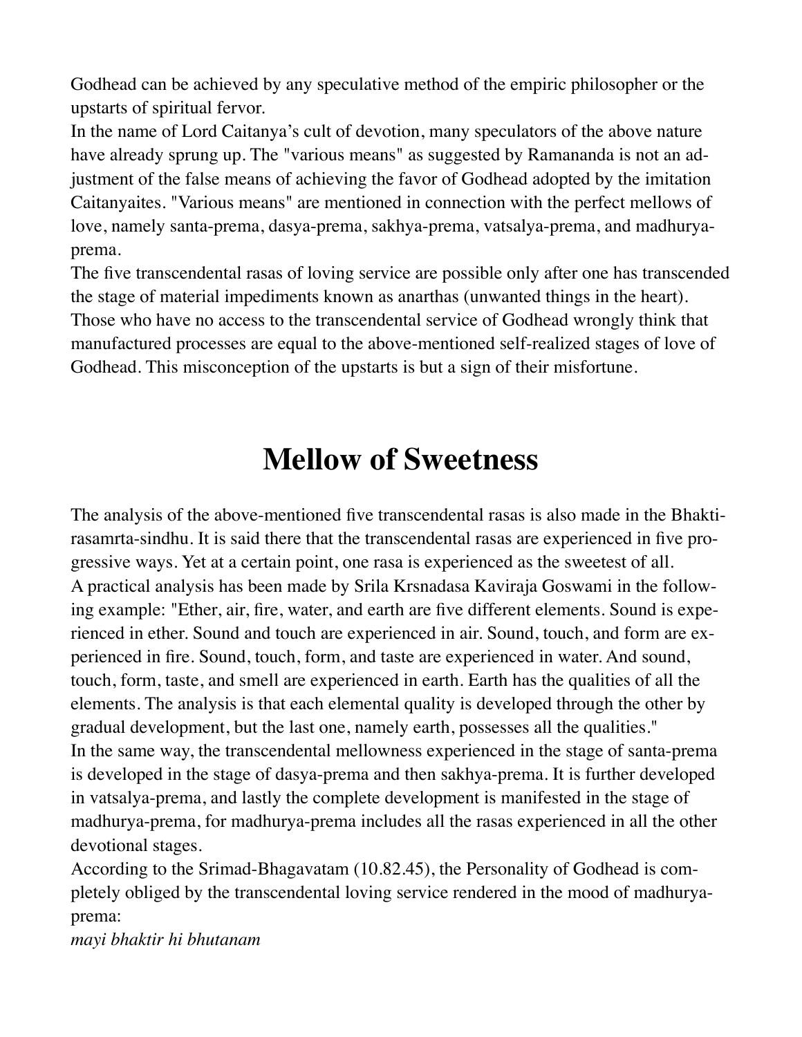Godhead can be achieved by any speculative method of the empiric philosopher or the upstarts of spiritual fervor.

In the name of Lord Caitanya's cult of devotion, many speculators of the above nature have already sprung up. The "various means" as suggested by Ramananda is not an adjustment of the false means of achieving the favor of Godhead adopted by the imitation Caitanyaites. "Various means" are mentioned in connection with the perfect mellows of love, namely santa-prema, dasya-prema, sakhya-prema, vatsalya-prema, and madhurya-prema.

The five transcendental rasas of loving service are possible only after one has transcended the stage of material impediments known as anarthas (unwanted things in the heart). Those who have no access to the transcendental service of Godhead wrongly think that manufactured processes are equal to the above-mentioned self-realized stages of love of Godhead. This misconception of the upstarts is but a sign of their misfortune.

# Mellow of Sweetness

The analysis of the above-mentioned five transcendental rasas is also made in the Bhakti-rasamrta-sindhu. It is said there that the transcendental rasas are experienced in five progressive ways. Yet at a certain point, one rasa is experienced as the sweetest of all.

A practical analysis has been made by Srila Krsnadasa Kaviraja Goswami in the following example: "Ether, air, fire, water, and earth are five different elements. Sound is experienced in ether. Sound and touch are experienced in air. Sound, touch, and form are experienced in fire. Sound, touch, form, and taste are experienced in water. And sound, touch, form, taste, and smell are experienced in earth. Earth has the qualities of all the elements. The analysis is that each elemental quality is developed through the other by gradual development, but the last one, namely earth, possesses all the qualities."

In the same way, the transcendental mellowness experienced in the stage of santa-prema is developed in the stage of dasya-prema and then sakhya-prema. It is further developed in vatsalya-prema, and lastly the complete development is manifested in the stage of madhurya-prema, for madhurya-prema includes all the rasas experienced in all the other devotional stages.

According to the Srimad-Bhagavatam (10.82.45), the Personality of Godhead is completely obliged by the transcendental loving service rendered in the mood of madhurya-prema:

*mayi bhaktir hi bhutanam*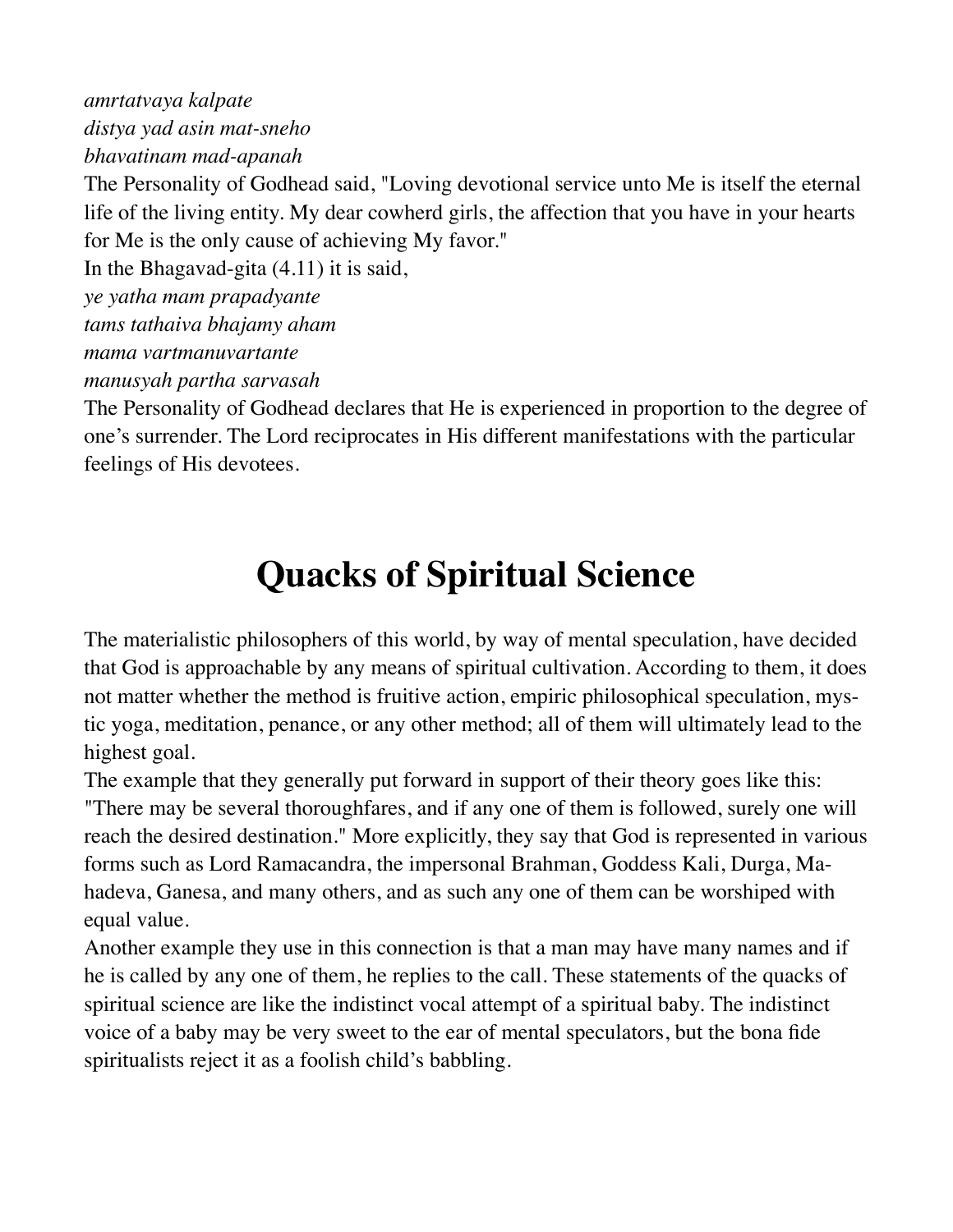*amrtatvaya kalpate*
*distya yad asin mat-sneho*
*bhavatinam mad-apanah*

The Personality of Godhead said, "Loving devotional service unto Me is itself the eternal life of the living entity. My dear cowherd girls, the affection that you have in your hearts for Me is the only cause of achieving My favor."

In the Bhagavad-gita (4.11) it is said,

*ye yatha mam prapadyante*
*tams tathaiva bhajamy aham*
*mama vartmanuvartante*
*manusyah partha sarvasah*

The Personality of Godhead declares that He is experienced in proportion to the degree of one's surrender. The Lord reciprocates in His different manifestations with the particular feelings of His devotees.

# Quacks of Spiritual Science

The materialistic philosophers of this world, by way of mental speculation, have decided that God is approachable by any means of spiritual cultivation. According to them, it does not matter whether the method is fruitive action, empiric philosophical speculation, mystic yoga, meditation, penance, or any other method; all of them will ultimately lead to the highest goal.

The example that they generally put forward in support of their theory goes like this: "There may be several thoroughfares, and if any one of them is followed, surely one will reach the desired destination." More explicitly, they say that God is represented in various forms such as Lord Ramacandra, the impersonal Brahman, Goddess Kali, Durga, Mahadeva, Ganesa, and many others, and as such any one of them can be worshiped with equal value.

Another example they use in this connection is that a man may have many names and if he is called by any one of them, he replies to the call. These statements of the quacks of spiritual science are like the indistinct vocal attempt of a spiritual baby. The indistinct voice of a baby may be very sweet to the ear of mental speculators, but the bona fide spiritualists reject it as a foolish child's babbling.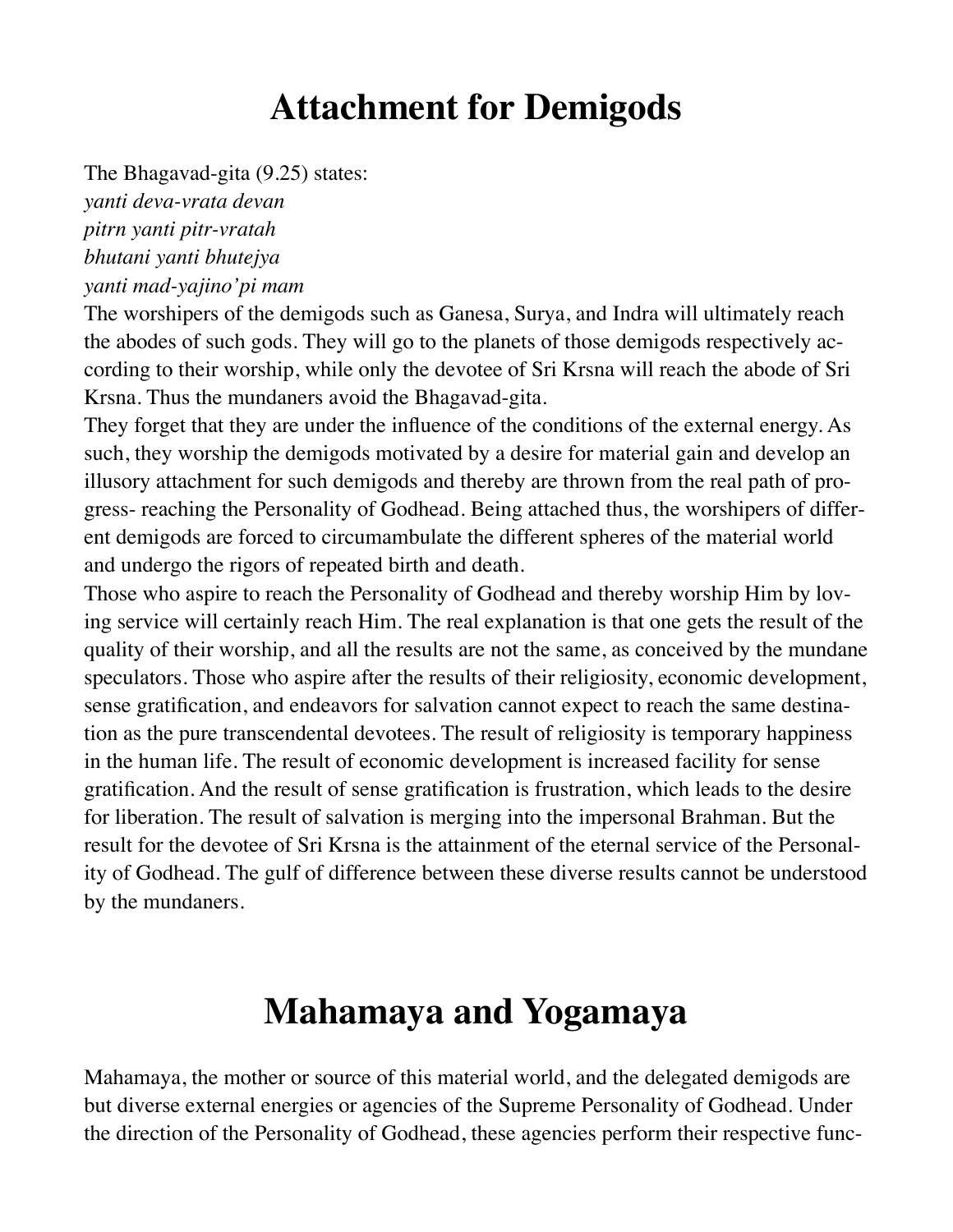# Attachment for Demigods

The Bhagavad-gita (9.25) states:
*yanti deva-vrata devan*
*pitrn yanti pitr-vratah*
*bhutani yanti bhutejya*
*yanti mad-yajino'pi mam*

The worshipers of the demigods such as Ganesa, Surya, and Indra will ultimately reach the abodes of such gods. They will go to the planets of those demigods respectively according to their worship, while only the devotee of Sri Krsna will reach the abode of Sri Krsna. Thus the mundaners avoid the Bhagavad-gita.

They forget that they are under the influence of the conditions of the external energy. As such, they worship the demigods motivated by a desire for material gain and develop an illusory attachment for such demigods and thereby are thrown from the real path of progress- reaching the Personality of Godhead. Being attached thus, the worshipers of different demigods are forced to circumambulate the different spheres of the material world and undergo the rigors of repeated birth and death.

Those who aspire to reach the Personality of Godhead and thereby worship Him by loving service will certainly reach Him. The real explanation is that one gets the result of the quality of their worship, and all the results are not the same, as conceived by the mundane speculators. Those who aspire after the results of their religiosity, economic development, sense gratification, and endeavors for salvation cannot expect to reach the same destination as the pure transcendental devotees. The result of religiosity is temporary happiness in the human life. The result of economic development is increased facility for sense gratification. And the result of sense gratification is frustration, which leads to the desire for liberation. The result of salvation is merging into the impersonal Brahman. But the result for the devotee of Sri Krsna is the attainment of the eternal service of the Personality of Godhead. The gulf of difference between these diverse results cannot be understood by the mundaners.

# Mahamaya and Yogamaya

Mahamaya, the mother or source of this material world, and the delegated demigods are but diverse external energies or agencies of the Supreme Personality of Godhead. Under the direction of the Personality of Godhead, these agencies perform their respective func-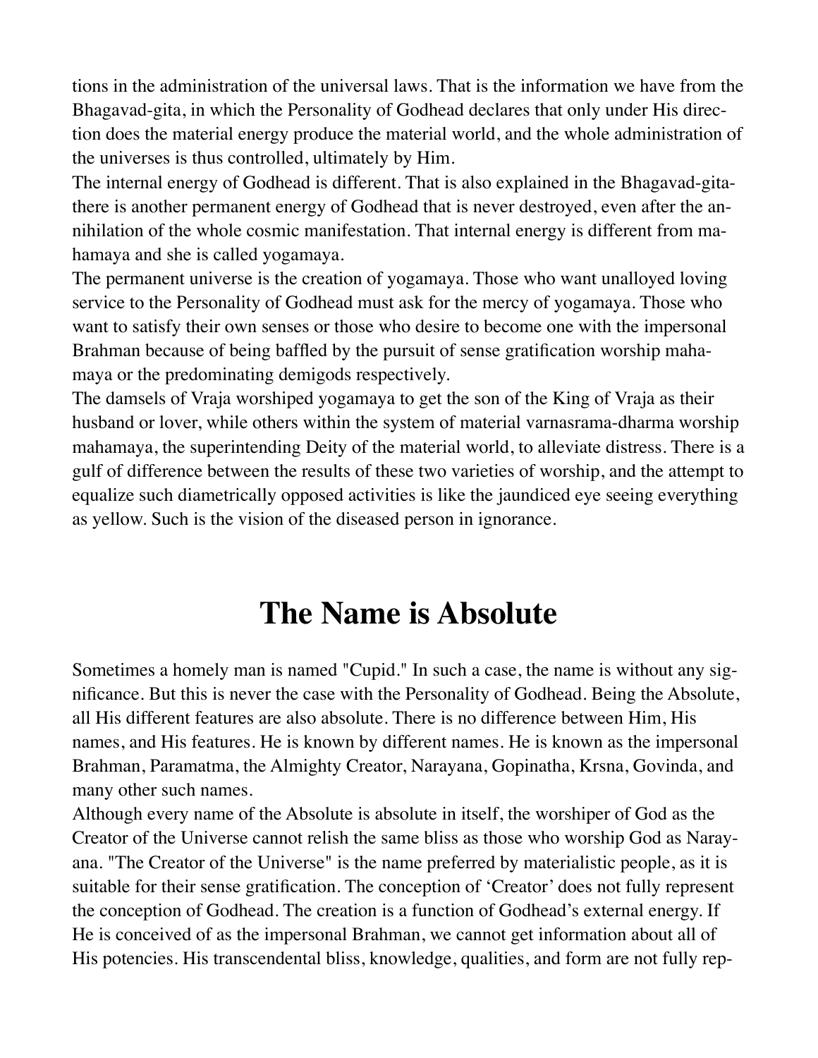tions in the administration of the universal laws. That is the information we have from the Bhagavad-gita, in which the Personality of Godhead declares that only under His direction does the material energy produce the material world, and the whole administration of the universes is thus controlled, ultimately by Him.

The internal energy of Godhead is different. That is also explained in the Bhagavad-gita-there is another permanent energy of Godhead that is never destroyed, even after the annihilation of the whole cosmic manifestation. That internal energy is different from mahamaya and she is called yogamaya.

The permanent universe is the creation of yogamaya. Those who want unalloyed loving service to the Personality of Godhead must ask for the mercy of yogamaya. Those who want to satisfy their own senses or those who desire to become one with the impersonal Brahman because of being baffled by the pursuit of sense gratification worship mahamaya or the predominating demigods respectively.

The damsels of Vraja worshiped yogamaya to get the son of the King of Vraja as their husband or lover, while others within the system of material varnasrama-dharma worship mahamaya, the superintending Deity of the material world, to alleviate distress. There is a gulf of difference between the results of these two varieties of worship, and the attempt to equalize such diametrically opposed activities is like the jaundiced eye seeing everything as yellow. Such is the vision of the diseased person in ignorance.

# The Name is Absolute

Sometimes a homely man is named "Cupid." In such a case, the name is without any significance. But this is never the case with the Personality of Godhead. Being the Absolute, all His different features are also absolute. There is no difference between Him, His names, and His features. He is known by different names. He is known as the impersonal Brahman, Paramatma, the Almighty Creator, Narayana, Gopinatha, Krsna, Govinda, and many other such names.

Although every name of the Absolute is absolute in itself, the worshiper of God as the Creator of the Universe cannot relish the same bliss as those who worship God as Narayana. "The Creator of the Universe" is the name preferred by materialistic people, as it is suitable for their sense gratification. The conception of 'Creator' does not fully represent the conception of Godhead. The creation is a function of Godhead's external energy. If He is conceived of as the impersonal Brahman, we cannot get information about all of His potencies. His transcendental bliss, knowledge, qualities, and form are not fully rep-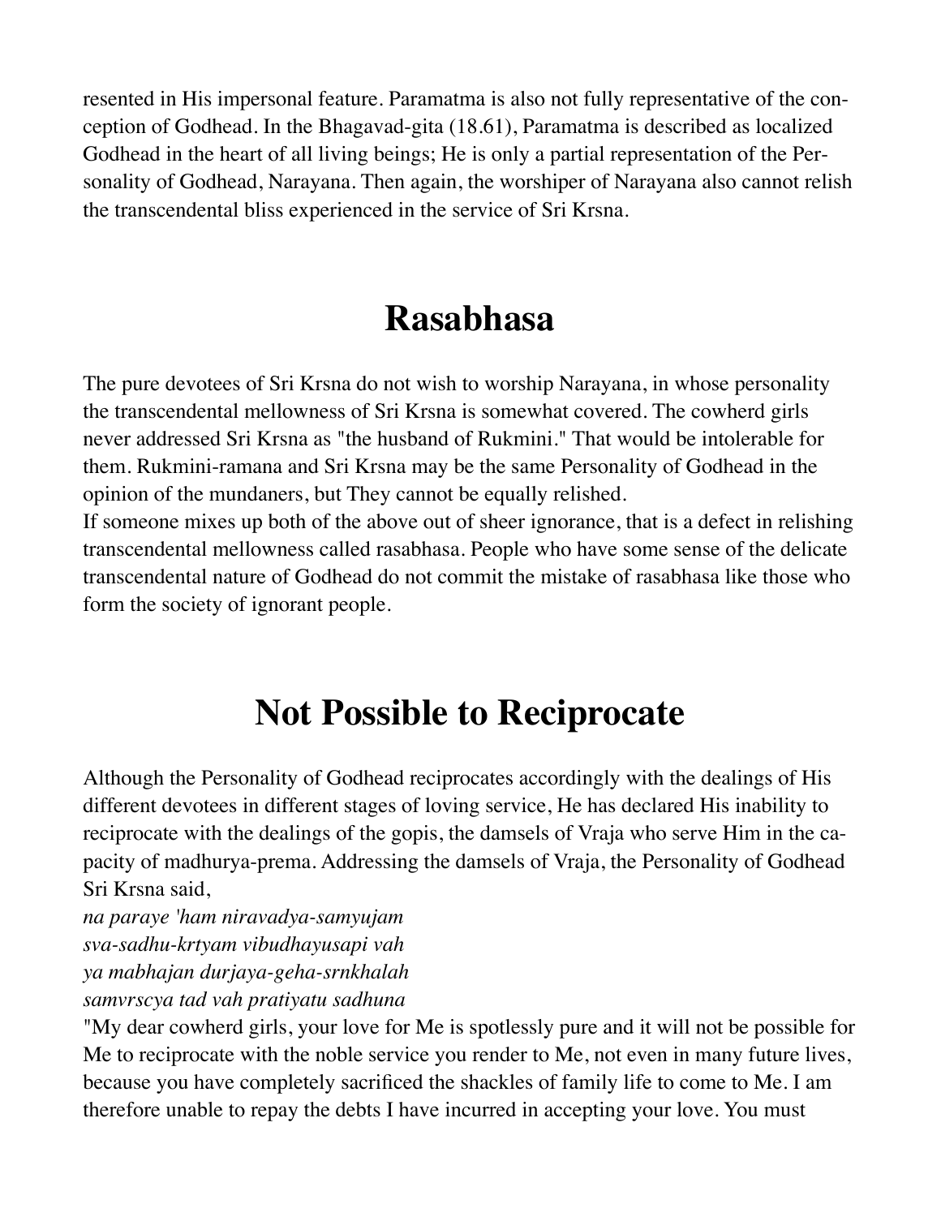resented in His impersonal feature. Paramatma is also not fully representative of the conception of Godhead. In the Bhagavad-gita (18.61), Paramatma is described as localized Godhead in the heart of all living beings; He is only a partial representation of the Personality of Godhead, Narayana. Then again, the worshiper of Narayana also cannot relish the transcendental bliss experienced in the service of Sri Krsna.

# Rasabhasa

The pure devotees of Sri Krsna do not wish to worship Narayana, in whose personality the transcendental mellowness of Sri Krsna is somewhat covered. The cowherd girls never addressed Sri Krsna as "the husband of Rukmini." That would be intolerable for them. Rukmini-ramana and Sri Krsna may be the same Personality of Godhead in the opinion of the mundaners, but They cannot be equally relished.

If someone mixes up both of the above out of sheer ignorance, that is a defect in relishing transcendental mellowness called rasabhasa. People who have some sense of the delicate transcendental nature of Godhead do not commit the mistake of rasabhasa like those who form the society of ignorant people.

# Not Possible to Reciprocate

Although the Personality of Godhead reciprocates accordingly with the dealings of His different devotees in different stages of loving service, He has declared His inability to reciprocate with the dealings of the gopis, the damsels of Vraja who serve Him in the capacity of madhurya-prema. Addressing the damsels of Vraja, the Personality of Godhead Sri Krsna said,

*na paraye 'ham niravadya-samyujam*
*sva-sadhu-krtyam vibudhayusapi vah*
*ya mabhajan durjaya-geha-srnkhalah*
*samvrscya tad vah pratiyatu sadhuna*

"My dear cowherd girls, your love for Me is spotlessly pure and it will not be possible for Me to reciprocate with the noble service you render to Me, not even in many future lives, because you have completely sacrificed the shackles of family life to come to Me. I am therefore unable to repay the debts I have incurred in accepting your love. You must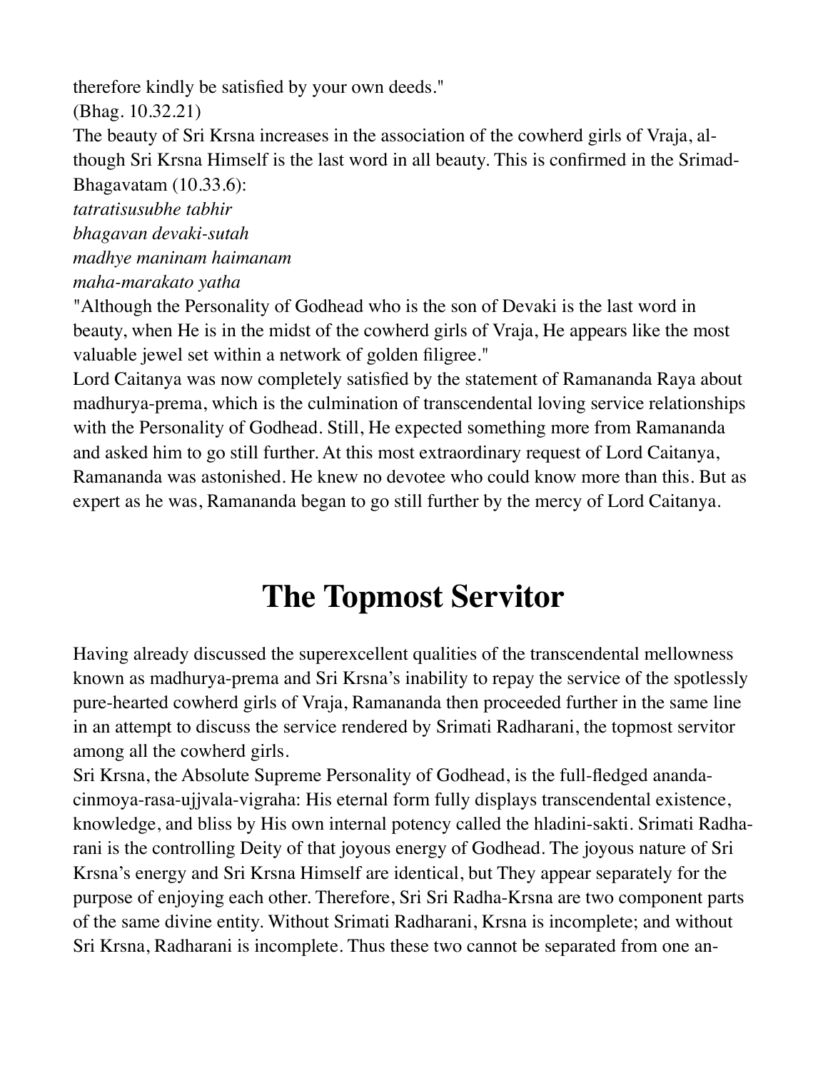therefore kindly be satisfied by your own deeds."
(Bhag. 10.32.21)

The beauty of Sri Krsna increases in the association of the cowherd girls of Vraja, although Sri Krsna Himself is the last word in all beauty. This is confirmed in the Srimad-Bhagavatam (10.33.6):

*tatratisusubhe tabhir*
*bhagavan devaki-sutah*
*madhye maninam haimanam*
*maha-marakato yatha*

"Although the Personality of Godhead who is the son of Devaki is the last word in beauty, when He is in the midst of the cowherd girls of Vraja, He appears like the most valuable jewel set within a network of golden filigree."

Lord Caitanya was now completely satisfied by the statement of Ramananda Raya about madhurya-prema, which is the culmination of transcendental loving service relationships with the Personality of Godhead. Still, He expected something more from Ramananda and asked him to go still further. At this most extraordinary request of Lord Caitanya, Ramananda was astonished. He knew no devotee who could know more than this. But as expert as he was, Ramananda began to go still further by the mercy of Lord Caitanya.

# The Topmost Servitor

Having already discussed the superexcellent qualities of the transcendental mellowness known as madhurya-prema and Sri Krsna's inability to repay the service of the spotlessly pure-hearted cowherd girls of Vraja, Ramananda then proceeded further in the same line in an attempt to discuss the service rendered by Srimati Radharani, the topmost servitor among all the cowherd girls.

Sri Krsna, the Absolute Supreme Personality of Godhead, is the full-fledged ananda-cinmoya-rasa-ujjvala-vigraha: His eternal form fully displays transcendental existence, knowledge, and bliss by His own internal potency called the hladini-sakti. Srimati Radharani is the controlling Deity of that joyous energy of Godhead. The joyous nature of Sri Krsna's energy and Sri Krsna Himself are identical, but They appear separately for the purpose of enjoying each other. Therefore, Sri Sri Radha-Krsna are two component parts of the same divine entity. Without Srimati Radharani, Krsna is incomplete; and without Sri Krsna, Radharani is incomplete. Thus these two cannot be separated from one an-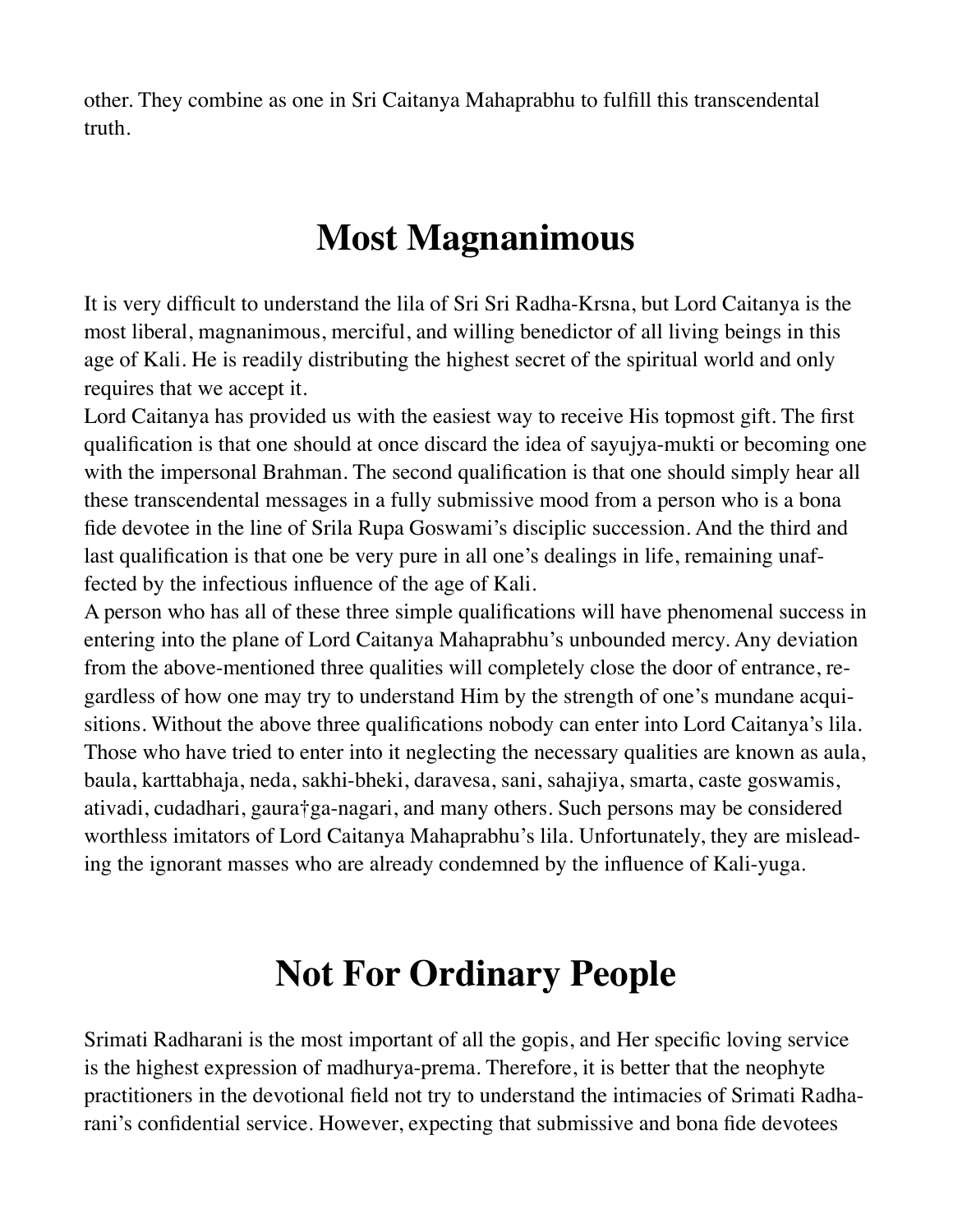other. They combine as one in Sri Caitanya Mahaprabhu to fulfill this transcendental truth.

# Most Magnanimous

It is very difficult to understand the lila of Sri Sri Radha-Krsna, but Lord Caitanya is the most liberal, magnanimous, merciful, and willing benedictor of all living beings in this age of Kali. He is readily distributing the highest secret of the spiritual world and only requires that we accept it.

Lord Caitanya has provided us with the easiest way to receive His topmost gift. The first qualification is that one should at once discard the idea of sayujya-mukti or becoming one with the impersonal Brahman. The second qualification is that one should simply hear all these transcendental messages in a fully submissive mood from a person who is a bona fide devotee in the line of Srila Rupa Goswami's disciplic succession. And the third and last qualification is that one be very pure in all one's dealings in life, remaining unaffected by the infectious influence of the age of Kali.

A person who has all of these three simple qualifications will have phenomenal success in entering into the plane of Lord Caitanya Mahaprabhu's unbounded mercy. Any deviation from the above-mentioned three qualities will completely close the door of entrance, regardless of how one may try to understand Him by the strength of one's mundane acquisitions. Without the above three qualifications nobody can enter into Lord Caitanya's lila. Those who have tried to enter into it neglecting the necessary qualities are known as aula, baula, karttabhaja, neda, sakhi-bheki, daravesa, sani, sahajiya, smarta, caste goswamis, ativadi, cudadhari, gaura†ga-nagari, and many others. Such persons may be considered worthless imitators of Lord Caitanya Mahaprabhu's lila. Unfortunately, they are misleading the ignorant masses who are already condemned by the influence of Kali-yuga.

# Not For Ordinary People

Srimati Radharani is the most important of all the gopis, and Her specific loving service is the highest expression of madhurya-prema. Therefore, it is better that the neophyte practitioners in the devotional field not try to understand the intimacies of Srimati Radharani's confidential service. However, expecting that submissive and bona fide devotees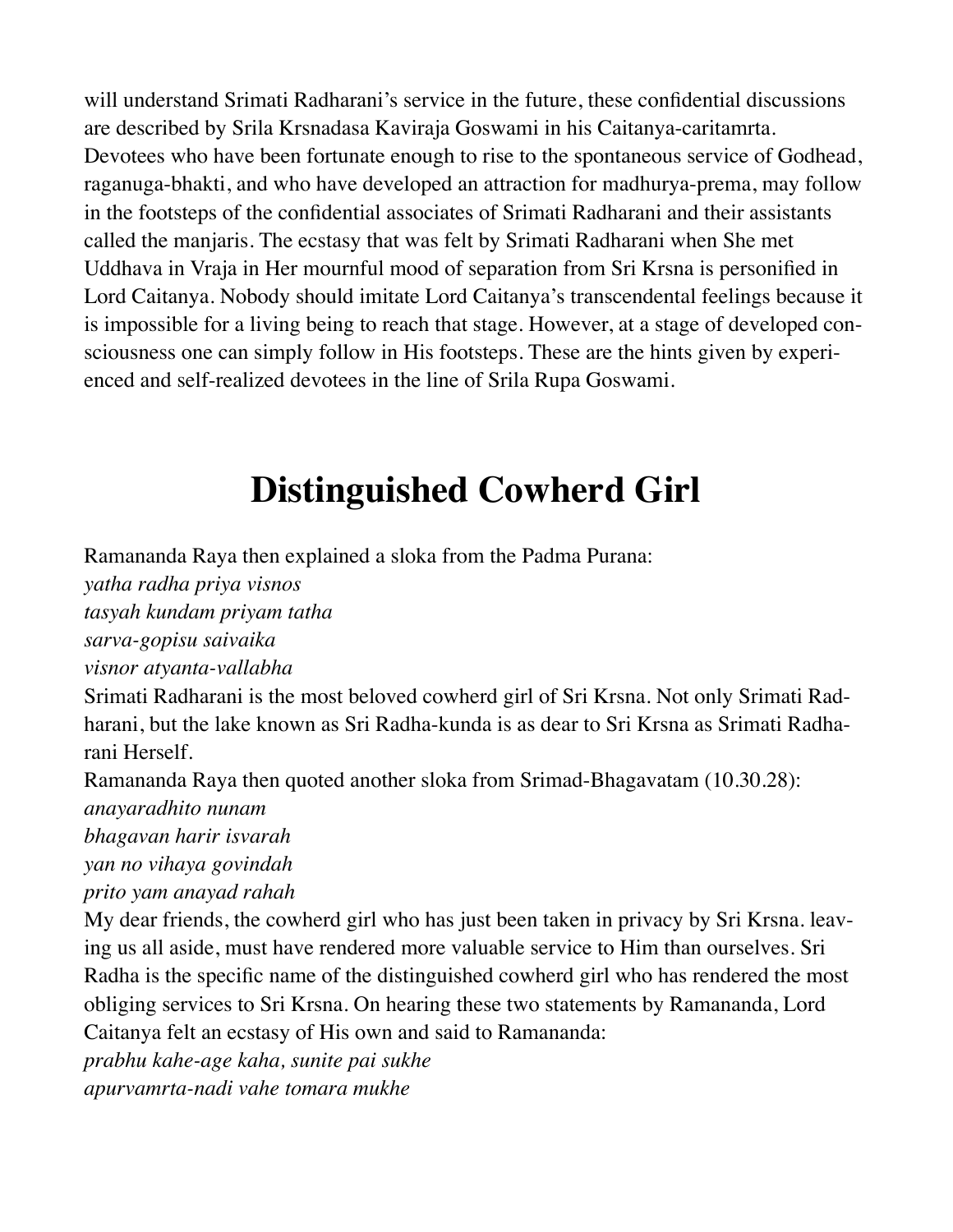will understand Srimati Radharani's service in the future, these confidential discussions are described by Srila Krsnadasa Kaviraja Goswami in his Caitanya-caritamrta. Devotees who have been fortunate enough to rise to the spontaneous service of Godhead, raganuga-bhakti, and who have developed an attraction for madhurya-prema, may follow in the footsteps of the confidential associates of Srimati Radharani and their assistants called the manjaris. The ecstasy that was felt by Srimati Radharani when She met Uddhava in Vraja in Her mournful mood of separation from Sri Krsna is personified in Lord Caitanya. Nobody should imitate Lord Caitanya's transcendental feelings because it is impossible for a living being to reach that stage. However, at a stage of developed consciousness one can simply follow in His footsteps. These are the hints given by experienced and self-realized devotees in the line of Srila Rupa Goswami.

# Distinguished Cowherd Girl

Ramananda Raya then explained a sloka from the Padma Purana:
*yatha radha priya visnos*
*tasyah kundam priyam tatha*
*sarva-gopisu saivaika*
*visnor atyanta-vallabha*
Srimati Radharani is the most beloved cowherd girl of Sri Krsna. Not only Srimati Radharani, but the lake known as Sri Radha-kunda is as dear to Sri Krsna as Srimati Radharani Herself.
Ramananda Raya then quoted another sloka from Srimad-Bhagavatam (10.30.28):
*anayaradhito nunam*
*bhagavan harir isvarah*
*yan no vihaya govindah*
*prito yam anayad rahah*
My dear friends, the cowherd girl who has just been taken in privacy by Sri Krsna. leaving us all aside, must have rendered more valuable service to Him than ourselves. Sri Radha is the specific name of the distinguished cowherd girl who has rendered the most obliging services to Sri Krsna. On hearing these two statements by Ramananda, Lord Caitanya felt an ecstasy of His own and said to Ramananda:
*prabhu kahe-age kaha, sunite pai sukhe*
*apurvamrta-nadi vahe tomara mukhe*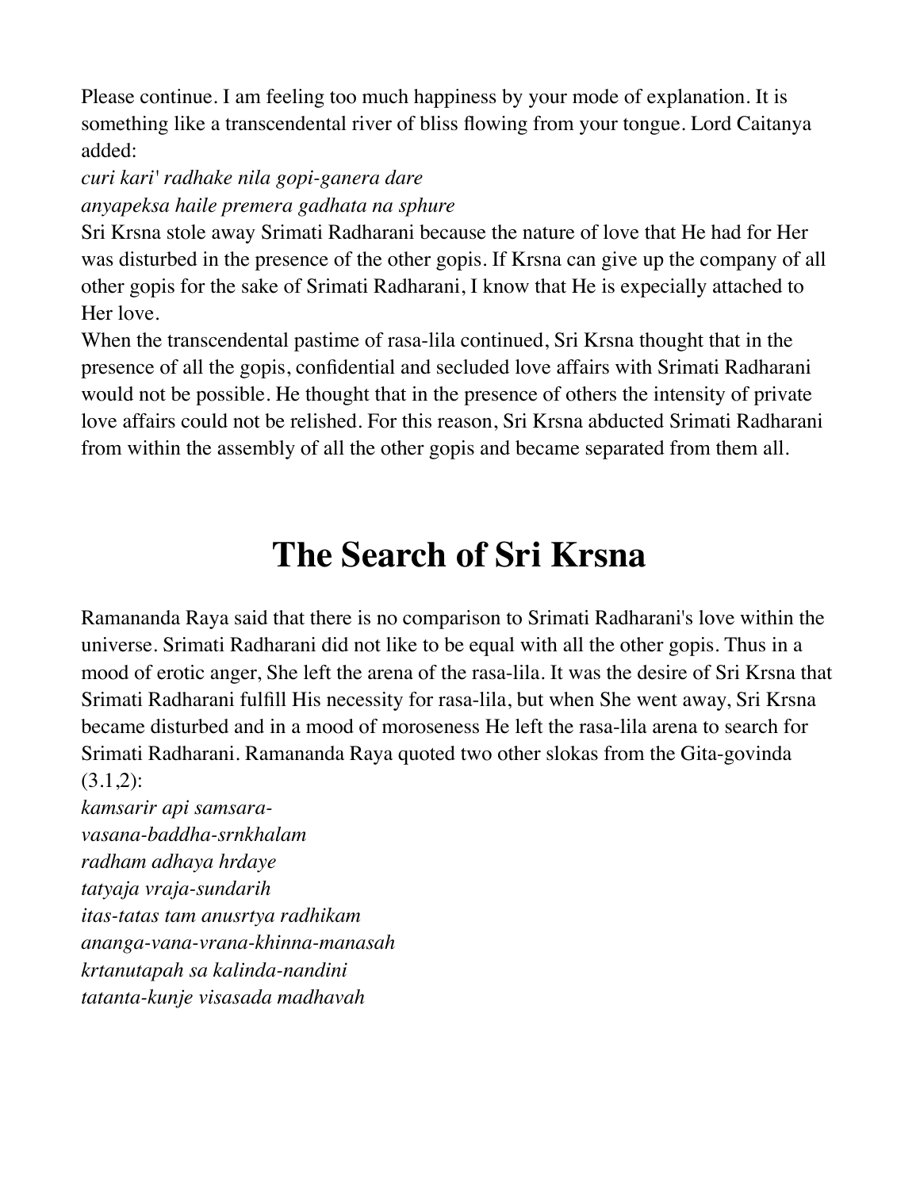Please continue. I am feeling too much happiness by your mode of explanation. It is something like a transcendental river of bliss flowing from your tongue. Lord Caitanya added:

*curi kari' radhake nila gopi-ganera dare*
*anyapeksa haile premera gadhata na sphure*

Sri Krsna stole away Srimati Radharani because the nature of love that He had for Her was disturbed in the presence of the other gopis. If Krsna can give up the company of all other gopis for the sake of Srimati Radharani, I know that He is expecially attached to Her love.

When the transcendental pastime of rasa-lila continued, Sri Krsna thought that in the presence of all the gopis, confidential and secluded love affairs with Srimati Radharani would not be possible. He thought that in the presence of others the intensity of private love affairs could not be relished. For this reason, Sri Krsna abducted Srimati Radharani from within the assembly of all the other gopis and became separated from them all.

# The Search of Sri Krsna

Ramananda Raya said that there is no comparison to Srimati Radharani's love within the universe. Srimati Radharani did not like to be equal with all the other gopis. Thus in a mood of erotic anger, She left the arena of the rasa-lila. It was the desire of Sri Krsna that Srimati Radharani fulfill His necessity for rasa-lila, but when She went away, Sri Krsna became disturbed and in a mood of moroseness He left the rasa-lila arena to search for Srimati Radharani. Ramananda Raya quoted two other slokas from the Gita-govinda (3.1,2):

*kamsarir api samsara-*
*vasana-baddha-srnkhalam*
*radham adhaya hrdaye*
*tatyaja vraja-sundarih*
*itas-tatas tam anusrtya radhikam*
*ananga-vana-vrana-khinna-manasah*
*krtanutapah sa kalinda-nandini*
*tatanta-kunje visasada madhavah*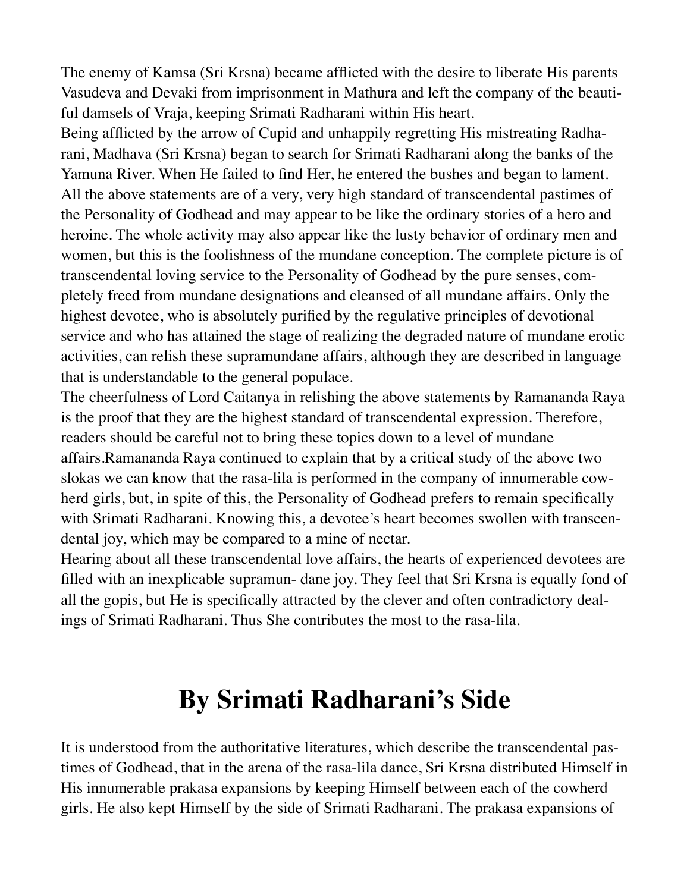The enemy of Kamsa (Sri Krsna) became afflicted with the desire to liberate His parents Vasudeva and Devaki from imprisonment in Mathura and left the company of the beautiful damsels of Vraja, keeping Srimati Radharani within His heart.

Being afflicted by the arrow of Cupid and unhappily regretting His mistreating Radharani, Madhava (Sri Krsna) began to search for Srimati Radharani along the banks of the Yamuna River. When He failed to find Her, he entered the bushes and began to lament.

All the above statements are of a very, very high standard of transcendental pastimes of the Personality of Godhead and may appear to be like the ordinary stories of a hero and heroine. The whole activity may also appear like the lusty behavior of ordinary men and women, but this is the foolishness of the mundane conception. The complete picture is of transcendental loving service to the Personality of Godhead by the pure senses, completely freed from mundane designations and cleansed of all mundane affairs. Only the highest devotee, who is absolutely purified by the regulative principles of devotional service and who has attained the stage of realizing the degraded nature of mundane erotic activities, can relish these supramundane affairs, although they are described in language that is understandable to the general populace.

The cheerfulness of Lord Caitanya in relishing the above statements by Ramananda Raya is the proof that they are the highest standard of transcendental expression. Therefore, readers should be careful not to bring these topics down to a level of mundane affairs.Ramananda Raya continued to explain that by a critical study of the above two slokas we can know that the rasa-lila is performed in the company of innumerable cowherd girls, but, in spite of this, the Personality of Godhead prefers to remain specifically with Srimati Radharani. Knowing this, a devotee's heart becomes swollen with transcendental joy, which may be compared to a mine of nectar.

Hearing about all these transcendental love affairs, the hearts of experienced devotees are filled with an inexplicable supramun- dane joy. They feel that Sri Krsna is equally fond of all the gopis, but He is specifically attracted by the clever and often contradictory dealings of Srimati Radharani. Thus She contributes the most to the rasa-lila.

# By Srimati Radharani's Side

It is understood from the authoritative literatures, which describe the transcendental pastimes of Godhead, that in the arena of the rasa-lila dance, Sri Krsna distributed Himself in His innumerable prakasa expansions by keeping Himself between each of the cowherd girls. He also kept Himself by the side of Srimati Radharani. The prakasa expansions of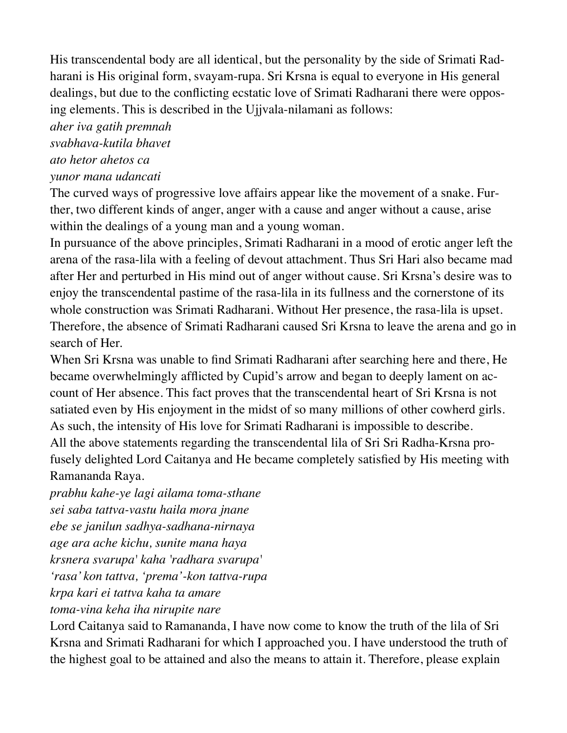His transcendental body are all identical, but the personality by the side of Srimati Radharani is His original form, svayam-rupa. Sri Krsna is equal to everyone in His general dealings, but due to the conflicting ecstatic love of Srimati Radharani there were opposing elements. This is described in the Ujjvala-nilamani as follows:

*aher iva gatih premnah*
*svabhava-kutila bhavet*
*ato hetor ahetos ca*
*yunor mana udancati*

The curved ways of progressive love affairs appear like the movement of a snake. Further, two different kinds of anger, anger with a cause and anger without a cause, arise within the dealings of a young man and a young woman.

In pursuance of the above principles, Srimati Radharani in a mood of erotic anger left the arena of the rasa-lila with a feeling of devout attachment. Thus Sri Hari also became mad after Her and perturbed in His mind out of anger without cause. Sri Krsna's desire was to enjoy the transcendental pastime of the rasa-lila in its fullness and the cornerstone of its whole construction was Srimati Radharani. Without Her presence, the rasa-lila is upset. Therefore, the absence of Srimati Radharani caused Sri Krsna to leave the arena and go in search of Her.

When Sri Krsna was unable to find Srimati Radharani after searching here and there, He became overwhelmingly afflicted by Cupid's arrow and began to deeply lament on account of Her absence. This fact proves that the transcendental heart of Sri Krsna is not satiated even by His enjoyment in the midst of so many millions of other cowherd girls. As such, the intensity of His love for Srimati Radharani is impossible to describe.

All the above statements regarding the transcendental lila of Sri Sri Radha-Krsna profusely delighted Lord Caitanya and He became completely satisfied by His meeting with Ramananda Raya.

*prabhu kahe-ye lagi ailama toma-sthane*
*sei saba tattva-vastu haila mora jnane*
*ebe se janilun sadhya-sadhana-nirnaya*
*age ara ache kichu, sunite mana haya*
*krsnera svarupa' kaha 'radhara svarupa'*
*'rasa' kon tattva, 'prema'-kon tattva-rupa*
*krpa kari ei tattva kaha ta amare*
*toma-vina keha iha nirupite nare*

Lord Caitanya said to Ramananda, I have now come to know the truth of the lila of Sri Krsna and Srimati Radharani for which I approached you. I have understood the truth of the highest goal to be attained and also the means to attain it. Therefore, please explain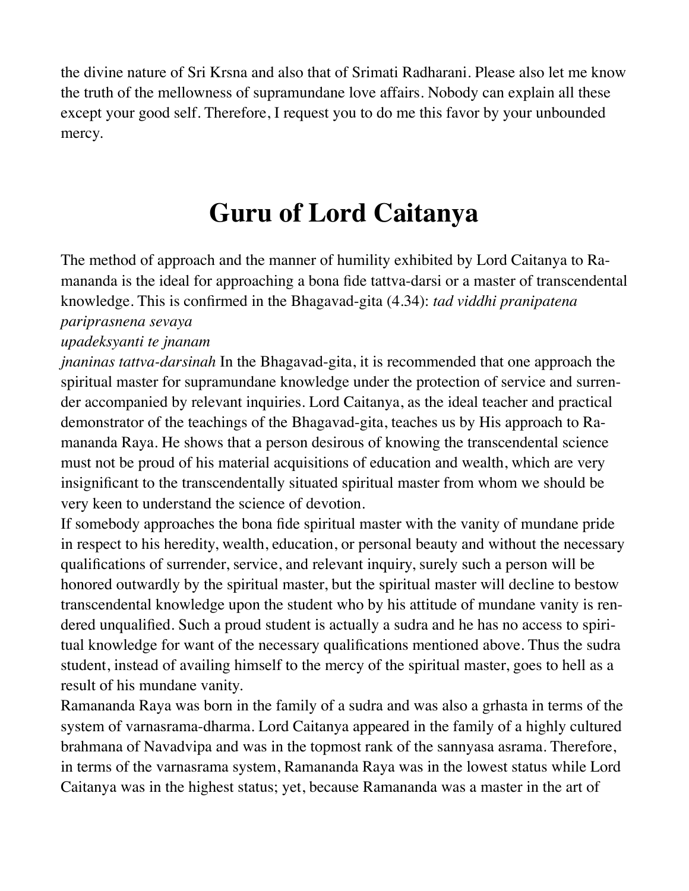the divine nature of Sri Krsna and also that of Srimati Radharani. Please also let me know the truth of the mellowness of supramundane love affairs. Nobody can explain all these except your good self. Therefore, I request you to do me this favor by your unbounded mercy.

# Guru of Lord Caitanya

The method of approach and the manner of humility exhibited by Lord Caitanya to Ramananda is the ideal for approaching a bona fide tattva-darsi or a master of transcendental knowledge. This is confirmed in the Bhagavad-gita (4.34): *tad viddhi pranipatena pariprasnena sevaya*
*upadeksyanti te jnanam*
*jnaninas tattva-darsinah* In the Bhagavad-gita, it is recommended that one approach the spiritual master for supramundane knowledge under the protection of service and surrender accompanied by relevant inquiries. Lord Caitanya, as the ideal teacher and practical demonstrator of the teachings of the Bhagavad-gita, teaches us by His approach to Ramananda Raya. He shows that a person desirous of knowing the transcendental science must not be proud of his material acquisitions of education and wealth, which are very insignificant to the transcendentally situated spiritual master from whom we should be very keen to understand the science of devotion.

If somebody approaches the bona fide spiritual master with the vanity of mundane pride in respect to his heredity, wealth, education, or personal beauty and without the necessary qualifications of surrender, service, and relevant inquiry, surely such a person will be honored outwardly by the spiritual master, but the spiritual master will decline to bestow transcendental knowledge upon the student who by his attitude of mundane vanity is rendered unqualified. Such a proud student is actually a sudra and he has no access to spiritual knowledge for want of the necessary qualifications mentioned above. Thus the sudra student, instead of availing himself to the mercy of the spiritual master, goes to hell as a result of his mundane vanity.

Ramananda Raya was born in the family of a sudra and was also a grhasta in terms of the system of varnasrama-dharma. Lord Caitanya appeared in the family of a highly cultured brahmana of Navadvipa and was in the topmost rank of the sannyasa asrama. Therefore, in terms of the varnasrama system, Ramananda Raya was in the lowest status while Lord Caitanya was in the highest status; yet, because Ramananda was a master in the art of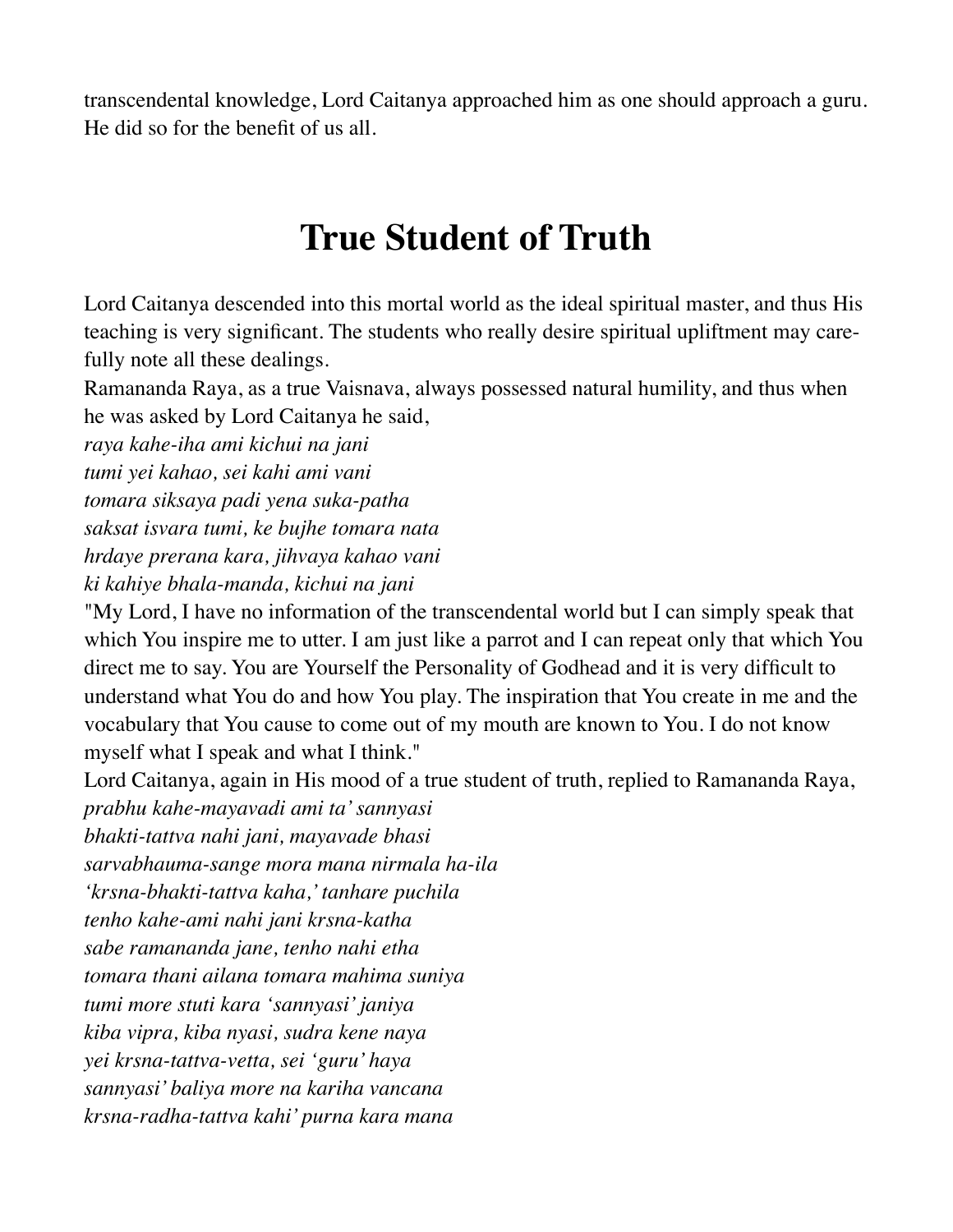transcendental knowledge, Lord Caitanya approached him as one should approach a guru. He did so for the benefit of us all.

# True Student of Truth

Lord Caitanya descended into this mortal world as the ideal spiritual master, and thus His teaching is very significant. The students who really desire spiritual upliftment may carefully note all these dealings.

Ramananda Raya, as a true Vaisnava, always possessed natural humility, and thus when he was asked by Lord Caitanya he said,

*raya kahe-iha ami kichui na jani*
*tumi yei kahao, sei kahi ami vani*
*tomara siksaya padi yena suka-patha*
*saksat isvara tumi, ke bujhe tomara nata*
*hrdaye prerana kara, jihvaya kahao vani*
*ki kahiye bhala-manda, kichui na jani*

"My Lord, I have no information of the transcendental world but I can simply speak that which You inspire me to utter. I am just like a parrot and I can repeat only that which You direct me to say. You are Yourself the Personality of Godhead and it is very difficult to understand what You do and how You play. The inspiration that You create in me and the vocabulary that You cause to come out of my mouth are known to You. I do not know myself what I speak and what I think."

Lord Caitanya, again in His mood of a true student of truth, replied to Ramananda Raya,

*prabhu kahe-mayavadi ami ta' sannyasi*
*bhakti-tattva nahi jani, mayavade bhasi*
*sarvabhauma-sange mora mana nirmala ha-ila*
*'krsna-bhakti-tattva kaha,' tanhare puchila*
*tenho kahe-ami nahi jani krsna-katha*
*sabe ramananda jane, tenho nahi etha*
*tomara thani ailana tomara mahima suniya*
*tumi more stuti kara 'sannyasi' janiya*
*kiba vipra, kiba nyasi, sudra kene naya*
*yei krsna-tattva-vetta, sei 'guru' haya*
*sannyasi' baliya more na kariha vancana*
*krsna-radha-tattva kahi' purna kara mana*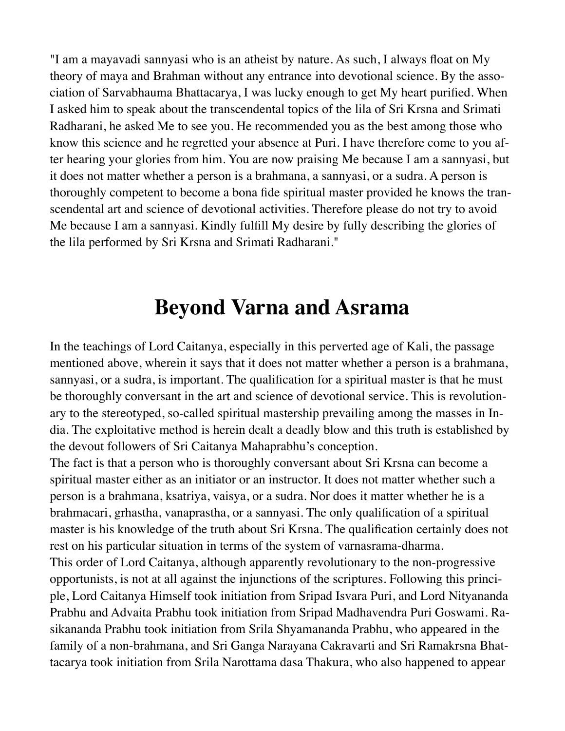"I am a mayavadi sannyasi who is an atheist by nature. As such, I always float on My theory of maya and Brahman without any entrance into devotional science. By the association of Sarvabhauma Bhattacarya, I was lucky enough to get My heart purified. When I asked him to speak about the transcendental topics of the lila of Sri Krsna and Srimati Radharani, he asked Me to see you. He recommended you as the best among those who know this science and he regretted your absence at Puri. I have therefore come to you after hearing your glories from him. You are now praising Me because I am a sannyasi, but it does not matter whether a person is a brahmana, a sannyasi, or a sudra. A person is thoroughly competent to become a bona fide spiritual master provided he knows the transcendental art and science of devotional activities. Therefore please do not try to avoid Me because I am a sannyasi. Kindly fulfill My desire by fully describing the glories of the lila performed by Sri Krsna and Srimati Radharani."

## Beyond Varna and Asrama

In the teachings of Lord Caitanya, especially in this perverted age of Kali, the passage mentioned above, wherein it says that it does not matter whether a person is a brahmana, sannyasi, or a sudra, is important. The qualification for a spiritual master is that he must be thoroughly conversant in the art and science of devotional service. This is revolutionary to the stereotyped, so-called spiritual mastership prevailing among the masses in India. The exploitative method is herein dealt a deadly blow and this truth is established by the devout followers of Sri Caitanya Mahaprabhu's conception.

The fact is that a person who is thoroughly conversant about Sri Krsna can become a spiritual master either as an initiator or an instructor. It does not matter whether such a person is a brahmana, ksatriya, vaisya, or a sudra. Nor does it matter whether he is a brahmacari, grhastha, vanaprastha, or a sannyasi. The only qualification of a spiritual master is his knowledge of the truth about Sri Krsna. The qualification certainly does not rest on his particular situation in terms of the system of varnasrama-dharma.

This order of Lord Caitanya, although apparently revolutionary to the non-progressive opportunists, is not at all against the injunctions of the scriptures. Following this principle, Lord Caitanya Himself took initiation from Sripad Isvara Puri, and Lord Nityananda Prabhu and Advaita Prabhu took initiation from Sripad Madhavendra Puri Goswami. Rasikananda Prabhu took initiation from Srila Shyamananda Prabhu, who appeared in the family of a non-brahmana, and Sri Ganga Narayana Cakravarti and Sri Ramakrsna Bhattacarya took initiation from Srila Narottama dasa Thakura, who also happened to appear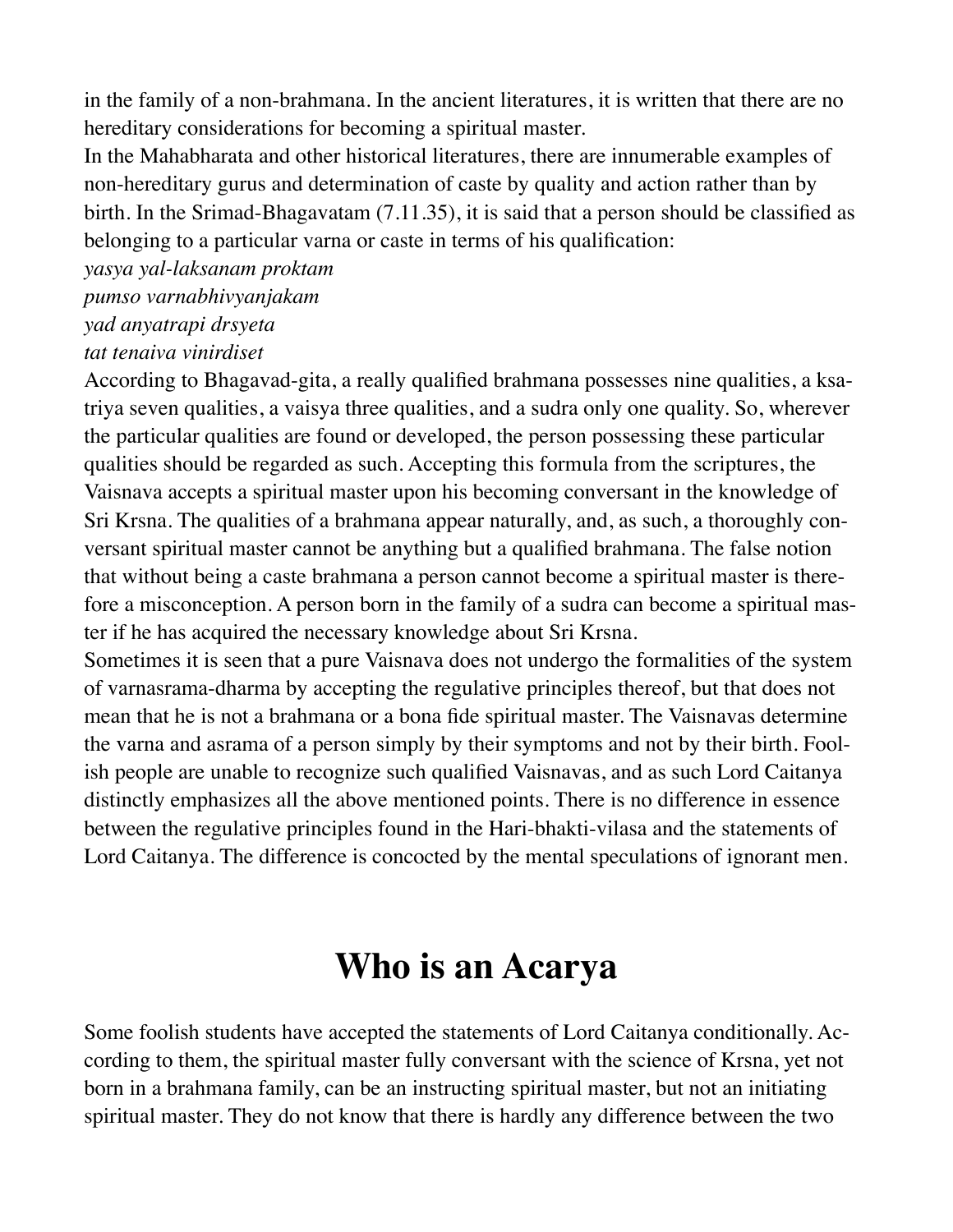in the family of a non-brahmana. In the ancient literatures, it is written that there are no hereditary considerations for becoming a spiritual master.

In the Mahabharata and other historical literatures, there are innumerable examples of non-hereditary gurus and determination of caste by quality and action rather than by birth. In the Srimad-Bhagavatam (7.11.35), it is said that a person should be classified as belonging to a particular varna or caste in terms of his qualification:

*yasya yal-laksanam proktam*
*pumso varnabhivyanjakam*
*yad anyatrapi drsyeta*
*tat tenaiva vinirdiset*

According to Bhagavad-gita, a really qualified brahmana possesses nine qualities, a ksatriya seven qualities, a vaisya three qualities, and a sudra only one quality. So, wherever the particular qualities are found or developed, the person possessing these particular qualities should be regarded as such. Accepting this formula from the scriptures, the Vaisnava accepts a spiritual master upon his becoming conversant in the knowledge of Sri Krsna. The qualities of a brahmana appear naturally, and, as such, a thoroughly conversant spiritual master cannot be anything but a qualified brahmana. The false notion that without being a caste brahmana a person cannot become a spiritual master is therefore a misconception. A person born in the family of a sudra can become a spiritual master if he has acquired the necessary knowledge about Sri Krsna.

Sometimes it is seen that a pure Vaisnava does not undergo the formalities of the system of varnasrama-dharma by accepting the regulative principles thereof, but that does not mean that he is not a brahmana or a bona fide spiritual master. The Vaisnavas determine the varna and asrama of a person simply by their symptoms and not by their birth. Foolish people are unable to recognize such qualified Vaisnavas, and as such Lord Caitanya distinctly emphasizes all the above mentioned points. There is no difference in essence between the regulative principles found in the Hari-bhakti-vilasa and the statements of Lord Caitanya. The difference is concocted by the mental speculations of ignorant men.

# Who is an Acarya

Some foolish students have accepted the statements of Lord Caitanya conditionally. According to them, the spiritual master fully conversant with the science of Krsna, yet not born in a brahmana family, can be an instructing spiritual master, but not an initiating spiritual master. They do not know that there is hardly any difference between the two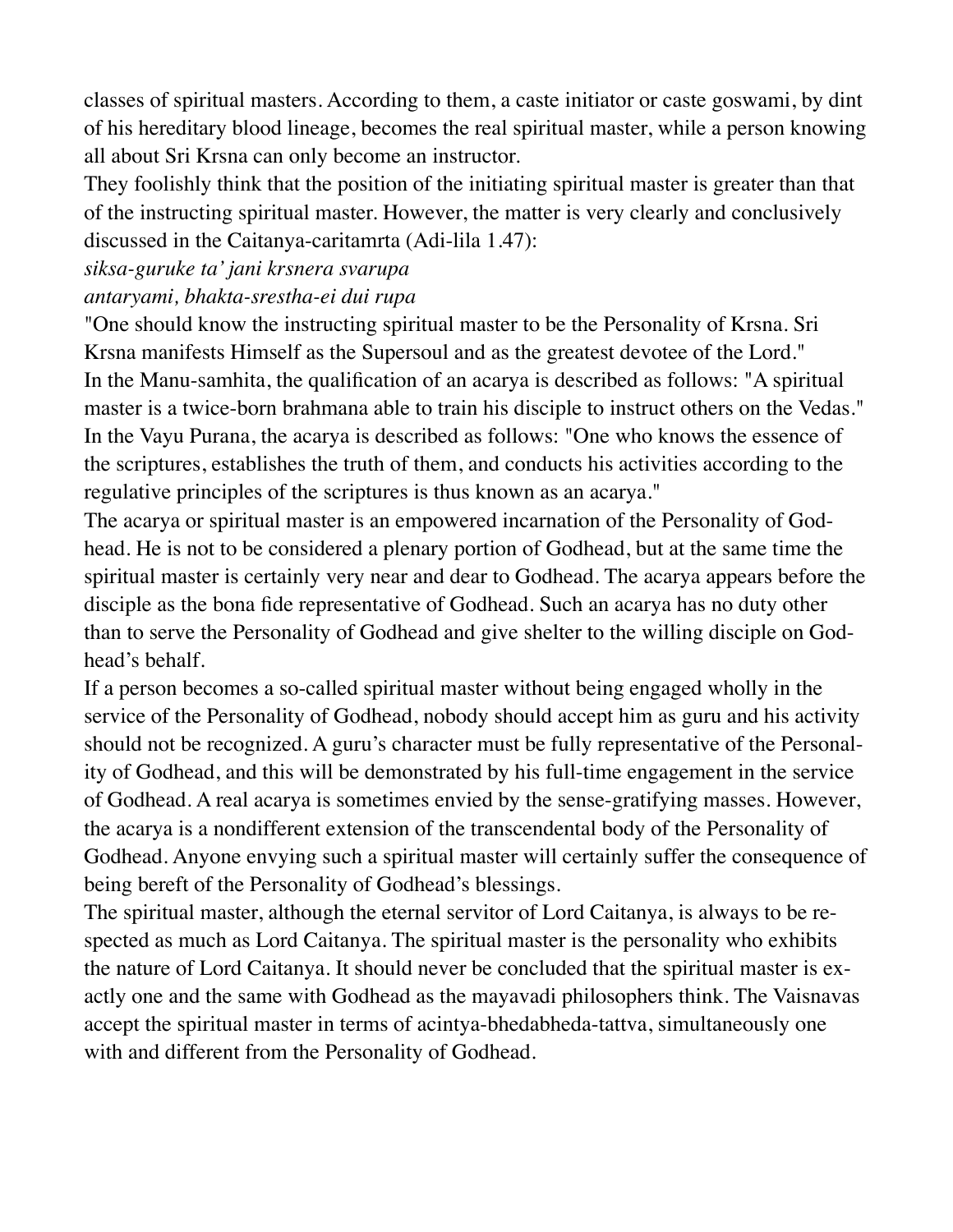classes of spiritual masters. According to them, a caste initiator or caste goswami, by dint of his hereditary blood lineage, becomes the real spiritual master, while a person knowing all about Sri Krsna can only become an instructor.

They foolishly think that the position of the initiating spiritual master is greater than that of the instructing spiritual master. However, the matter is very clearly and conclusively discussed in the Caitanya-caritamrta (Adi-lila 1.47):

*siksa-guruke ta' jani krsnera svarupa*
*antaryami, bhakta-srestha-ei dui rupa*

"One should know the instructing spiritual master to be the Personality of Krsna. Sri Krsna manifests Himself as the Supersoul and as the greatest devotee of the Lord."

In the Manu-samhita, the qualification of an acarya is described as follows: "A spiritual master is a twice-born brahmana able to train his disciple to instruct others on the Vedas."

In the Vayu Purana, the acarya is described as follows: "One who knows the essence of the scriptures, establishes the truth of them, and conducts his activities according to the regulative principles of the scriptures is thus known as an acarya."

The acarya or spiritual master is an empowered incarnation of the Personality of Godhead. He is not to be considered a plenary portion of Godhead, but at the same time the spiritual master is certainly very near and dear to Godhead. The acarya appears before the disciple as the bona fide representative of Godhead. Such an acarya has no duty other than to serve the Personality of Godhead and give shelter to the willing disciple on Godhead's behalf.

If a person becomes a so-called spiritual master without being engaged wholly in the service of the Personality of Godhead, nobody should accept him as guru and his activity should not be recognized. A guru's character must be fully representative of the Personality of Godhead, and this will be demonstrated by his full-time engagement in the service of Godhead. A real acarya is sometimes envied by the sense-gratifying masses. However, the acarya is a nondifferent extension of the transcendental body of the Personality of Godhead. Anyone envying such a spiritual master will certainly suffer the consequence of being bereft of the Personality of Godhead's blessings.

The spiritual master, although the eternal servitor of Lord Caitanya, is always to be respected as much as Lord Caitanya. The spiritual master is the personality who exhibits the nature of Lord Caitanya. It should never be concluded that the spiritual master is exactly one and the same with Godhead as the mayavadi philosophers think. The Vaisnavas accept the spiritual master in terms of acintya-bhedabheda-tattva, simultaneously one with and different from the Personality of Godhead.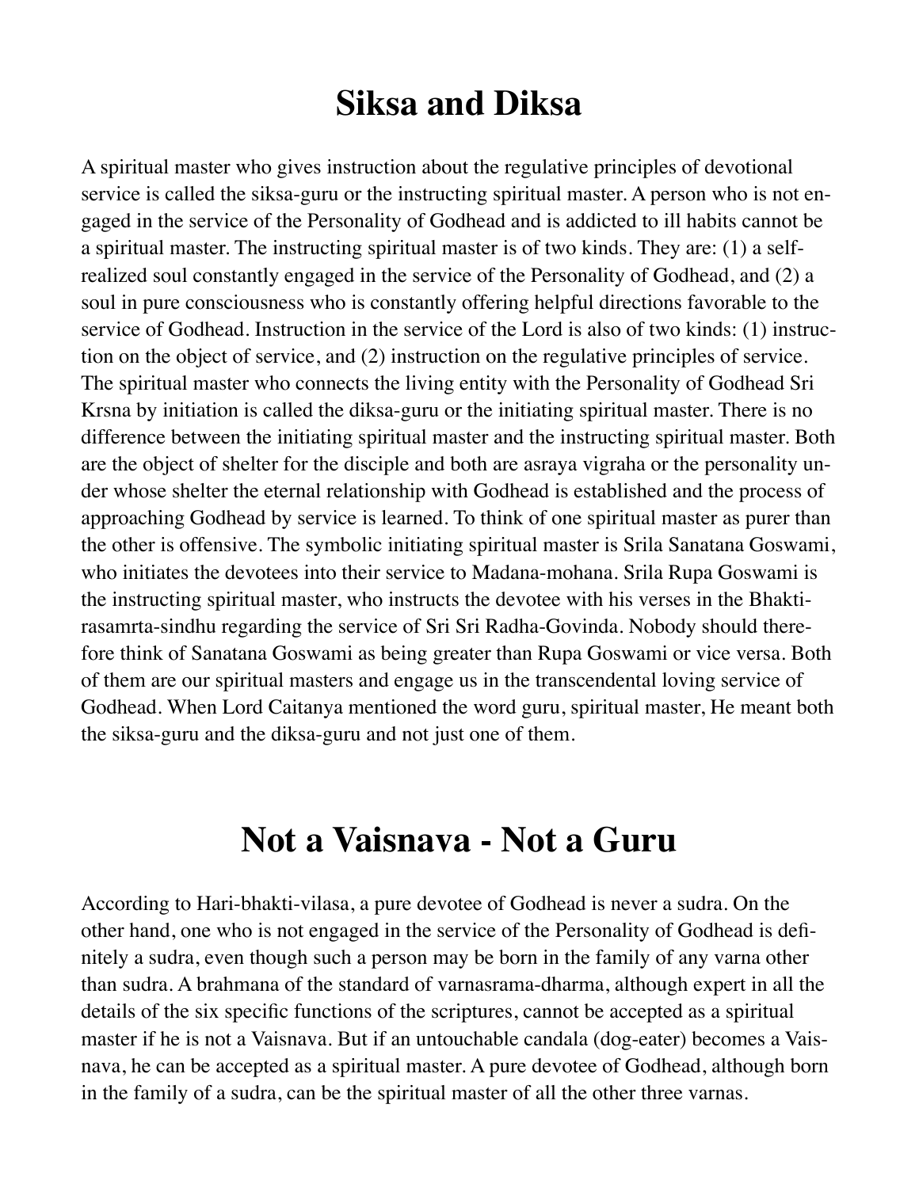# Siksa and Diksa

A spiritual master who gives instruction about the regulative principles of devotional service is called the siksa-guru or the instructing spiritual master. A person who is not engaged in the service of the Personality of Godhead and is addicted to ill habits cannot be a spiritual master. The instructing spiritual master is of two kinds. They are: (1) a self-realized soul constantly engaged in the service of the Personality of Godhead, and (2) a soul in pure consciousness who is constantly offering helpful directions favorable to the service of Godhead. Instruction in the service of the Lord is also of two kinds: (1) instruction on the object of service, and (2) instruction on the regulative principles of service. The spiritual master who connects the living entity with the Personality of Godhead Sri Krsna by initiation is called the diksa-guru or the initiating spiritual master. There is no difference between the initiating spiritual master and the instructing spiritual master. Both are the object of shelter for the disciple and both are asraya vigraha or the personality under whose shelter the eternal relationship with Godhead is established and the process of approaching Godhead by service is learned. To think of one spiritual master as purer than the other is offensive. The symbolic initiating spiritual master is Srila Sanatana Goswami, who initiates the devotees into their service to Madana-mohana. Srila Rupa Goswami is the instructing spiritual master, who instructs the devotee with his verses in the Bhakti-rasamrta-sindhu regarding the service of Sri Sri Radha-Govinda. Nobody should therefore think of Sanatana Goswami as being greater than Rupa Goswami or vice versa. Both of them are our spiritual masters and engage us in the transcendental loving service of Godhead. When Lord Caitanya mentioned the word guru, spiritual master, He meant both the siksa-guru and the diksa-guru and not just one of them.

# Not a Vaisnava - Not a Guru

According to Hari-bhakti-vilasa, a pure devotee of Godhead is never a sudra. On the other hand, one who is not engaged in the service of the Personality of Godhead is definitely a sudra, even though such a person may be born in the family of any varna other than sudra. A brahmana of the standard of varnasrama-dharma, although expert in all the details of the six specific functions of the scriptures, cannot be accepted as a spiritual master if he is not a Vaisnava. But if an untouchable candala (dog-eater) becomes a Vaisnava, he can be accepted as a spiritual master. A pure devotee of Godhead, although born in the family of a sudra, can be the spiritual master of all the other three varnas.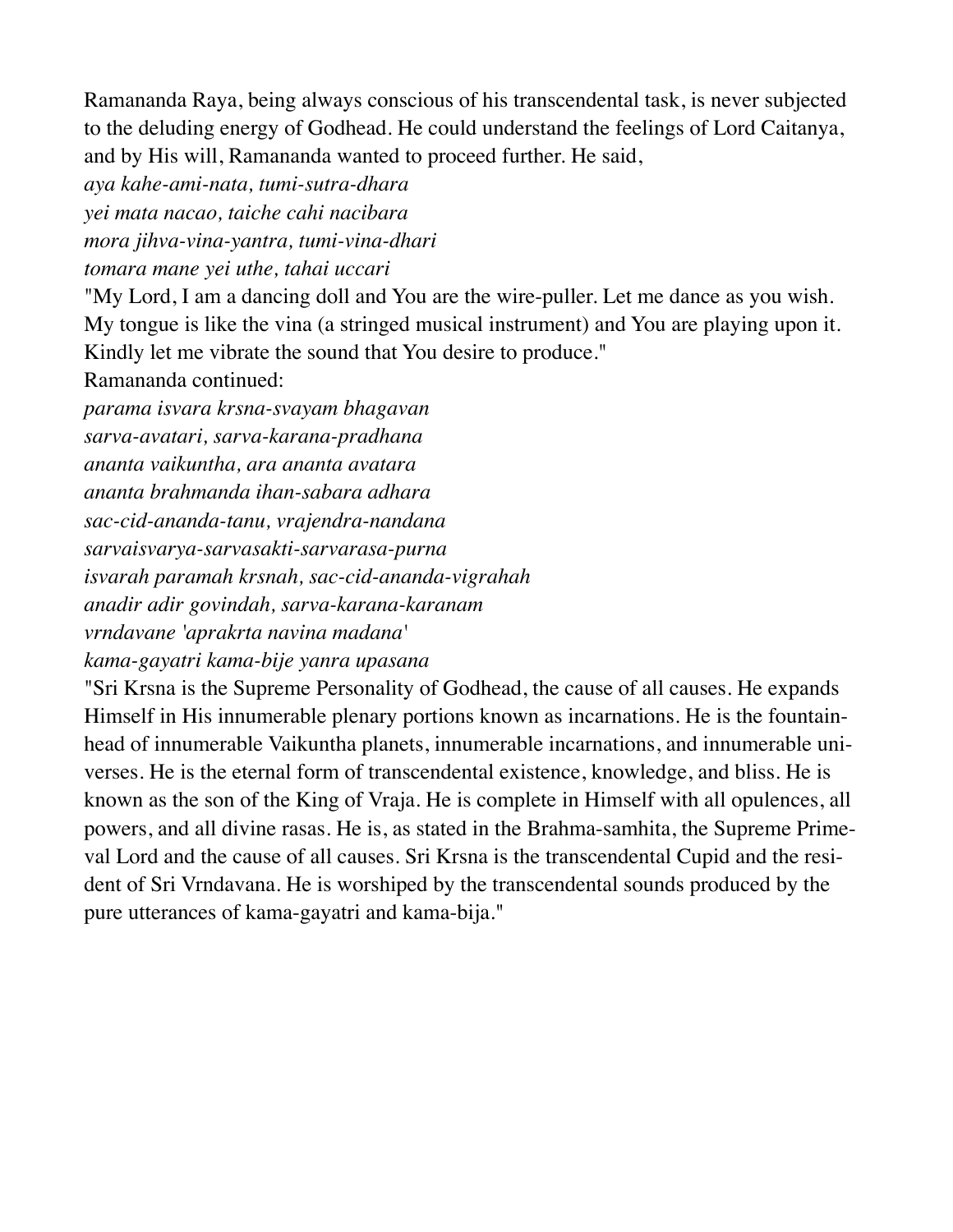Ramananda Raya, being always conscious of his transcendental task, is never subjected to the deluding energy of Godhead. He could understand the feelings of Lord Caitanya, and by His will, Ramananda wanted to proceed further. He said,

*aya kahe-ami-nata, tumi-sutra-dhara*
*yei mata nacao, taiche cahi nacibara*
*mora jihva-vina-yantra, tumi-vina-dhari*
*tomara mane yei uthe, tahai uccari*

"My Lord, I am a dancing doll and You are the wire-puller. Let me dance as you wish. My tongue is like the vina (a stringed musical instrument) and You are playing upon it. Kindly let me vibrate the sound that You desire to produce."

Ramananda continued:

*parama isvara krsna-svayam bhagavan*
*sarva-avatari, sarva-karana-pradhana*
*ananta vaikuntha, ara ananta avatara*
*ananta brahmanda ihan-sabara adhara*
*sac-cid-ananda-tanu, vrajendra-nandana*
*sarvaisvarya-sarvasakti-sarvarasa-purna*
*isvarah paramah krsnah, sac-cid-ananda-vigrahah*
*anadir adir govindah, sarva-karana-karanam*
*vrndavane 'aprakrta navina madana'*
*kama-gayatri kama-bije yanra upasana*

"Sri Krsna is the Supreme Personality of Godhead, the cause of all causes. He expands Himself in His innumerable plenary portions known as incarnations. He is the fountainhead of innumerable Vaikuntha planets, innumerable incarnations, and innumerable universes. He is the eternal form of transcendental existence, knowledge, and bliss. He is known as the son of the King of Vraja. He is complete in Himself with all opulences, all powers, and all divine rasas. He is, as stated in the Brahma-samhita, the Supreme Primeval Lord and the cause of all causes. Sri Krsna is the transcendental Cupid and the resident of Sri Vrndavana. He is worshiped by the transcendental sounds produced by the pure utterances of kama-gayatri and kama-bija."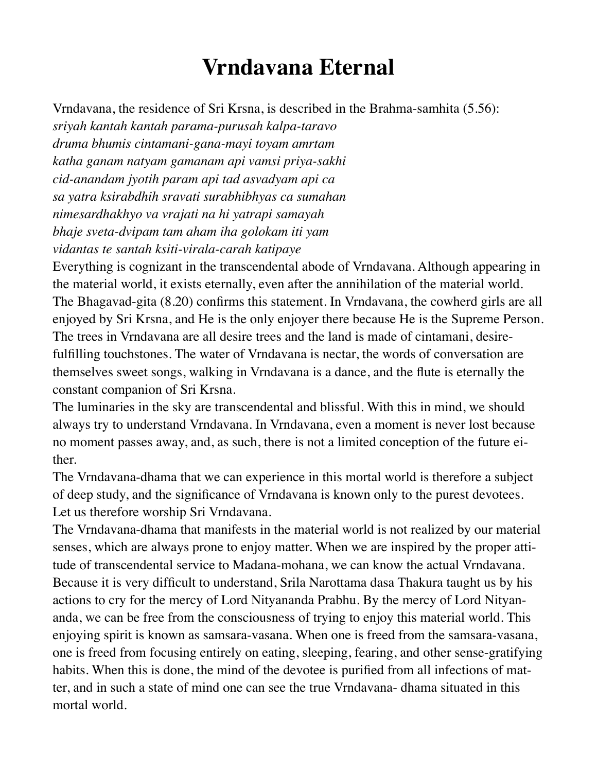# Vrndavana Eternal

Vrndavana, the residence of Sri Krsna, is described in the Brahma-samhita (5.56):

*sriyah kantah kantah parama-purusah kalpa-taravo*
*druma bhumis cintamani-gana-mayi toyam amrtam*
*katha ganam natyam gamanam api vamsi priya-sakhi*
*cid-anandam jyotih param api tad asvadyam api ca*
*sa yatra ksirabdhih sravati surabhibhyas ca sumahan*
*nimesardhakhyo va vrajati na hi yatrapi samayah*
*bhaje sveta-dvipam tam aham iha golokam iti yam*
*vidantas te santah ksiti-virala-carah katipaye*

Everything is cognizant in the transcendental abode of Vrndavana. Although appearing in the material world, it exists eternally, even after the annihilation of the material world. The Bhagavad-gita (8.20) confirms this statement. In Vrndavana, the cowherd girls are all enjoyed by Sri Krsna, and He is the only enjoyer there because He is the Supreme Person. The trees in Vrndavana are all desire trees and the land is made of cintamani, desire-fulfilling touchstones. The water of Vrndavana is nectar, the words of conversation are themselves sweet songs, walking in Vrndavana is a dance, and the flute is eternally the constant companion of Sri Krsna.

The luminaries in the sky are transcendental and blissful. With this in mind, we should always try to understand Vrndavana. In Vrndavana, even a moment is never lost because no moment passes away, and, as such, there is not a limited conception of the future either.

The Vrndavana-dhama that we can experience in this mortal world is therefore a subject of deep study, and the significance of Vrndavana is known only to the purest devotees. Let us therefore worship Sri Vrndavana.

The Vrndavana-dhama that manifests in the material world is not realized by our material senses, which are always prone to enjoy matter. When we are inspired by the proper attitude of transcendental service to Madana-mohana, we can know the actual Vrndavana. Because it is very difficult to understand, Srila Narottama dasa Thakura taught us by his actions to cry for the mercy of Lord Nityananda Prabhu. By the mercy of Lord Nityananda, we can be free from the consciousness of trying to enjoy this material world. This enjoying spirit is known as samsara-vasana. When one is freed from the samsara-vasana, one is freed from focusing entirely on eating, sleeping, fearing, and other sense-gratifying habits. When this is done, the mind of the devotee is purified from all infections of matter, and in such a state of mind one can see the true Vrndavana- dhama situated in this mortal world.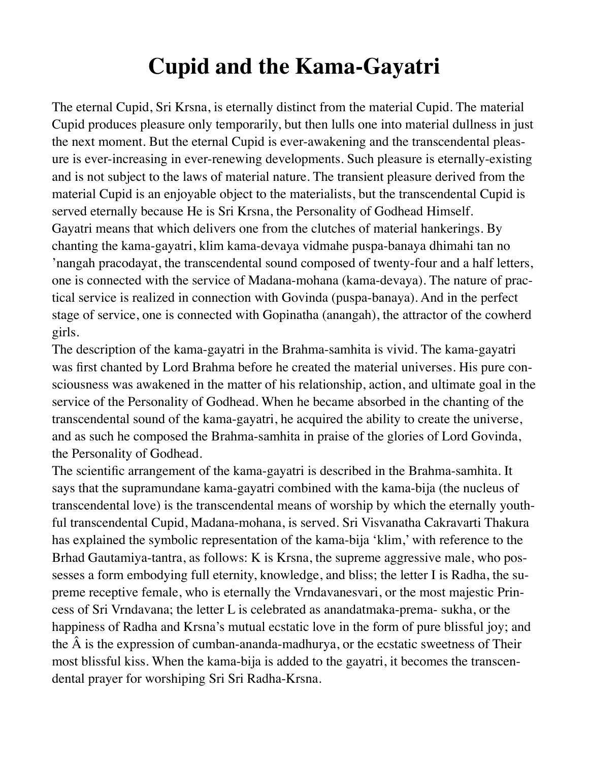# Cupid and the Kama-Gayatri

The eternal Cupid, Sri Krsna, is eternally distinct from the material Cupid. The material Cupid produces pleasure only temporarily, but then lulls one into material dullness in just the next moment. But the eternal Cupid is ever-awakening and the transcendental pleasure is ever-increasing in ever-renewing developments. Such pleasure is eternally-existing and is not subject to the laws of material nature. The transient pleasure derived from the material Cupid is an enjoyable object to the materialists, but the transcendental Cupid is served eternally because He is Sri Krsna, the Personality of Godhead Himself.

Gayatri means that which delivers one from the clutches of material hankerings. By chanting the kama-gayatri, klim kama-devaya vidmahe puspa-banaya dhimahi tan no 'nangah pracodayat, the transcendental sound composed of twenty-four and a half letters, one is connected with the service of Madana-mohana (kama-devaya). The nature of practical service is realized in connection with Govinda (puspa-banaya). And in the perfect stage of service, one is connected with Gopinatha (anangah), the attractor of the cowherd girls.

The description of the kama-gayatri in the Brahma-samhita is vivid. The kama-gayatri was first chanted by Lord Brahma before he created the material universes. His pure consciousness was awakened in the matter of his relationship, action, and ultimate goal in the service of the Personality of Godhead. When he became absorbed in the chanting of the transcendental sound of the kama-gayatri, he acquired the ability to create the universe, and as such he composed the Brahma-samhita in praise of the glories of Lord Govinda, the Personality of Godhead.

The scientific arrangement of the kama-gayatri is described in the Brahma-samhita. It says that the supramundane kama-gayatri combined with the kama-bija (the nucleus of transcendental love) is the transcendental means of worship by which the eternally youthful transcendental Cupid, Madana-mohana, is served. Sri Visvanatha Cakravarti Thakura has explained the symbolic representation of the kama-bija 'klim,' with reference to the Brhad Gautamiya-tantra, as follows: K is Krsna, the supreme aggressive male, who possesses a form embodying full eternity, knowledge, and bliss; the letter I is Radha, the supreme receptive female, who is eternally the Vrndavanesvari, or the most majestic Princess of Sri Vrndavana; the letter L is celebrated as anandatmaka-prema- sukha, or the happiness of Radha and Krsna's mutual ecstatic love in the form of pure blissful joy; and the Â is the expression of cumban-ananda-madhurya, or the ecstatic sweetness of Their most blissful kiss. When the kama-bija is added to the gayatri, it becomes the transcendental prayer for worshiping Sri Sri Radha-Krsna.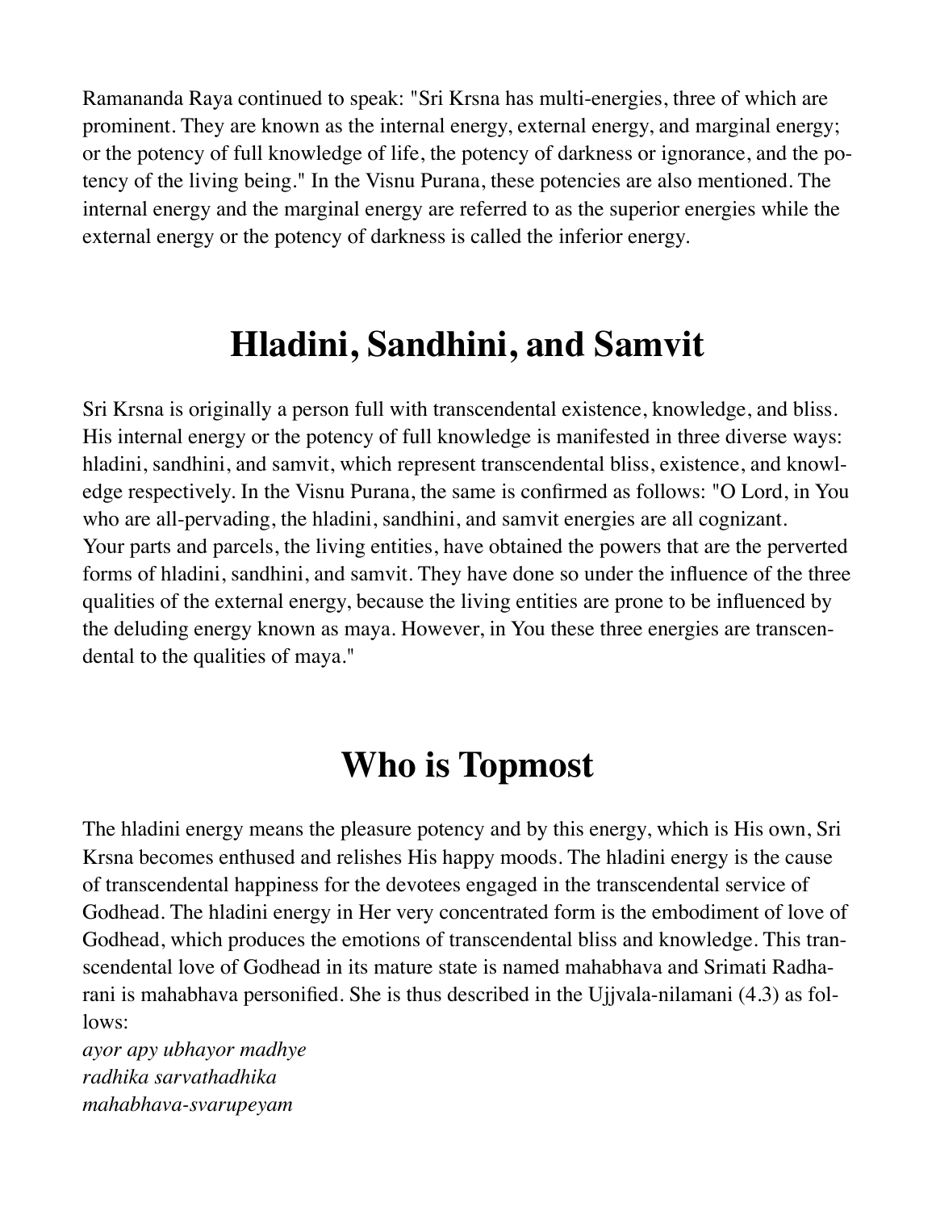Ramananda Raya continued to speak: "Sri Krsna has multi-energies, three of which are prominent. They are known as the internal energy, external energy, and marginal energy; or the potency of full knowledge of life, the potency of darkness or ignorance, and the potency of the living being." In the Visnu Purana, these potencies are also mentioned. The internal energy and the marginal energy are referred to as the superior energies while the external energy or the potency of darkness is called the inferior energy.

## Hladini, Sandhini, and Samvit

Sri Krsna is originally a person full with transcendental existence, knowledge, and bliss. His internal energy or the potency of full knowledge is manifested in three diverse ways: hladini, sandhini, and samvit, which represent transcendental bliss, existence, and knowledge respectively. In the Visnu Purana, the same is confirmed as follows: "O Lord, in You who are all-pervading, the hladini, sandhini, and samvit energies are all cognizant. Your parts and parcels, the living entities, have obtained the powers that are the perverted forms of hladini, sandhini, and samvit. They have done so under the influence of the three qualities of the external energy, because the living entities are prone to be influenced by the deluding energy known as maya. However, in You these three energies are transcendental to the qualities of maya."

## Who is Topmost

The hladini energy means the pleasure potency and by this energy, which is His own, Sri Krsna becomes enthused and relishes His happy moods. The hladini energy is the cause of transcendental happiness for the devotees engaged in the transcendental service of Godhead. The hladini energy in Her very concentrated form is the embodiment of love of Godhead, which produces the emotions of transcendental bliss and knowledge. This transcendental love of Godhead in its mature state is named mahabhava and Srimati Radharani is mahabhava personified. She is thus described in the Ujjvala-nilamani (4.3) as follows:

*ayor apy ubhayor madhye*
*radhika sarvathadhika*
*mahabhava-svarupeyam*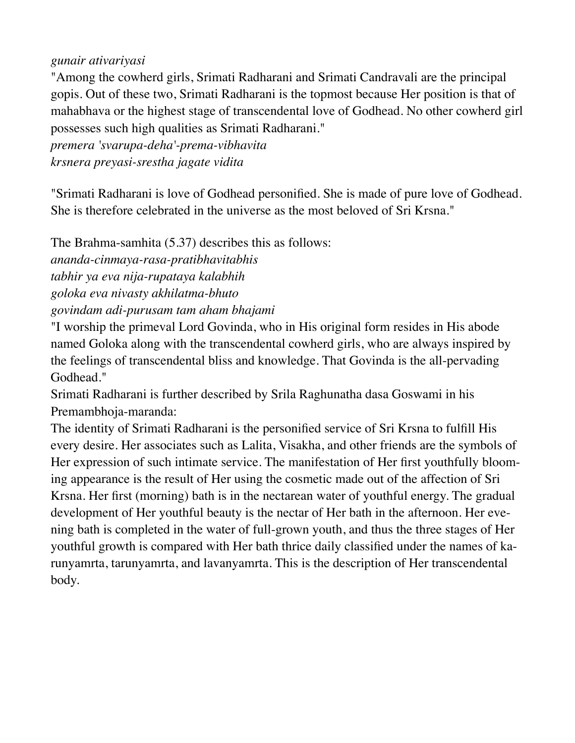*gunair ativariyasi*

"Among the cowherd girls, Srimati Radharani and Srimati Candravali are the principal gopis. Out of these two, Srimati Radharani is the topmost because Her position is that of mahabhava or the highest stage of transcendental love of Godhead. No other cowherd girl possesses such high qualities as Srimati Radharani."

*premera 'svarupa-deha'-prema-vibhavita*
*krsnera preyasi-srestha jagate vidita*

"Srimati Radharani is love of Godhead personified. She is made of pure love of Godhead. She is therefore celebrated in the universe as the most beloved of Sri Krsna."

The Brahma-samhita (5.37) describes this as follows:

*ananda-cinmaya-rasa-pratibhavitabhis*
*tabhir ya eva nija-rupataya kalabhih*
*goloka eva nivasty akhilatma-bhuto*
*govindam adi-purusam tam aham bhajami*

"I worship the primeval Lord Govinda, who in His original form resides in His abode named Goloka along with the transcendental cowherd girls, who are always inspired by the feelings of transcendental bliss and knowledge. That Govinda is the all-pervading Godhead."

Srimati Radharani is further described by Srila Raghunatha dasa Goswami in his Premambhoja-maranda:

The identity of Srimati Radharani is the personified service of Sri Krsna to fulfill His every desire. Her associates such as Lalita, Visakha, and other friends are the symbols of Her expression of such intimate service. The manifestation of Her first youthfully blooming appearance is the result of Her using the cosmetic made out of the affection of Sri Krsna. Her first (morning) bath is in the nectarean water of youthful energy. The gradual development of Her youthful beauty is the nectar of Her bath in the afternoon. Her evening bath is completed in the water of full-grown youth, and thus the three stages of Her youthful growth is compared with Her bath thrice daily classified under the names of karunyamrta, tarunyamrta, and lavanyamrta. This is the description of Her transcendental body.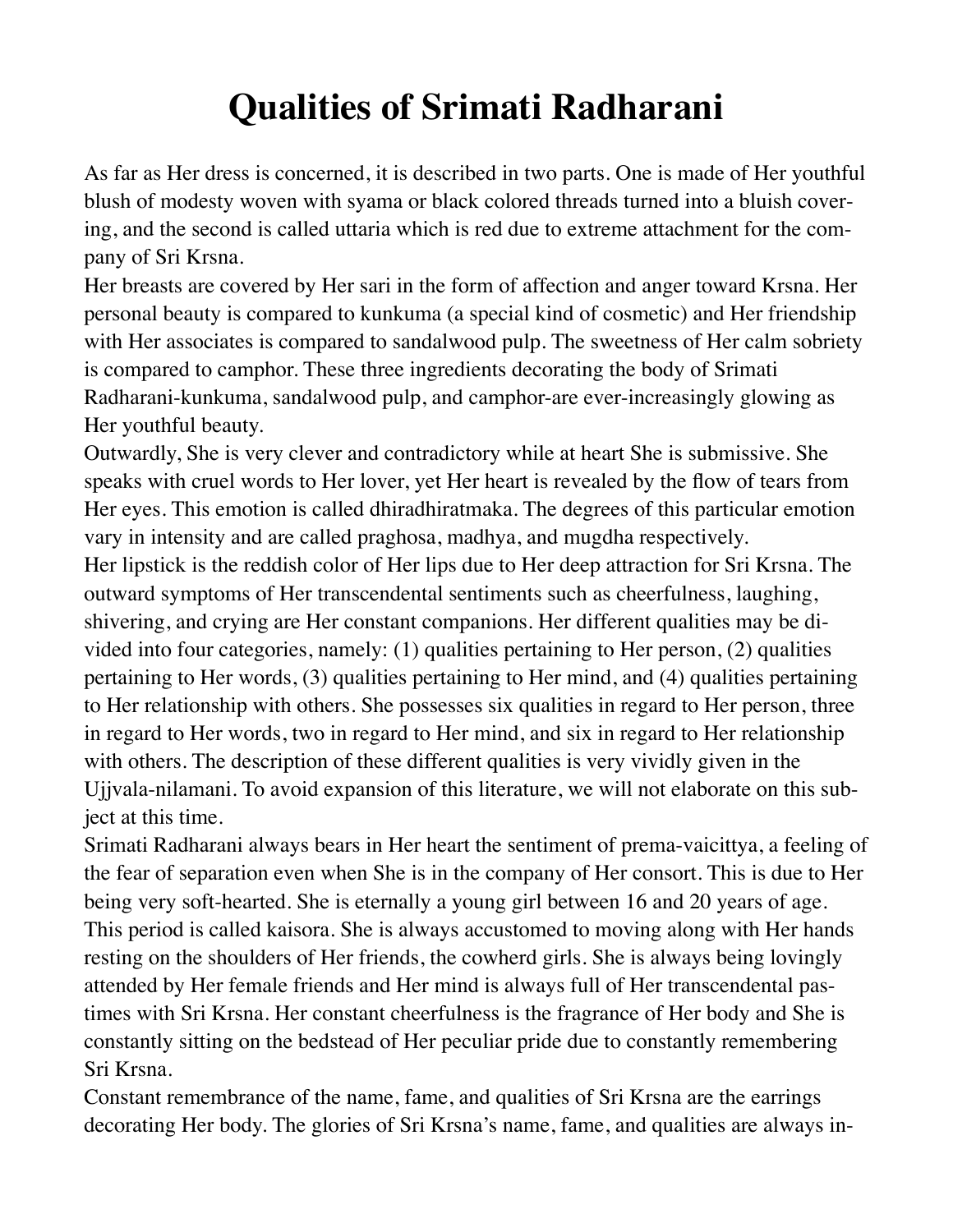# Qualities of Srimati Radharani

As far as Her dress is concerned, it is described in two parts. One is made of Her youthful blush of modesty woven with syama or black colored threads turned into a bluish covering, and the second is called uttaria which is red due to extreme attachment for the company of Sri Krsna.

Her breasts are covered by Her sari in the form of affection and anger toward Krsna. Her personal beauty is compared to kunkuma (a special kind of cosmetic) and Her friendship with Her associates is compared to sandalwood pulp. The sweetness of Her calm sobriety is compared to camphor. These three ingredients decorating the body of Srimati Radharani-kunkuma, sandalwood pulp, and camphor-are ever-increasingly glowing as Her youthful beauty.

Outwardly, She is very clever and contradictory while at heart She is submissive. She speaks with cruel words to Her lover, yet Her heart is revealed by the flow of tears from Her eyes. This emotion is called dhiradhiratmaka. The degrees of this particular emotion vary in intensity and are called praghosa, madhya, and mugdha respectively.

Her lipstick is the reddish color of Her lips due to Her deep attraction for Sri Krsna. The outward symptoms of Her transcendental sentiments such as cheerfulness, laughing, shivering, and crying are Her constant companions. Her different qualities may be divided into four categories, namely: (1) qualities pertaining to Her person, (2) qualities pertaining to Her words, (3) qualities pertaining to Her mind, and (4) qualities pertaining to Her relationship with others. She possesses six qualities in regard to Her person, three in regard to Her words, two in regard to Her mind, and six in regard to Her relationship with others. The description of these different qualities is very vividly given in the Ujjvala-nilamani. To avoid expansion of this literature, we will not elaborate on this subject at this time.

Srimati Radharani always bears in Her heart the sentiment of prema-vaicittya, a feeling of the fear of separation even when She is in the company of Her consort. This is due to Her being very soft-hearted. She is eternally a young girl between 16 and 20 years of age. This period is called kaisora. She is always accustomed to moving along with Her hands resting on the shoulders of Her friends, the cowherd girls. She is always being lovingly attended by Her female friends and Her mind is always full of Her transcendental pastimes with Sri Krsna. Her constant cheerfulness is the fragrance of Her body and She is constantly sitting on the bedstead of Her peculiar pride due to constantly remembering Sri Krsna.

Constant remembrance of the name, fame, and qualities of Sri Krsna are the earrings decorating Her body. The glories of Sri Krsna's name, fame, and qualities are always in-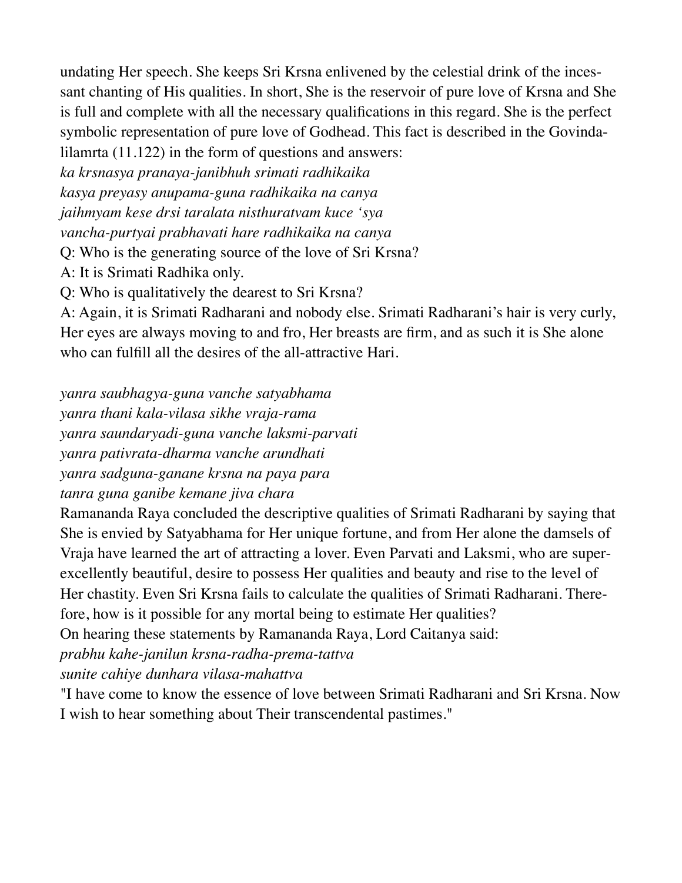undating Her speech. She keeps Sri Krsna enlivened by the celestial drink of the incessant chanting of His qualities. In short, She is the reservoir of pure love of Krsna and She is full and complete with all the necessary qualifications in this regard. She is the perfect symbolic representation of pure love of Godhead. This fact is described in the Govinda-lilamrta (11.122) in the form of questions and answers:

*ka krsnasya pranaya-janibhuh srimati radhikaika*
*kasya preyasy anupama-guna radhikaika na canya*
*jaihmyam kese drsi taralata nisthuratvam kuce 'sya*
*vancha-purtyai prabhavati hare radhikaika na canya*

Q: Who is the generating source of the love of Sri Krsna?
A: It is Srimati Radhika only.
Q: Who is qualitatively the dearest to Sri Krsna?
A: Again, it is Srimati Radharani and nobody else. Srimati Radharani's hair is very curly, Her eyes are always moving to and fro, Her breasts are firm, and as such it is She alone who can fulfill all the desires of the all-attractive Hari.

*yanra saubhagya-guna vanche satyabhama*
*yanra thani kala-vilasa sikhe vraja-rama*
*yanra saundaryadi-guna vanche laksmi-parvati*
*yanra pativrata-dharma vanche arundhati*
*yanra sadguna-ganane krsna na paya para*
*tanra guna ganibe kemane jiva chara*

Ramananda Raya concluded the descriptive qualities of Srimati Radharani by saying that She is envied by Satyabhama for Her unique fortune, and from Her alone the damsels of Vraja have learned the art of attracting a lover. Even Parvati and Laksmi, who are super-excellently beautiful, desire to possess Her qualities and beauty and rise to the level of Her chastity. Even Sri Krsna fails to calculate the qualities of Srimati Radharani. Therefore, how is it possible for any mortal being to estimate Her qualities?

On hearing these statements by Ramananda Raya, Lord Caitanya said:

*prabhu kahe-janilun krsna-radha-prema-tattva*
*sunite cahiye dunhara vilasa-mahattva*

"I have come to know the essence of love between Srimati Radharani and Sri Krsna. Now I wish to hear something about Their transcendental pastimes."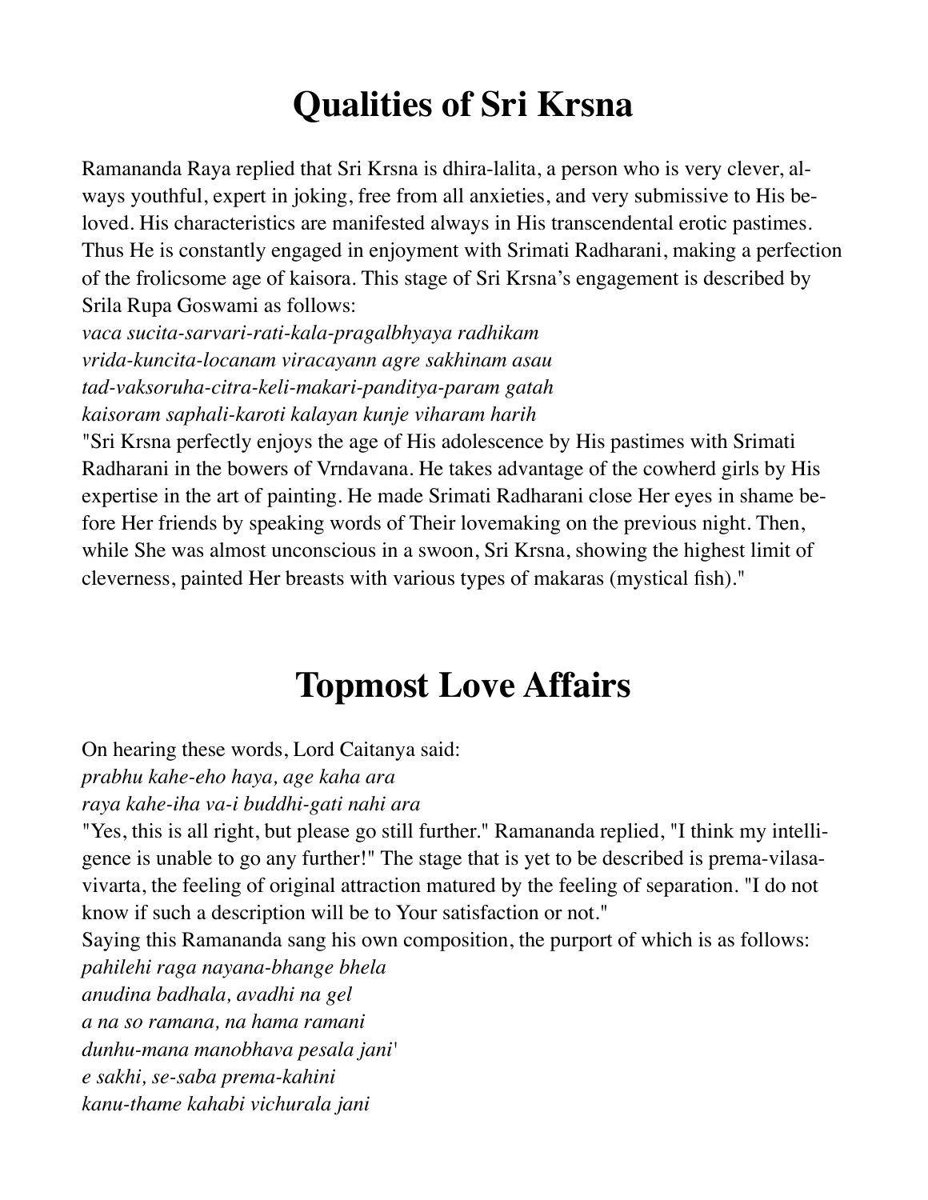# Qualities of Sri Krsna

Ramananda Raya replied that Sri Krsna is dhira-lalita, a person who is very clever, always youthful, expert in joking, free from all anxieties, and very submissive to His beloved. His characteristics are manifested always in His transcendental erotic pastimes. Thus He is constantly engaged in enjoyment with Srimati Radharani, making a perfection of the frolicsome age of kaisora. This stage of Sri Krsna's engagement is described by Srila Rupa Goswami as follows:

*vaca sucita-sarvari-rati-kala-pragalbhyaya radhikam*
*vrida-kuncita-locanam viracayann agre sakhinam asau*
*tad-vaksoruha-citra-keli-makari-panditya-param gatah*
*kaisoram saphali-karoti kalayan kunje viharam harih*

"Sri Krsna perfectly enjoys the age of His adolescence by His pastimes with Srimati Radharani in the bowers of Vrndavana. He takes advantage of the cowherd girls by His expertise in the art of painting. He made Srimati Radharani close Her eyes in shame before Her friends by speaking words of Their lovemaking on the previous night. Then, while She was almost unconscious in a swoon, Sri Krsna, showing the highest limit of cleverness, painted Her breasts with various types of makaras (mystical fish)."

# Topmost Love Affairs

On hearing these words, Lord Caitanya said:

*prabhu kahe-eho haya, age kaha ara*
*raya kahe-iha va-i buddhi-gati nahi ara*

"Yes, this is all right, but please go still further." Ramananda replied, "I think my intelligence is unable to go any further!" The stage that is yet to be described is prema-vilasa-vivarta, the feeling of original attraction matured by the feeling of separation. "I do not know if such a description will be to Your satisfaction or not."

Saying this Ramananda sang his own composition, the purport of which is as follows:

*pahilehi raga nayana-bhange bhela*
*anudina badhala, avadhi na gel*
*a na so ramana, na hama ramani*
*dunhu-mana manobhava pesala jani'*
*e sakhi, se-saba prema-kahini*
*kanu-thame kahabi vichurala jani*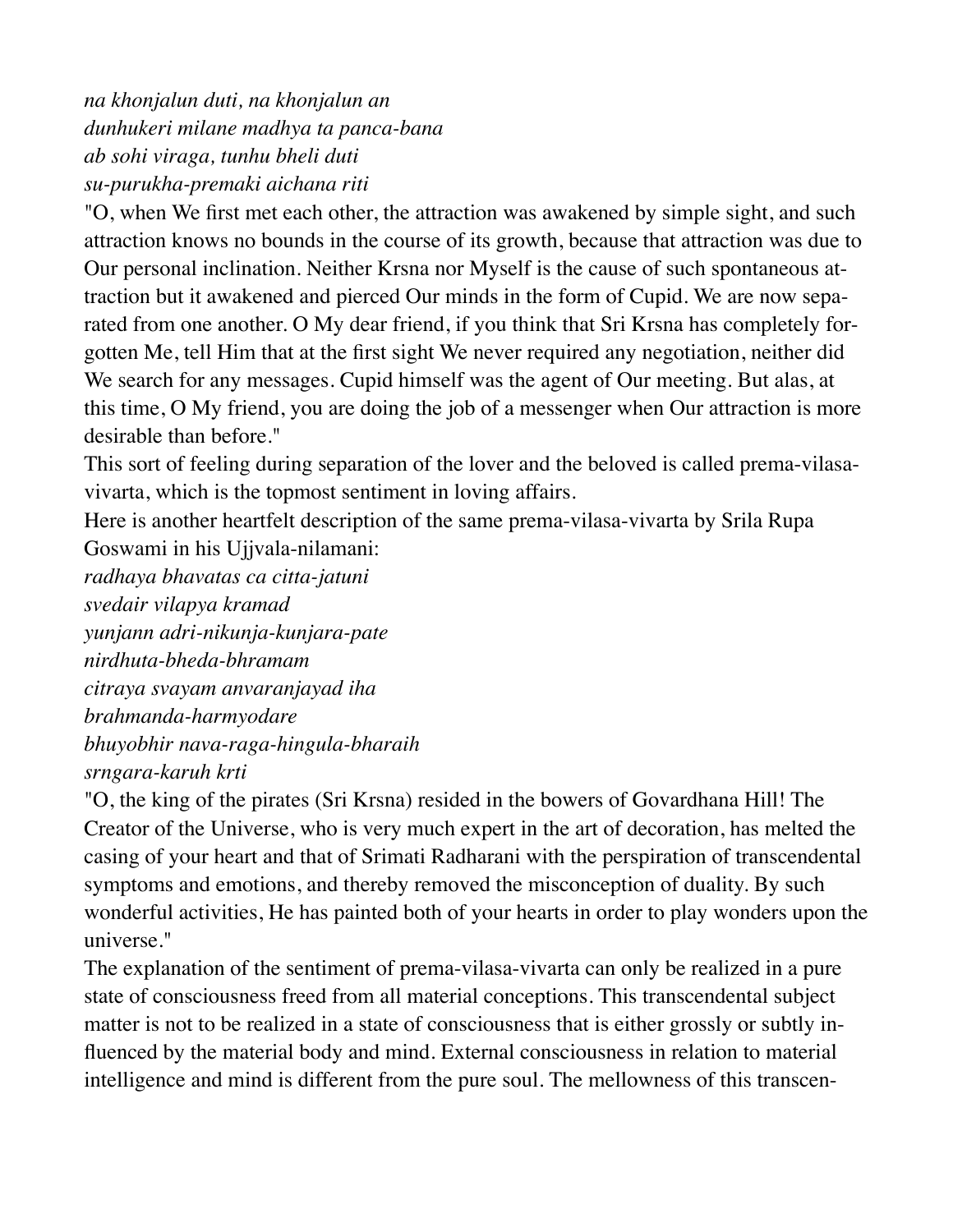*na khonjalun duti, na khonjalun an*
*dunhukeri milane madhya ta panca-bana*
*ab sohi viraga, tunhu bheli duti*
*su-purukha-premaki aichana riti*

"O, when We first met each other, the attraction was awakened by simple sight, and such attraction knows no bounds in the course of its growth, because that attraction was due to Our personal inclination. Neither Krsna nor Myself is the cause of such spontaneous attraction but it awakened and pierced Our minds in the form of Cupid. We are now separated from one another. O My dear friend, if you think that Sri Krsna has completely forgotten Me, tell Him that at the first sight We never required any negotiation, neither did We search for any messages. Cupid himself was the agent of Our meeting. But alas, at this time, O My friend, you are doing the job of a messenger when Our attraction is more desirable than before."

This sort of feeling during separation of the lover and the beloved is called prema-vilasa-vivarta, which is the topmost sentiment in loving affairs.

Here is another heartfelt description of the same prema-vilasa-vivarta by Srila Rupa Goswami in his Ujjvala-nilamani:

*radhaya bhavatas ca citta-jatuni*
*svedair vilapya kramad*
*yunjann adri-nikunja-kunjara-pate*
*nirdhuta-bheda-bhramam*
*citraya svayam anvaranjayad iha*
*brahmanda-harmyodare*
*bhuyobhir nava-raga-hingula-bharaih*
*srngara-karuh krti*

"O, the king of the pirates (Sri Krsna) resided in the bowers of Govardhana Hill! The Creator of the Universe, who is very much expert in the art of decoration, has melted the casing of your heart and that of Srimati Radharani with the perspiration of transcendental symptoms and emotions, and thereby removed the misconception of duality. By such wonderful activities, He has painted both of your hearts in order to play wonders upon the universe."

The explanation of the sentiment of prema-vilasa-vivarta can only be realized in a pure state of consciousness freed from all material conceptions. This transcendental subject matter is not to be realized in a state of consciousness that is either grossly or subtly influenced by the material body and mind. External consciousness in relation to material intelligence and mind is different from the pure soul. The mellowness of this transcen-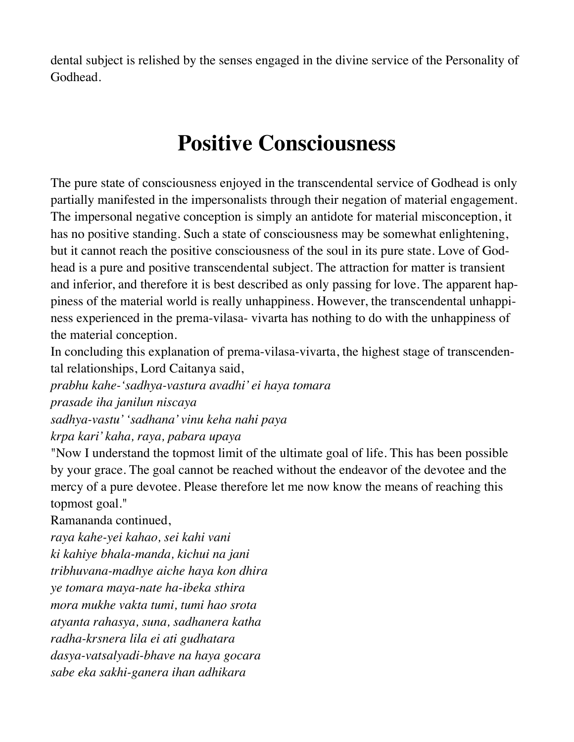dental subject is relished by the senses engaged in the divine service of the Personality of Godhead.

# Positive Consciousness

The pure state of consciousness enjoyed in the transcendental service of Godhead is only partially manifested in the impersonalists through their negation of material engagement. The impersonal negative conception is simply an antidote for material misconception, it has no positive standing. Such a state of consciousness may be somewhat enlightening, but it cannot reach the positive consciousness of the soul in its pure state. Love of Godhead is a pure and positive transcendental subject. The attraction for matter is transient and inferior, and therefore it is best described as only passing for love. The apparent happiness of the material world is really unhappiness. However, the transcendental unhappiness experienced in the prema-vilasa- vivarta has nothing to do with the unhappiness of the material conception.

In concluding this explanation of prema-vilasa-vivarta, the highest stage of transcendental relationships, Lord Caitanya said,

*prabhu kahe-'sadhya-vastura avadhi' ei haya tomara*
*prasade iha janilun niscaya*
*sadhya-vastu' 'sadhana' vinu keha nahi paya*
*krpa kari' kaha, raya, pabara upaya*

"Now I understand the topmost limit of the ultimate goal of life. This has been possible by your grace. The goal cannot be reached without the endeavor of the devotee and the mercy of a pure devotee. Please therefore let me now know the means of reaching this topmost goal."

Ramananda continued,

*raya kahe-yei kahao, sei kahi vani*
*ki kahiye bhala-manda, kichui na jani*
*tribhuvana-madhye aiche haya kon dhira*
*ye tomara maya-nate ha-ibeka sthira*
*mora mukhe vakta tumi, tumi hao srota*
*atyanta rahasya, suna, sadhanera katha*
*radha-krsnera lila ei ati gudhatara*
*dasya-vatsalyadi-bhave na haya gocara*
*sabe eka sakhi-ganera ihan adhikara*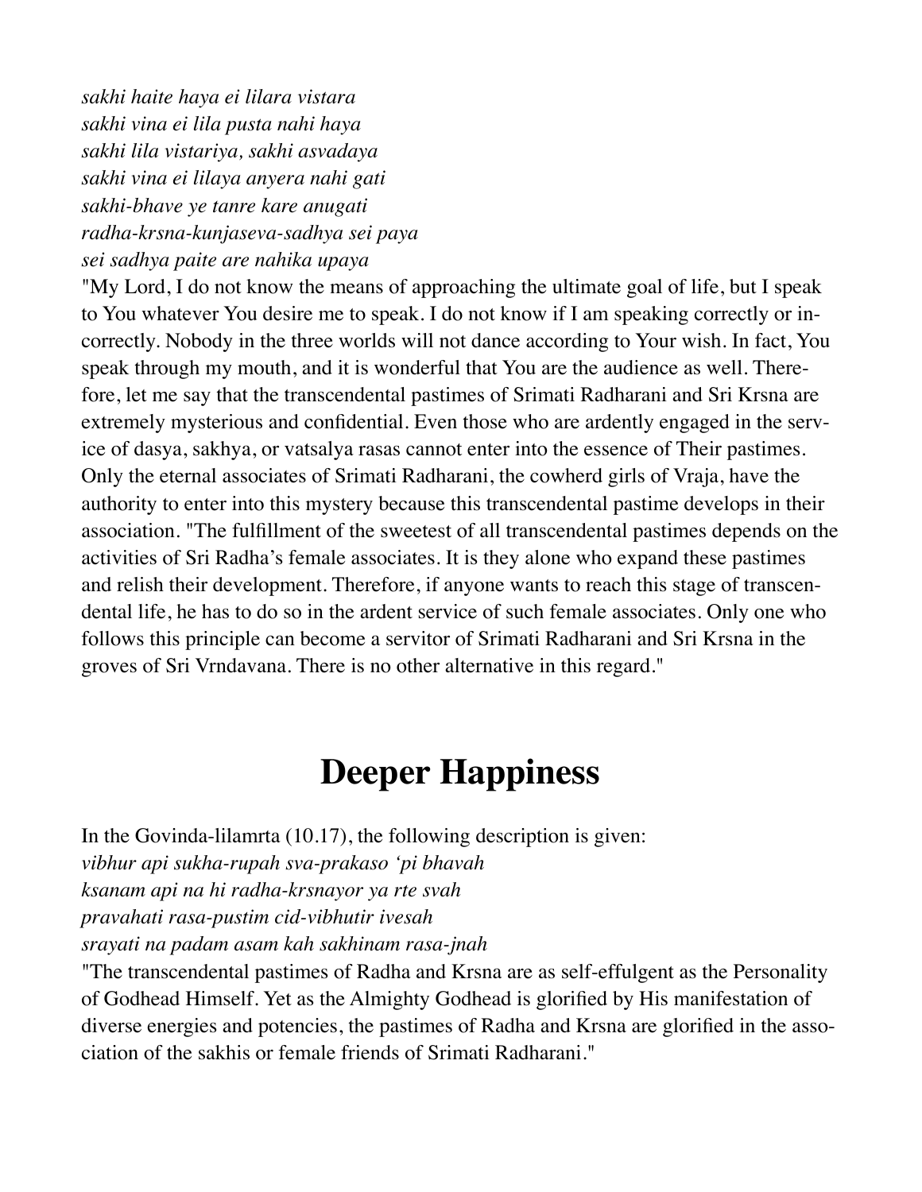*sakhi haite haya ei lilara vistara*
*sakhi vina ei lila pusta nahi haya*
*sakhi lila vistariya, sakhi asvadaya*
*sakhi vina ei lilaya anyera nahi gati*
*sakhi-bhave ye tanre kare anugati*
*radha-krsna-kunjaseva-sadhya sei paya*
*sei sadhya paite are nahika upaya*

"My Lord, I do not know the means of approaching the ultimate goal of life, but I speak to You whatever You desire me to speak. I do not know if I am speaking correctly or incorrectly. Nobody in the three worlds will not dance according to Your wish. In fact, You speak through my mouth, and it is wonderful that You are the audience as well. Therefore, let me say that the transcendental pastimes of Srimati Radharani and Sri Krsna are extremely mysterious and confidential. Even those who are ardently engaged in the service of dasya, sakhya, or vatsalya rasas cannot enter into the essence of Their pastimes. Only the eternal associates of Srimati Radharani, the cowherd girls of Vraja, have the authority to enter into this mystery because this transcendental pastime develops in their association. "The fulfillment of the sweetest of all transcendental pastimes depends on the activities of Sri Radha's female associates. It is they alone who expand these pastimes and relish their development. Therefore, if anyone wants to reach this stage of transcendental life, he has to do so in the ardent service of such female associates. Only one who follows this principle can become a servitor of Srimati Radharani and Sri Krsna in the groves of Sri Vrndavana. There is no other alternative in this regard."

# Deeper Happiness

In the Govinda-lilamrta (10.17), the following description is given:

*vibhur api sukha-rupah sva-prakaso 'pi bhavah*
*ksanam api na hi radha-krsnayor ya rte svah*
*pravahati rasa-pustim cid-vibhutir ivesah*
*srayati na padam asam kah sakhinam rasa-jnah*

"The transcendental pastimes of Radha and Krsna are as self-effulgent as the Personality of Godhead Himself. Yet as the Almighty Godhead is glorified by His manifestation of diverse energies and potencies, the pastimes of Radha and Krsna are glorified in the association of the sakhis or female friends of Srimati Radharani."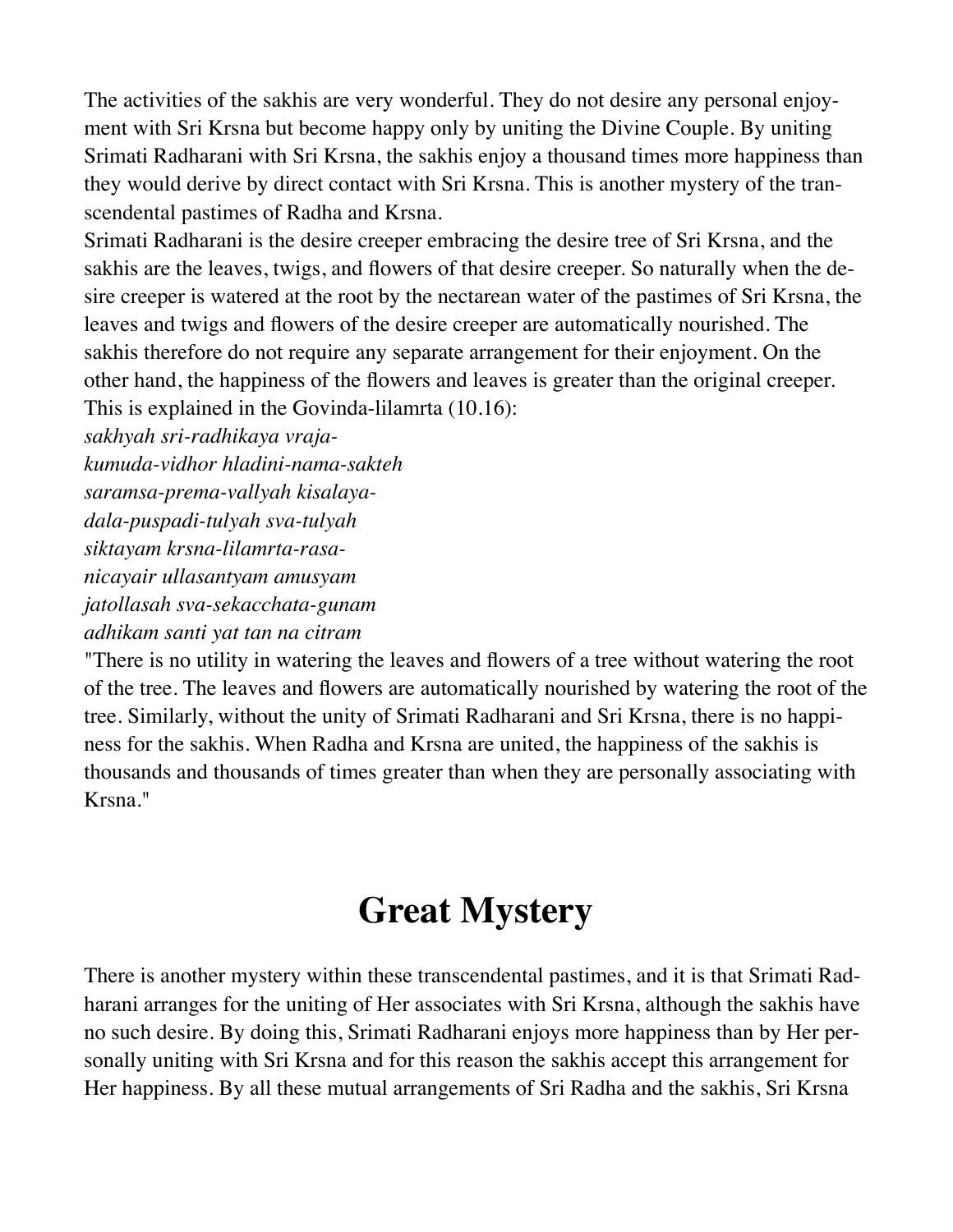The activities of the sakhis are very wonderful. They do not desire any personal enjoyment with Sri Krsna but become happy only by uniting the Divine Couple. By uniting Srimati Radharani with Sri Krsna, the sakhis enjoy a thousand times more happiness than they would derive by direct contact with Sri Krsna. This is another mystery of the transcendental pastimes of Radha and Krsna.

Srimati Radharani is the desire creeper embracing the desire tree of Sri Krsna, and the sakhis are the leaves, twigs, and flowers of that desire creeper. So naturally when the desire creeper is watered at the root by the nectarean water of the pastimes of Sri Krsna, the leaves and twigs and flowers of the desire creeper are automatically nourished. The sakhis therefore do not require any separate arrangement for their enjoyment. On the other hand, the happiness of the flowers and leaves is greater than the original creeper. This is explained in the Govinda-lilamrta (10.16):

*sakhyah sri-radhikaya vraja-*
*kumuda-vidhor hladini-nama-sakteh*
*saramsa-prema-vallyah kisalaya-*
*dala-puspadi-tulyah sva-tulyah*
*siktayam krsna-lilamrta-rasa-*
*nicayair ullasantyam amusyam*
*jatollasah sva-sekacchata-gunam*
*adhikam santi yat tan na citram*

"There is no utility in watering the leaves and flowers of a tree without watering the root of the tree. The leaves and flowers are automatically nourished by watering the root of the tree. Similarly, without the unity of Srimati Radharani and Sri Krsna, there is no happiness for the sakhis. When Radha and Krsna are united, the happiness of the sakhis is thousands and thousands of times greater than when they are personally associating with Krsna."

# Great Mystery

There is another mystery within these transcendental pastimes, and it is that Srimati Radharani arranges for the uniting of Her associates with Sri Krsna, although the sakhis have no such desire. By doing this, Srimati Radharani enjoys more happiness than by Her personally uniting with Sri Krsna and for this reason the sakhis accept this arrangement for Her happiness. By all these mutual arrangements of Sri Radha and the sakhis, Sri Krsna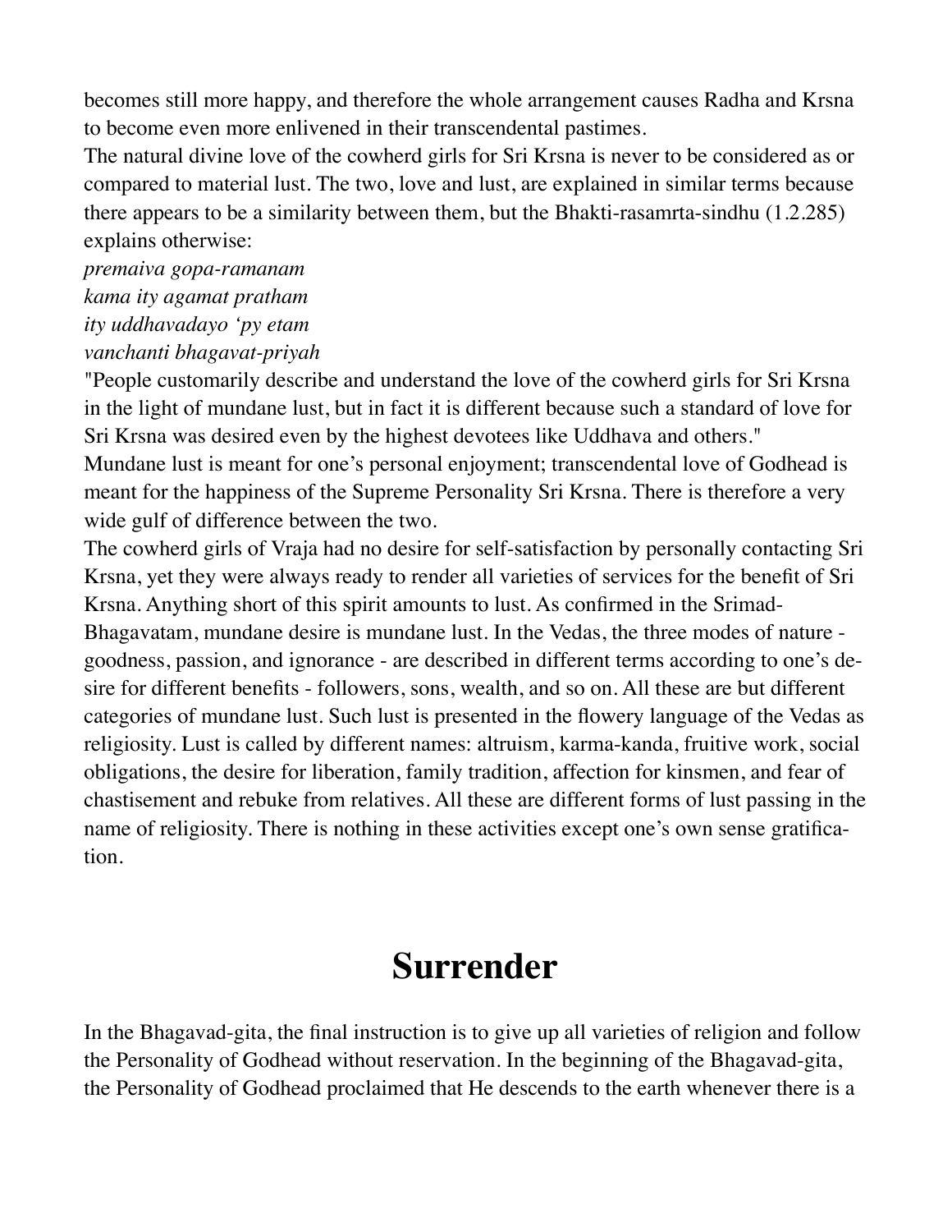becomes still more happy, and therefore the whole arrangement causes Radha and Krsna to become even more enlivened in their transcendental pastimes.

The natural divine love of the cowherd girls for Sri Krsna is never to be considered as or compared to material lust. The two, love and lust, are explained in similar terms because there appears to be a similarity between them, but the Bhakti-rasamrta-sindhu (1.2.285) explains otherwise:

*premaiva gopa-ramanam*
*kama ity agamat pratham*
*ity uddhavadayo 'py etam*
*vanchanti bhagavat-priyah*

"People customarily describe and understand the love of the cowherd girls for Sri Krsna in the light of mundane lust, but in fact it is different because such a standard of love for Sri Krsna was desired even by the highest devotees like Uddhava and others."

Mundane lust is meant for one's personal enjoyment; transcendental love of Godhead is meant for the happiness of the Supreme Personality Sri Krsna. There is therefore a very wide gulf of difference between the two.

The cowherd girls of Vraja had no desire for self-satisfaction by personally contacting Sri Krsna, yet they were always ready to render all varieties of services for the benefit of Sri Krsna. Anything short of this spirit amounts to lust. As confirmed in the Srimad-Bhagavatam, mundane desire is mundane lust. In the Vedas, the three modes of nature - goodness, passion, and ignorance - are described in different terms according to one's desire for different benefits - followers, sons, wealth, and so on. All these are but different categories of mundane lust. Such lust is presented in the flowery language of the Vedas as religiosity. Lust is called by different names: altruism, karma-kanda, fruitive work, social obligations, the desire for liberation, family tradition, affection for kinsmen, and fear of chastisement and rebuke from relatives. All these are different forms of lust passing in the name of religiosity. There is nothing in these activities except one's own sense gratification.

# Surrender

In the Bhagavad-gita, the final instruction is to give up all varieties of religion and follow the Personality of Godhead without reservation. In the beginning of the Bhagavad-gita, the Personality of Godhead proclaimed that He descends to the earth whenever there is a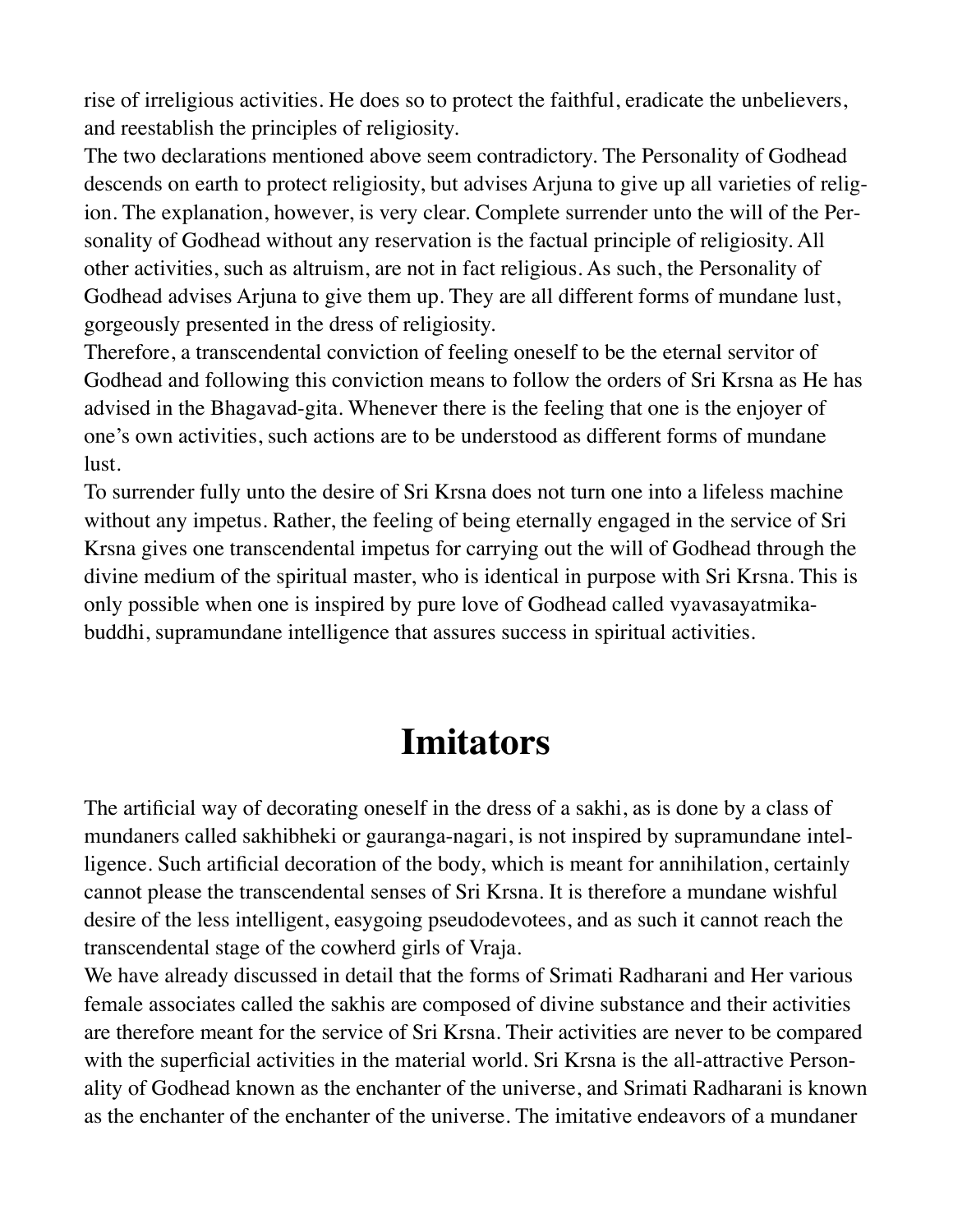rise of irreligious activities. He does so to protect the faithful, eradicate the unbelievers, and reestablish the principles of religiosity.

The two declarations mentioned above seem contradictory. The Personality of Godhead descends on earth to protect religiosity, but advises Arjuna to give up all varieties of religion. The explanation, however, is very clear. Complete surrender unto the will of the Personality of Godhead without any reservation is the factual principle of religiosity. All other activities, such as altruism, are not in fact religious. As such, the Personality of Godhead advises Arjuna to give them up. They are all different forms of mundane lust, gorgeously presented in the dress of religiosity.

Therefore, a transcendental conviction of feeling oneself to be the eternal servitor of Godhead and following this conviction means to follow the orders of Sri Krsna as He has advised in the Bhagavad-gita. Whenever there is the feeling that one is the enjoyer of one's own activities, such actions are to be understood as different forms of mundane lust.

To surrender fully unto the desire of Sri Krsna does not turn one into a lifeless machine without any impetus. Rather, the feeling of being eternally engaged in the service of Sri Krsna gives one transcendental impetus for carrying out the will of Godhead through the divine medium of the spiritual master, who is identical in purpose with Sri Krsna. This is only possible when one is inspired by pure love of Godhead called vyavasayatmika-buddhi, supramundane intelligence that assures success in spiritual activities.

# Imitators

The artificial way of decorating oneself in the dress of a sakhi, as is done by a class of mundaners called sakhibheki or gauranga-nagari, is not inspired by supramundane intelligence. Such artificial decoration of the body, which is meant for annihilation, certainly cannot please the transcendental senses of Sri Krsna. It is therefore a mundane wishful desire of the less intelligent, easygoing pseudodevotees, and as such it cannot reach the transcendental stage of the cowherd girls of Vraja.

We have already discussed in detail that the forms of Srimati Radharani and Her various female associates called the sakhis are composed of divine substance and their activities are therefore meant for the service of Sri Krsna. Their activities are never to be compared with the superficial activities in the material world. Sri Krsna is the all-attractive Personality of Godhead known as the enchanter of the universe, and Srimati Radharani is known as the enchanter of the enchanter of the universe. The imitative endeavors of a mundaner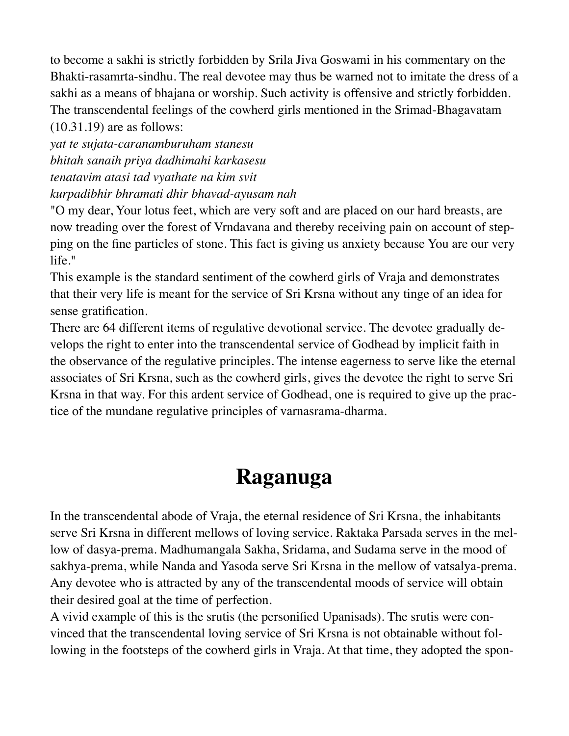to become a sakhi is strictly forbidden by Srila Jiva Goswami in his commentary on the Bhakti-rasamrta-sindhu. The real devotee may thus be warned not to imitate the dress of a sakhi as a means of bhajana or worship. Such activity is offensive and strictly forbidden. The transcendental feelings of the cowherd girls mentioned in the Srimad-Bhagavatam (10.31.19) are as follows:

*yat te sujata-caranamburuham stanesu*
*bhitah sanaih priya dadhimahi karkasesu*
*tenatavim atasi tad vyathate na kim svit*
*kurpadibhir bhramati dhir bhavad-ayusam nah*

"O my dear, Your lotus feet, which are very soft and are placed on our hard breasts, are now treading over the forest of Vrndavana and thereby receiving pain on account of stepping on the fine particles of stone. This fact is giving us anxiety because You are our very life."

This example is the standard sentiment of the cowherd girls of Vraja and demonstrates that their very life is meant for the service of Sri Krsna without any tinge of an idea for sense gratification.

There are 64 different items of regulative devotional service. The devotee gradually develops the right to enter into the transcendental service of Godhead by implicit faith in the observance of the regulative principles. The intense eagerness to serve like the eternal associates of Sri Krsna, such as the cowherd girls, gives the devotee the right to serve Sri Krsna in that way. For this ardent service of Godhead, one is required to give up the practice of the mundane regulative principles of varnasrama-dharma.

# Raganuga

In the transcendental abode of Vraja, the eternal residence of Sri Krsna, the inhabitants serve Sri Krsna in different mellows of loving service. Raktaka Parsada serves in the mellow of dasya-prema. Madhumangala Sakha, Sridama, and Sudama serve in the mood of sakhya-prema, while Nanda and Yasoda serve Sri Krsna in the mellow of vatsalya-prema. Any devotee who is attracted by any of the transcendental moods of service will obtain their desired goal at the time of perfection.

A vivid example of this is the srutis (the personified Upanisads). The srutis were convinced that the transcendental loving service of Sri Krsna is not obtainable without following in the footsteps of the cowherd girls in Vraja. At that time, they adopted the spon-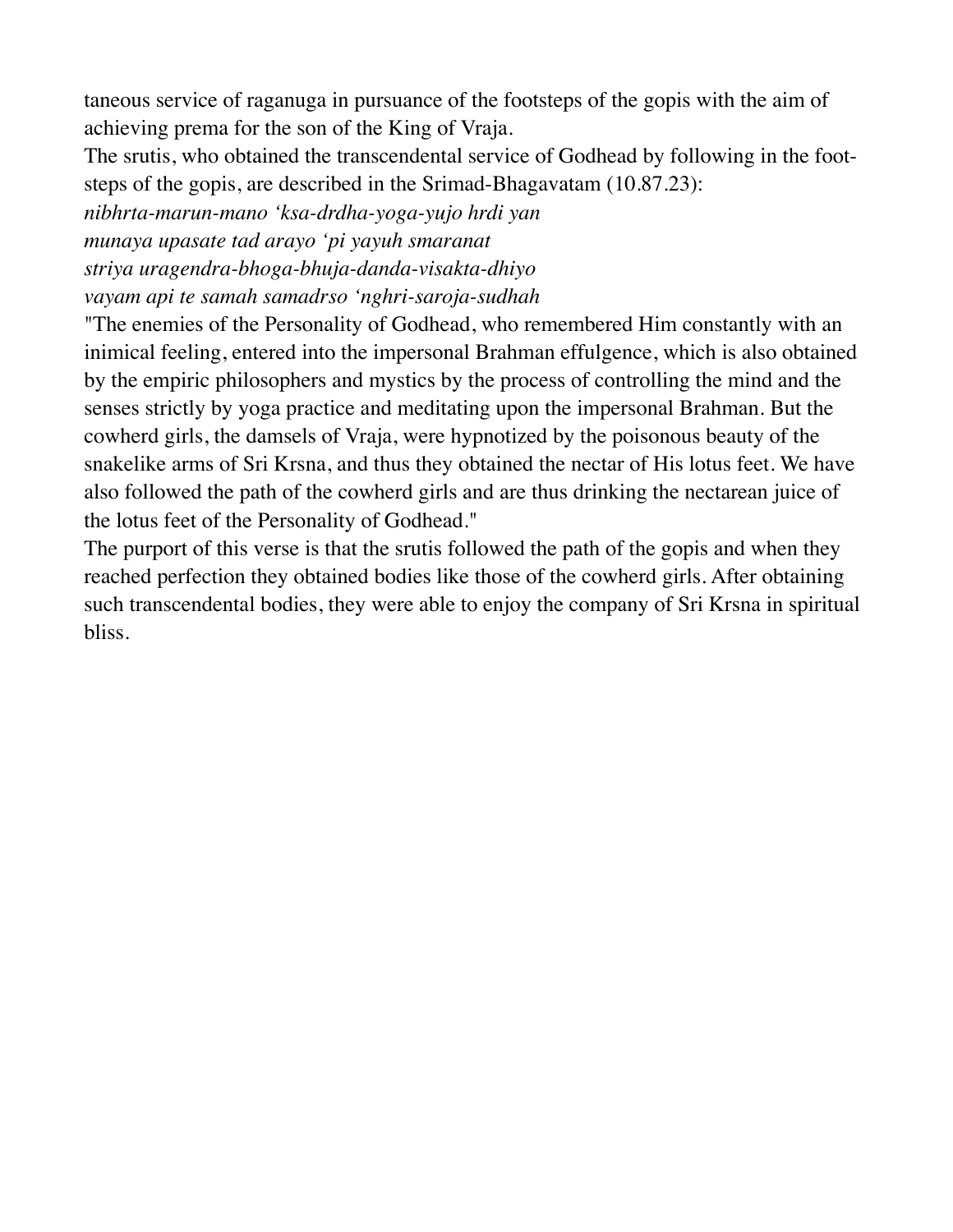taneous service of raganuga in pursuance of the footsteps of the gopis with the aim of achieving prema for the son of the King of Vraja.

The srutis, who obtained the transcendental service of Godhead by following in the footsteps of the gopis, are described in the Srimad-Bhagavatam (10.87.23):

*nibhrta-marun-mano 'ksa-drdha-yoga-yujo hrdi yan*
*munaya upasate tad arayo 'pi yayuh smaranat*
*striya uragendra-bhoga-bhuja-danda-visakta-dhiyo*
*vayam api te samah samadrso 'nghri-saroja-sudhah*

"The enemies of the Personality of Godhead, who remembered Him constantly with an inimical feeling, entered into the impersonal Brahman effulgence, which is also obtained by the empiric philosophers and mystics by the process of controlling the mind and the senses strictly by yoga practice and meditating upon the impersonal Brahman. But the cowherd girls, the damsels of Vraja, were hypnotized by the poisonous beauty of the snakelike arms of Sri Krsna, and thus they obtained the nectar of His lotus feet. We have also followed the path of the cowherd girls and are thus drinking the nectarean juice of the lotus feet of the Personality of Godhead."

The purport of this verse is that the srutis followed the path of the gopis and when they reached perfection they obtained bodies like those of the cowherd girls. After obtaining such transcendental bodies, they were able to enjoy the company of Sri Krsna in spiritual bliss.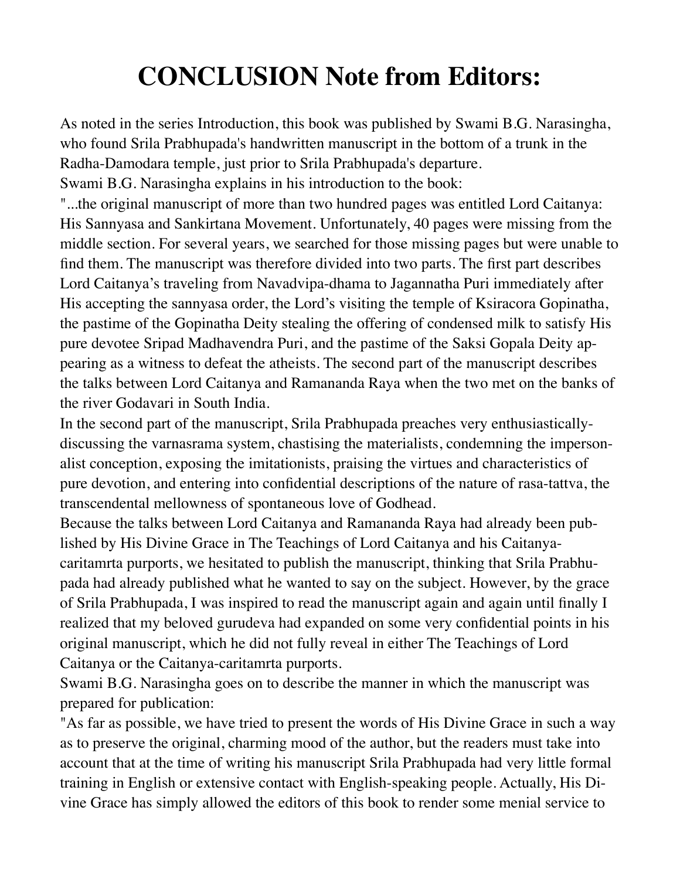# CONCLUSION Note from Editors:

As noted in the series Introduction, this book was published by Swami B.G. Narasingha, who found Srila Prabhupada's handwritten manuscript in the bottom of a trunk in the Radha-Damodara temple, just prior to Srila Prabhupada's departure.

Swami B.G. Narasingha explains in his introduction to the book:

"...the original manuscript of more than two hundred pages was entitled Lord Caitanya: His Sannyasa and Sankirtana Movement. Unfortunately, 40 pages were missing from the middle section. For several years, we searched for those missing pages but were unable to find them. The manuscript was therefore divided into two parts. The first part describes Lord Caitanya's traveling from Navadvipa-dhama to Jagannatha Puri immediately after His accepting the sannyasa order, the Lord's visiting the temple of Ksiracora Gopinatha, the pastime of the Gopinatha Deity stealing the offering of condensed milk to satisfy His pure devotee Sripad Madhavendra Puri, and the pastime of the Saksi Gopala Deity appearing as a witness to defeat the atheists. The second part of the manuscript describes the talks between Lord Caitanya and Ramananda Raya when the two met on the banks of the river Godavari in South India.

In the second part of the manuscript, Srila Prabhupada preaches very enthusiastically- discussing the varnasrama system, chastising the materialists, condemning the impersonalist conception, exposing the imitationists, praising the virtues and characteristics of pure devotion, and entering into confidential descriptions of the nature of rasa-tattva, the transcendental mellowness of spontaneous love of Godhead.

Because the talks between Lord Caitanya and Ramananda Raya had already been published by His Divine Grace in The Teachings of Lord Caitanya and his Caitanya-caritamrta purports, we hesitated to publish the manuscript, thinking that Srila Prabhupada had already published what he wanted to say on the subject. However, by the grace of Srila Prabhupada, I was inspired to read the manuscript again and again until finally I realized that my beloved gurudeva had expanded on some very confidential points in his original manuscript, which he did not fully reveal in either The Teachings of Lord Caitanya or the Caitanya-caritamrta purports.

Swami B.G. Narasingha goes on to describe the manner in which the manuscript was prepared for publication:

"As far as possible, we have tried to present the words of His Divine Grace in such a way as to preserve the original, charming mood of the author, but the readers must take into account that at the time of writing his manuscript Srila Prabhupada had very little formal training in English or extensive contact with English-speaking people. Actually, His Divine Grace has simply allowed the editors of this book to render some menial service to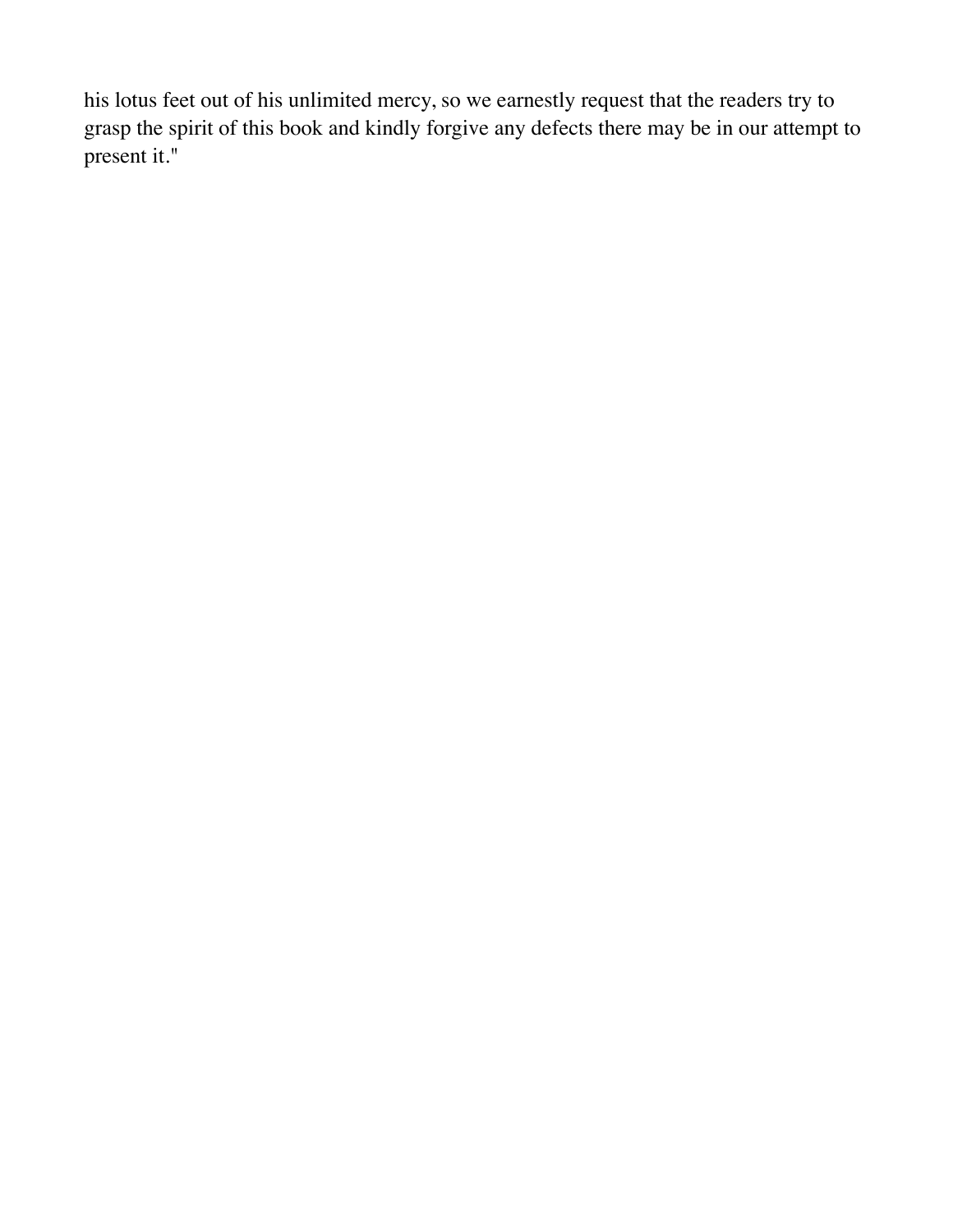his lotus feet out of his unlimited mercy, so we earnestly request that the readers try to grasp the spirit of this book and kindly forgive any defects there may be in our attempt to present it."